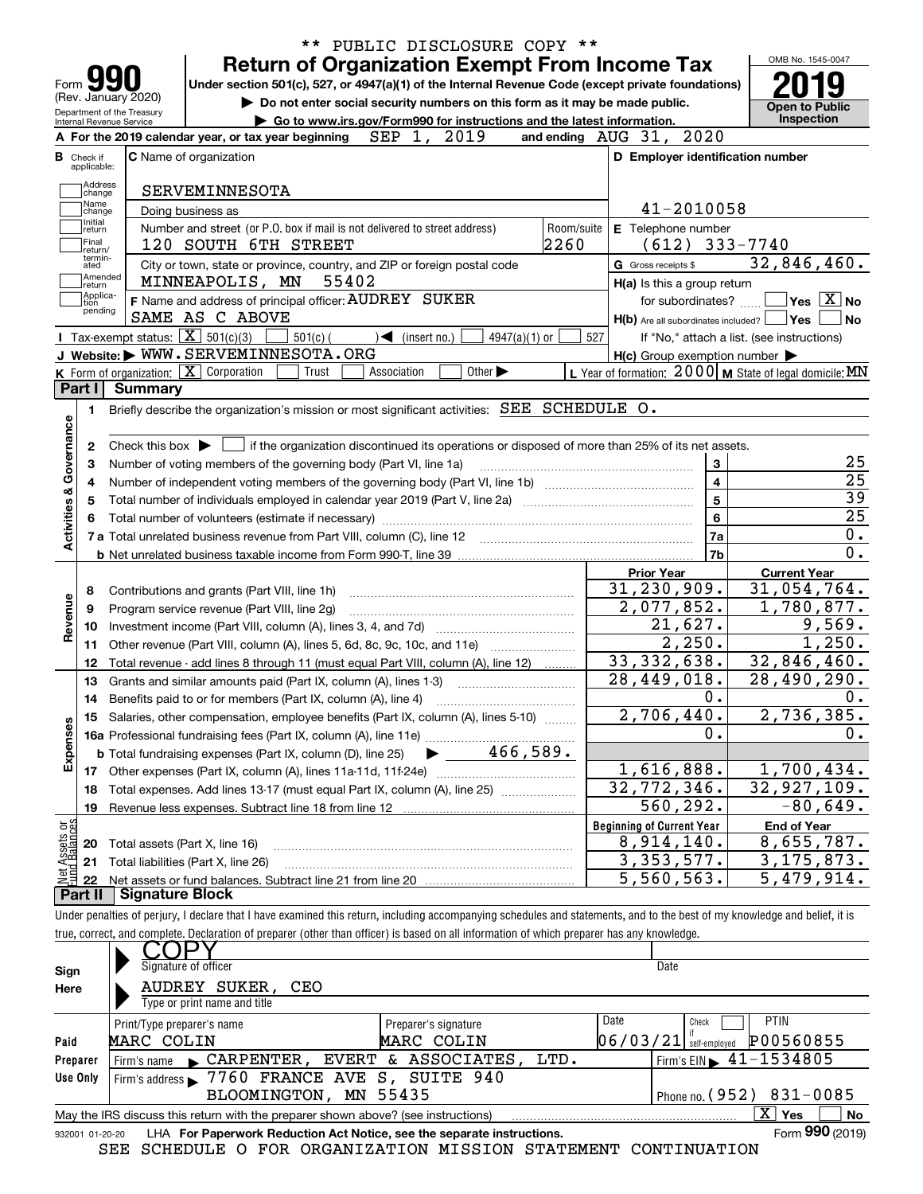** PUBLIC DISCLOSURE COPY **

# Form 990 — Return of Organization Exempt From Income Tax

(Rev. January 2020)

Under section 501(c), 527, or 4947(a)(1) of the Internal Revenue Code (except private foundations)

▶ Do not enter social security numbers on this form as it may be made public.

▶ Go to www.irs.gov/Form990 for instructions and the latest information.

Department of the Treasury
Internal Revenue Service

OMB No. 1545-0047

**2019**

**Open to Public Inspection**

**A** For the 2019 calendar year, or tax year beginning SEP 1, 2019 and ending AUG 31, 2020

**B** Check if applicable: Address change, Name change, Initial return, Final return/terminated, Amended return, Application pending

**C** Name of organization: SERVEMINNESOTA

Doing business as

Number and street (or P.O. box if mail is not delivered to street address): 120 SOUTH 6TH STREET — Room/suite: 2260

City or town, state or province, country, and ZIP or foreign postal code: MINNEAPOLIS, MN 55402

**D** Employer identification number: 41-2010058

**E** Telephone number: (612) 333-7740

**G** Gross receipts $ 32,846,460.

**F** Name and address of principal officer: AUDREY SUKER, SAME AS C ABOVE

**H(a)** Is this a group return for subordinates? ☐ Yes ☒ No

**H(b)** Are all subordinates included? ☐ Yes ☐ No — If "No," attach a list. (see instructions)

**H(c)** Group exemption number ▶

**I** Tax-exempt status: ☒ 501(c)(3) ☐ 501(c) ( ) ◀ (insert no.) ☐ 4947(a)(1) or ☐ 527

**J** Website: ▶ WWW.SERVEMINNESOTA.ORG

**K** Form of organization: ☒ Corporation ☐ Trust ☐ Association ☐ Other ▶

**L** Year of formation: 2000 **M** State of legal domicile: MN

## Part I Summary

**Activities & Governance**

| | | | |
|---|---|---|---|
| 1 | Briefly describe the organization's mission or most significant activities: SEE SCHEDULE O. | | |
| 2 | Check this box ▶ ☐ if the organization discontinued its operations or disposed of more than 25% of its net assets. | | |
| 3 | Number of voting members of the governing body (Part VI, line 1a) | 3 | 25 |
| 4 | Number of independent voting members of the governing body (Part VI, line 1b) | 4 | 25 |
| 5 | Total number of individuals employed in calendar year 2019 (Part V, line 2a) | 5 | 39 |
| 6 | Total number of volunteers (estimate if necessary) | 6 | 25 |
| 7a | Total unrelated business revenue from Part VIII, column (C), line 12 | 7a | 0. |
| 7b | Net unrelated business taxable income from Form 990-T, line 39 | 7b | 0. |

| | | Prior Year | Current Year |
|---|---|---|---|
| **Revenue** | | | |
| 8 | Contributions and grants (Part VIII, line 1h) | 31,230,909. | 31,054,764. |
| 9 | Program service revenue (Part VIII, line 2g) | 2,077,852. | 1,780,877. |
| 10 | Investment income (Part VIII, column (A), lines 3, 4, and 7d) | 21,627. | 9,569. |
| 11 | Other revenue (Part VIII, column (A), lines 5, 6d, 8c, 9c, 10c, and 11e) | 2,250. | 1,250. |
| 12 | Total revenue - add lines 8 through 11 (must equal Part VIII, column (A), line 12) | 33,332,638. | 32,846,460. |
| **Expenses** | | | |
| 13 | Grants and similar amounts paid (Part IX, column (A), lines 1-3) | 28,449,018. | 28,490,290. |
| 14 | Benefits paid to or for members (Part IX, column (A), line 4) | 0. | 0. |
| 15 | Salaries, other compensation, employee benefits (Part IX, column (A), lines 5-10) | 2,706,440. | 2,736,385. |
| 16a | Professional fundraising fees (Part IX, column (A), line 11e) | 0. | 0. |
| b | Total fundraising expenses (Part IX, column (D), line 25) ▶ 466,589. | | |
| 17 | Other expenses (Part IX, column (A), lines 11a-11d, 11f-24e) | 1,616,888. | 1,700,434. |
| 18 | Total expenses. Add lines 13-17 (must equal Part IX, column (A), line 25) | 32,772,346. | 32,927,109. |
| 19 | Revenue less expenses. Subtract line 18 from line 12 | 560,292. | -80,649. |

| | **Net Assets or Fund Balances** | Beginning of Current Year | End of Year |
|---|---|---|---|
| 20 | Total assets (Part X, line 16) | 8,914,140. | 8,655,787. |
| 21 | Total liabilities (Part X, line 26) | 3,353,577. | 3,175,873. |
| 22 | Net assets or fund balances. Subtract line 21 from line 20 | 5,560,563. | 5,479,914. |

## Part II Signature Block

Under penalties of perjury, I declare that I have examined this return, including accompanying schedules and statements, and to the best of my knowledge and belief, it is true, correct, and complete. Declaration of preparer (other than officer) is based on all information of which preparer has any knowledge.

**Sign Here**

COPY
Signature of officer — Date

AUDREY SUKER, CEO
Type or print name and title

**Paid Preparer Use Only**

| Print/Type preparer's name | Preparer's signature | Date | Check ☐ if self-employed | PTIN |
|---|---|---|---|---|
| MARC COLIN | MARC COLIN | 06/03/21 | | P00560855 |

Firm's name ▶ CARPENTER, EVERT & ASSOCIATES, LTD. — Firm's EIN ▶ 41-1534805

Firm's address ▶ 7760 FRANCE AVE S, SUITE 940, BLOOMINGTON, MN 55435 — Phone no. (952) 831-0085

May the IRS discuss this return with the preparer shown above? (see instructions) ☒ Yes ☐ No

932001 01-20-20 LHA For Paperwork Reduction Act Notice, see the separate instructions. Form **990** (2019)

SEE SCHEDULE O FOR ORGANIZATION MISSION STATEMENT CONTINUATION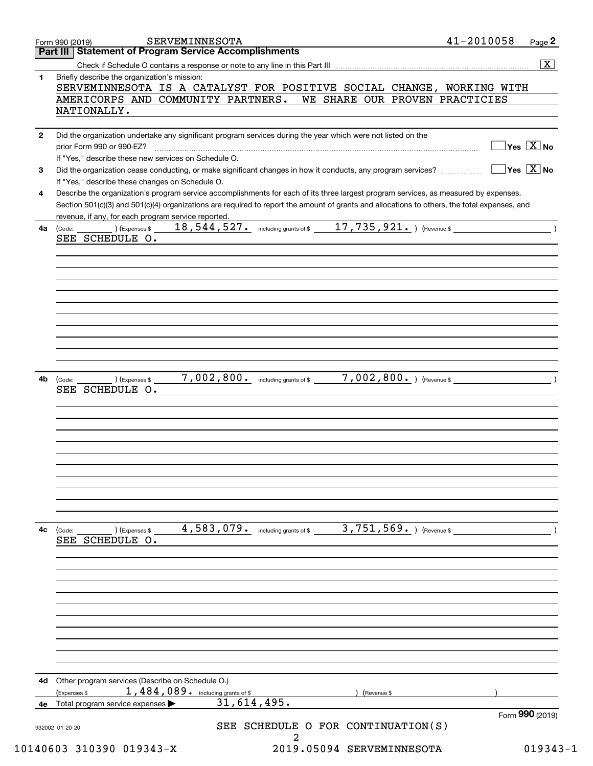Form 990 (2019) SERVEMINNESOTA 41-2010058

## Part III Statement of Program Service Accomplishments

Check if Schedule O contains a response or note to any line in this Part III [X]

**1** Briefly describe the organization's mission:

SERVEMINNESOTA IS A CATALYST FOR POSITIVE SOCIAL CHANGE, WORKING WITH AMERICORPS AND COMMUNITY PARTNERS. WE SHARE OUR PROVEN PRACTICIES NATIONALLY.

**2** Did the organization undertake any significant program services during the year which were not listed on the prior Form 990 or 990-EZ? [ ] Yes [X] No

If "Yes," describe these new services on Schedule O.

**3** Did the organization cease conducting, or make significant changes in how it conducts, any program services? [ ] Yes [X] No

If "Yes," describe these changes on Schedule O.

**4** Describe the organization's program service accomplishments for each of its three largest program services, as measured by expenses. Section 501(c)(3) and 501(c)(4) organizations are required to report the amount of grants and allocations to others, the total expenses, and revenue, if any, for each program service reported.

**4a** (Code: ) (Expenses $ 18,544,527. including grants of $ 17,735,921. ) (Revenue $ )

SEE SCHEDULE O.

**4b** (Code: ) (Expenses $ 7,002,800. including grants of $ 7,002,800. ) (Revenue $ )

SEE SCHEDULE O.

**4c** (Code: ) (Expenses $ 4,583,079. including grants of $ 3,751,569. ) (Revenue $ )

SEE SCHEDULE O.

**4d** Other program services (Describe on Schedule O.)

(Expenses $ 1,484,089. including grants of $ ) (Revenue $ )

**4e** Total program service expenses ▶ 31,614,495.

Form **990** (2019)

SEE SCHEDULE O FOR CONTINUATION(S)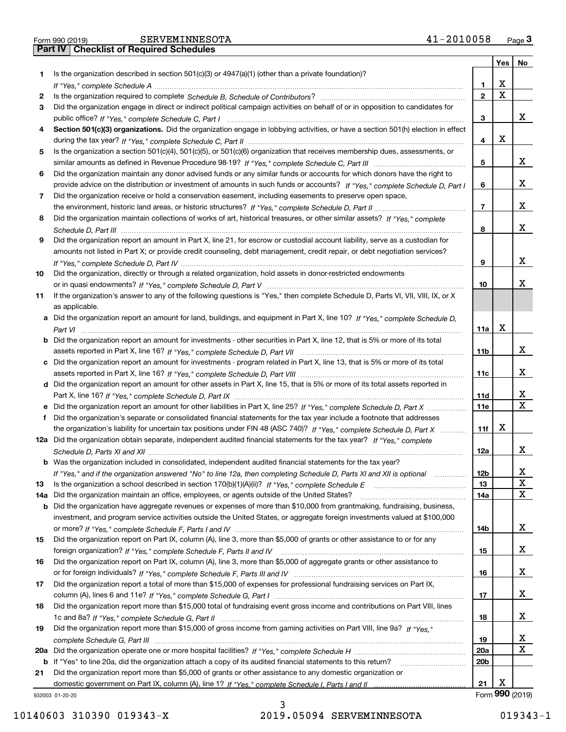Form 990 (2019) SERVEMINNESOTA 41-2010058 Page 3

## Part IV Checklist of Required Schedules

| | | | Yes | No |
|---|---|---|---|---|
| 1 | Is the organization described in section 501(c)(3) or 4947(a)(1) (other than a private foundation)? *If "Yes," complete Schedule A* | 1 | X | |
| 2 | Is the organization required to complete *Schedule B, Schedule of Contributors*? | 2 | X | |
| 3 | Did the organization engage in direct or indirect political campaign activities on behalf of or in opposition to candidates for public office? *If "Yes," complete Schedule C, Part I* | 3 | | X |
| 4 | **Section 501(c)(3) organizations.** Did the organization engage in lobbying activities, or have a section 501(h) election in effect during the tax year? *If "Yes," complete Schedule C, Part II* | 4 | X | |
| 5 | Is the organization a section 501(c)(4), 501(c)(5), or 501(c)(6) organization that receives membership dues, assessments, or similar amounts as defined in Revenue Procedure 98-19? *If "Yes," complete Schedule C, Part III* | 5 | | X |
| 6 | Did the organization maintain any donor advised funds or any similar funds or accounts for which donors have the right to provide advice on the distribution or investment of amounts in such funds or accounts? *If "Yes," complete Schedule D, Part I* | 6 | | X |
| 7 | Did the organization receive or hold a conservation easement, including easements to preserve open space, the environment, historic land areas, or historic structures? *If "Yes," complete Schedule D, Part II* | 7 | | X |
| 8 | Did the organization maintain collections of works of art, historical treasures, or other similar assets? *If "Yes," complete Schedule D, Part III* | 8 | | X |
| 9 | Did the organization report an amount in Part X, line 21, for escrow or custodial account liability, serve as a custodian for amounts not listed in Part X; or provide credit counseling, debt management, credit repair, or debt negotiation services? *If "Yes," complete Schedule D, Part IV* | 9 | | X |
| 10 | Did the organization, directly or through a related organization, hold assets in donor-restricted endowments or in quasi endowments? *If "Yes," complete Schedule D, Part V* | 10 | | X |
| 11 | If the organization's answer to any of the following questions is "Yes," then complete Schedule D, Parts VI, VII, VIII, IX, or X as applicable. | | | |
| a | Did the organization report an amount for land, buildings, and equipment in Part X, line 10? *If "Yes," complete Schedule D, Part VI* | 11a | X | |
| b | Did the organization report an amount for investments - other securities in Part X, line 12, that is 5% or more of its total assets reported in Part X, line 16? *If "Yes," complete Schedule D, Part VII* | 11b | | X |
| c | Did the organization report an amount for investments - program related in Part X, line 13, that is 5% or more of its total assets reported in Part X, line 16? *If "Yes," complete Schedule D, Part VIII* | 11c | | X |
| d | Did the organization report an amount for other assets in Part X, line 15, that is 5% or more of its total assets reported in Part X, line 16? *If "Yes," complete Schedule D, Part IX* | 11d | | X |
| e | Did the organization report an amount for other liabilities in Part X, line 25? *If "Yes," complete Schedule D, Part X* | 11e | | X |
| f | Did the organization's separate or consolidated financial statements for the tax year include a footnote that addresses the organization's liability for uncertain tax positions under FIN 48 (ASC 740)? *If "Yes," complete Schedule D, Part X* | 11f | X | |
| 12a | Did the organization obtain separate, independent audited financial statements for the tax year? *If "Yes," complete Schedule D, Parts XI and XII* | 12a | | X |
| b | Was the organization included in consolidated, independent audited financial statements for the tax year? *If "Yes," and if the organization answered "No" to line 12a, then completing Schedule D, Parts XI and XII is optional* | 12b | | X |
| 13 | Is the organization a school described in section 170(b)(1)(A)(ii)? *If "Yes," complete Schedule E* | 13 | | X |
| 14a | Did the organization maintain an office, employees, or agents outside of the United States? | 14a | | X |
| b | Did the organization have aggregate revenues or expenses of more than $10,000 from grantmaking, fundraising, business, investment, and program service activities outside the United States, or aggregate foreign investments valued at $100,000 or more? *If "Yes," complete Schedule F, Parts I and IV* | 14b | | X |
| 15 | Did the organization report on Part IX, column (A), line 3, more than $5,000 of grants or other assistance to or for any foreign organization? *If "Yes," complete Schedule F, Parts II and IV* | 15 | | X |
| 16 | Did the organization report on Part IX, column (A), line 3, more than $5,000 of aggregate grants or other assistance to or for foreign individuals? *If "Yes," complete Schedule F, Parts III and IV* | 16 | | X |
| 17 | Did the organization report a total of more than $15,000 of expenses for professional fundraising services on Part IX, column (A), lines 6 and 11e? *If "Yes," complete Schedule G, Part I* | 17 | | X |
| 18 | Did the organization report more than $15,000 total of fundraising event gross income and contributions on Part VIII, lines 1c and 8a? *If "Yes," complete Schedule G, Part II* | 18 | | X |
| 19 | Did the organization report more than $15,000 of gross income from gaming activities on Part VIII, line 9a? *If "Yes," complete Schedule G, Part III* | 19 | | X |
| 20a | Did the organization operate one or more hospital facilities? *If "Yes," complete Schedule H* | 20a | | X |
| b | If "Yes" to line 20a, did the organization attach a copy of its audited financial statements to this return? | 20b | | |
| 21 | Did the organization report more than $5,000 of grants or other assistance to any domestic organization or domestic government on Part IX, column (A), line 1? *If "Yes," complete Schedule I, Parts I and II* | 21 | X | |

932003 01-20-20 Form **990** (2019)

10140603 310390 019343-X 2019.05094 SERVEMINNESOTA 019343-1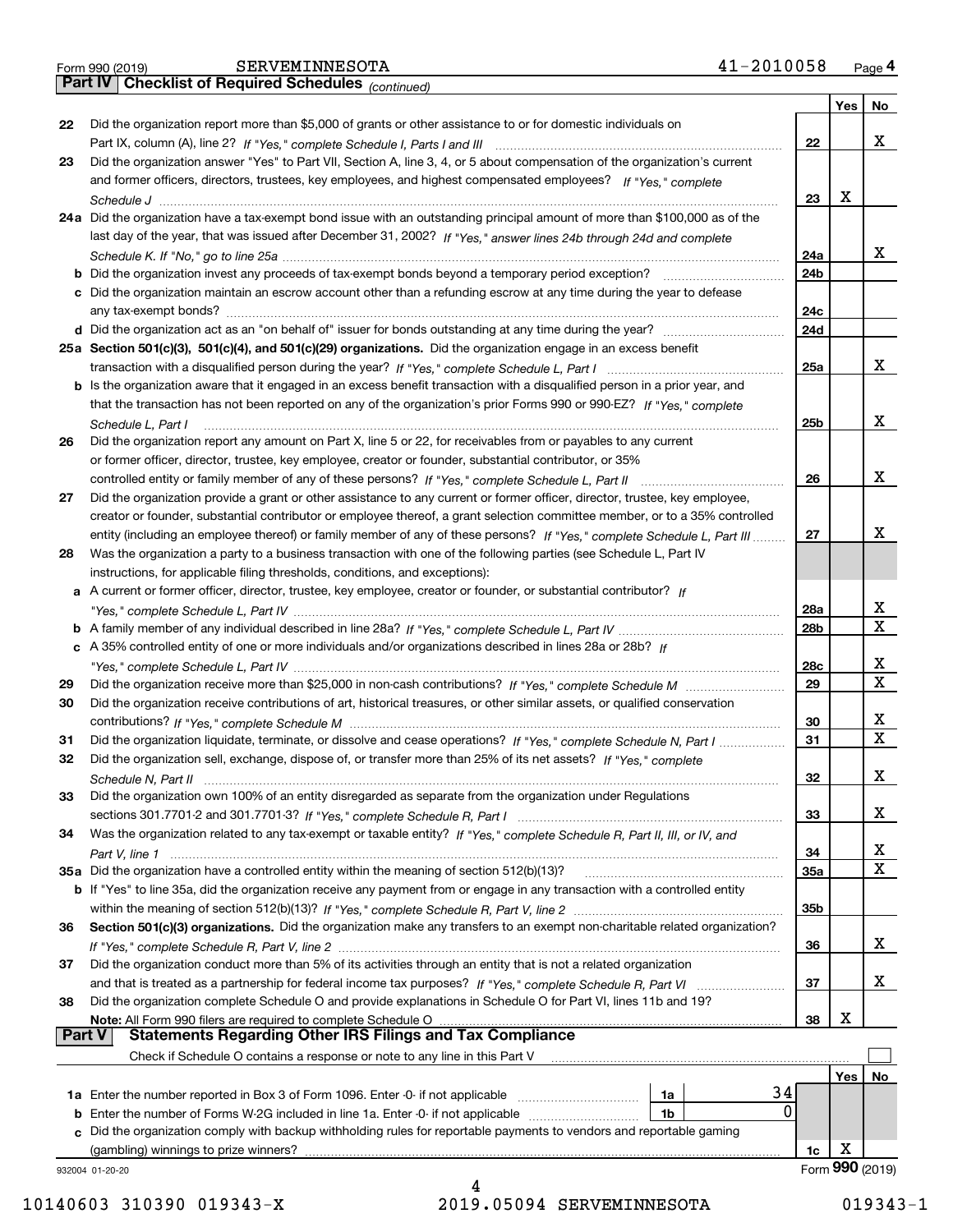Form 990 (2019) SERVEMINNESOTA 41-2010058 Page 4

## Part IV Checklist of Required Schedules *(continued)*

| | | | Yes | No |
|---|---|---|---|---|
| 22 | Did the organization report more than $5,000 of grants or other assistance to or for domestic individuals on Part IX, column (A), line 2? *If "Yes," complete Schedule I, Parts I and III* | 22 | | X |
| 23 | Did the organization answer "Yes" to Part VII, Section A, line 3, 4, or 5 about compensation of the organization's current and former officers, directors, trustees, key employees, and highest compensated employees? *If "Yes," complete Schedule J* | 23 | X | |
| 24a | Did the organization have a tax-exempt bond issue with an outstanding principal amount of more than $100,000 as of the last day of the year, that was issued after December 31, 2002? *If "Yes," answer lines 24b through 24d and complete Schedule K. If "No," go to line 25a* | 24a | | X |
| b | Did the organization invest any proceeds of tax-exempt bonds beyond a temporary period exception? | 24b | | |
| c | Did the organization maintain an escrow account other than a refunding escrow at any time during the year to defease any tax-exempt bonds? | 24c | | |
| d | Did the organization act as an "on behalf of" issuer for bonds outstanding at any time during the year? | 24d | | |
| 25a | **Section 501(c)(3), 501(c)(4), and 501(c)(29) organizations.** Did the organization engage in an excess benefit transaction with a disqualified person during the year? *If "Yes," complete Schedule L, Part I* | 25a | | X |
| b | Is the organization aware that it engaged in an excess benefit transaction with a disqualified person in a prior year, and that the transaction has not been reported on any of the organization's prior Forms 990 or 990-EZ? *If "Yes," complete Schedule L, Part I* | 25b | | X |
| 26 | Did the organization report any amount on Part X, line 5 or 22, for receivables from or payables to any current or former officer, director, trustee, key employee, creator or founder, substantial contributor, or 35% controlled entity or family member of any of these persons? *If "Yes," complete Schedule L, Part II* | 26 | | X |
| 27 | Did the organization provide a grant or other assistance to any current or former officer, director, trustee, key employee, creator or founder, substantial contributor or employee thereof, a grant selection committee member, or to a 35% controlled entity (including an employee thereof) or family member of any of these persons? *If "Yes," complete Schedule L, Part III* | 27 | | X |
| 28 | Was the organization a party to a business transaction with one of the following parties (see Schedule L, Part IV instructions, for applicable filing thresholds, conditions, and exceptions): | | | |
| a | A current or former officer, director, trustee, key employee, creator or founder, or substantial contributor? *If "Yes," complete Schedule L, Part IV* | 28a | | X |
| b | A family member of any individual described in line 28a? *If "Yes," complete Schedule L, Part IV* | 28b | | X |
| c | A 35% controlled entity of one or more individuals and/or organizations described in lines 28a or 28b? *If "Yes," complete Schedule L, Part IV* | 28c | | X |
| 29 | Did the organization receive more than $25,000 in non-cash contributions? *If "Yes," complete Schedule M* | 29 | | X |
| 30 | Did the organization receive contributions of art, historical treasures, or other similar assets, or qualified conservation contributions? *If "Yes," complete Schedule M* | 30 | | X |
| 31 | Did the organization liquidate, terminate, or dissolve and cease operations? *If "Yes," complete Schedule N, Part I* | 31 | | X |
| 32 | Did the organization sell, exchange, dispose of, or transfer more than 25% of its net assets? *If "Yes," complete Schedule N, Part II* | 32 | | X |
| 33 | Did the organization own 100% of an entity disregarded as separate from the organization under Regulations sections 301.7701-2 and 301.7701-3? *If "Yes," complete Schedule R, Part I* | 33 | | X |
| 34 | Was the organization related to any tax-exempt or taxable entity? *If "Yes," complete Schedule R, Part II, III, or IV, and Part V, line 1* | 34 | | X |
| 35a | Did the organization have a controlled entity within the meaning of section 512(b)(13)? | 35a | | X |
| b | If "Yes" to line 35a, did the organization receive any payment from or engage in any transaction with a controlled entity within the meaning of section 512(b)(13)? *If "Yes," complete Schedule R, Part V, line 2* | 35b | | |
| 36 | **Section 501(c)(3) organizations.** Did the organization make any transfers to an exempt non-charitable related organization? *If "Yes," complete Schedule R, Part V, line 2* | 36 | | X |
| 37 | Did the organization conduct more than 5% of its activities through an entity that is not a related organization and that is treated as a partnership for federal income tax purposes? *If "Yes," complete Schedule R, Part VI* | 37 | | X |
| 38 | Did the organization complete Schedule O and provide explanations in Schedule O for Part VI, lines 11b and 19? **Note:** All Form 990 filers are required to complete Schedule O | 38 | X | |

## Part V Statements Regarding Other IRS Filings and Tax Compliance

Check if Schedule O contains a response or note to any line in this Part V ☐

| | | | | | Yes | No |
|---|---|---|---|---|---|---|
| 1a | Enter the number reported in Box 3 of Form 1096. Enter -0- if not applicable | 1a | 34 | | | |
| b | Enter the number of Forms W-2G included in line 1a. Enter -0- if not applicable | 1b | 0 | | | |
| c | Did the organization comply with backup withholding rules for reportable payments to vendors and reportable gaming (gambling) winnings to prize winners? | | | 1c | X | |

932004 01-20-20 Form **990** (2019)

10140603 310390 019343-X 2019.05094 SERVEMINNESOTA 019343-1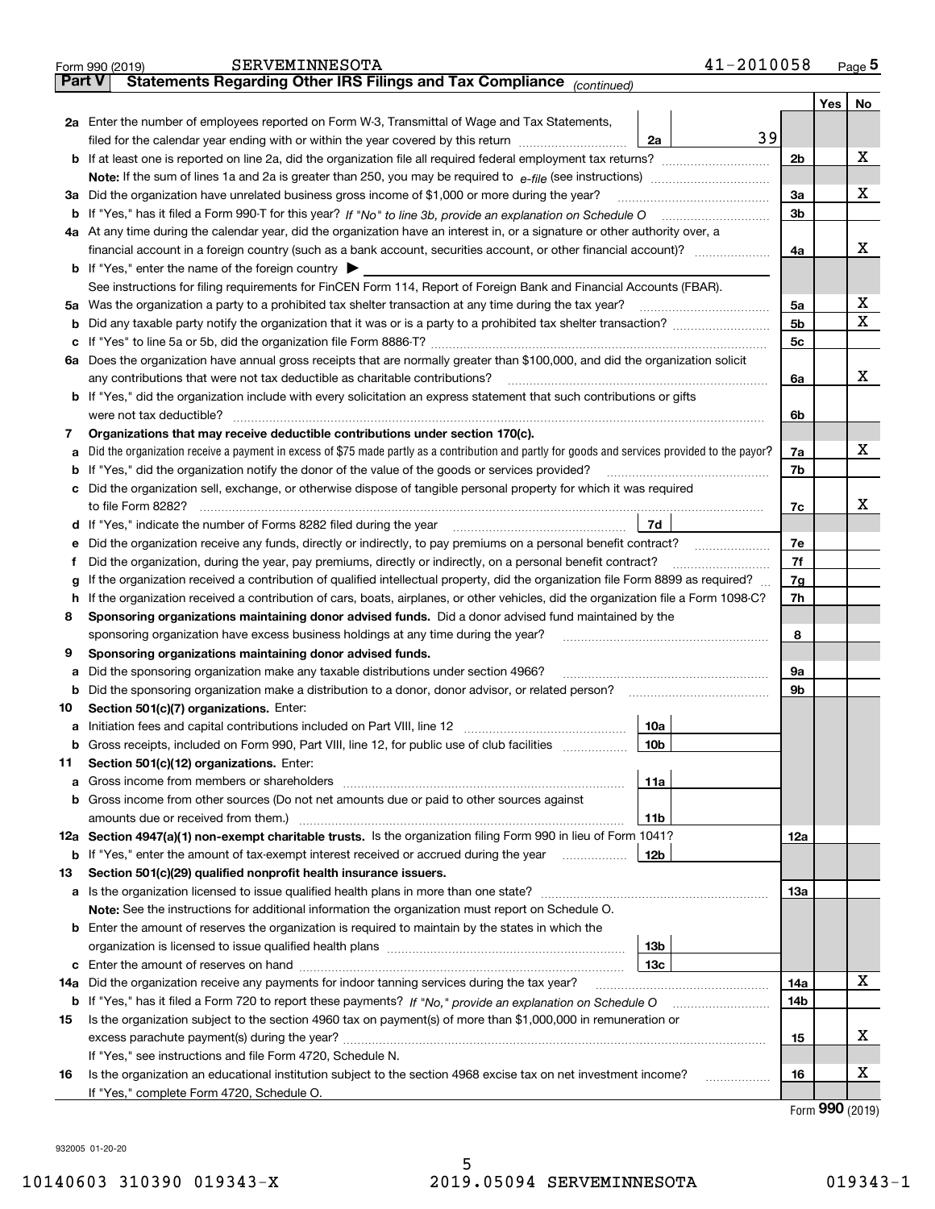Form 990 (2019) SERVEMINNESOTA 41-2010058 Page 5

**Part V** **Statements Regarding Other IRS Filings and Tax Compliance** *(continued)*

| | | | | | Yes | No |
|---|---|---|---|---|---|---|
| **2a** | Enter the number of employees reported on Form W-3, Transmittal of Wage and Tax Statements, filed for the calendar year ending with or within the year covered by this return | 2a | 39 | | | |
| **b** | If at least one is reported on line 2a, did the organization file all required federal employment tax returns? | | | 2b | | X |
| | **Note:** If the sum of lines 1a and 2a is greater than 250, you may be required to *e-file* (see instructions) | | | | | |
| **3a** | Did the organization have unrelated business gross income of $1,000 or more during the year? | | | 3a | | X |
| **b** | If "Yes," has it filed a Form 990-T for this year? *If "No" to line 3b, provide an explanation on Schedule O* | | | 3b | | |
| **4a** | At any time during the calendar year, did the organization have an interest in, or a signature or other authority over, a financial account in a foreign country (such as a bank account, securities account, or other financial account)? | | | 4a | | X |
| **b** | If "Yes," enter the name of the foreign country ▶ | | | | | |
| | See instructions for filing requirements for FinCEN Form 114, Report of Foreign Bank and Financial Accounts (FBAR). | | | | | |
| **5a** | Was the organization a party to a prohibited tax shelter transaction at any time during the tax year? | | | 5a | | X |
| **b** | Did any taxable party notify the organization that it was or is a party to a prohibited tax shelter transaction? | | | 5b | | X |
| **c** | If "Yes" to line 5a or 5b, did the organization file Form 8886-T? | | | 5c | | |
| **6a** | Does the organization have annual gross receipts that are normally greater than $100,000, and did the organization solicit any contributions that were not tax deductible as charitable contributions? | | | 6a | | X |
| **b** | If "Yes," did the organization include with every solicitation an express statement that such contributions or gifts were not tax deductible? | | | 6b | | |
| **7** | **Organizations that may receive deductible contributions under section 170(c).** | | | | | |
| **a** | Did the organization receive a payment in excess of $75 made partly as a contribution and partly for goods and services provided to the payor? | | | 7a | | X |
| **b** | If "Yes," did the organization notify the donor of the value of the goods or services provided? | | | 7b | | |
| **c** | Did the organization sell, exchange, or otherwise dispose of tangible personal property for which it was required to file Form 8282? | | | 7c | | X |
| **d** | If "Yes," indicate the number of Forms 8282 filed during the year | 7d | | | | |
| **e** | Did the organization receive any funds, directly or indirectly, to pay premiums on a personal benefit contract? | | | 7e | | |
| **f** | Did the organization, during the year, pay premiums, directly or indirectly, on a personal benefit contract? | | | 7f | | |
| **g** | If the organization received a contribution of qualified intellectual property, did the organization file Form 8899 as required? | | | 7g | | |
| **h** | If the organization received a contribution of cars, boats, airplanes, or other vehicles, did the organization file a Form 1098-C? | | | 7h | | |
| **8** | **Sponsoring organizations maintaining donor advised funds.** Did a donor advised fund maintained by the sponsoring organization have excess business holdings at any time during the year? | | | 8 | | |
| **9** | **Sponsoring organizations maintaining donor advised funds.** | | | | | |
| **a** | Did the sponsoring organization make any taxable distributions under section 4966? | | | 9a | | |
| **b** | Did the sponsoring organization make a distribution to a donor, donor advisor, or related person? | | | 9b | | |
| **10** | **Section 501(c)(7) organizations.** Enter: | | | | | |
| **a** | Initiation fees and capital contributions included on Part VIII, line 12 | 10a | | | | |
| **b** | Gross receipts, included on Form 990, Part VIII, line 12, for public use of club facilities | 10b | | | | |
| **11** | **Section 501(c)(12) organizations.** Enter: | | | | | |
| **a** | Gross income from members or shareholders | 11a | | | | |
| **b** | Gross income from other sources (Do not net amounts due or paid to other sources against amounts due or received from them.) | 11b | | | | |
| **12a** | **Section 4947(a)(1) non-exempt charitable trusts.** Is the organization filing Form 990 in lieu of Form 1041? | | | 12a | | |
| **b** | If "Yes," enter the amount of tax-exempt interest received or accrued during the year | 12b | | | | |
| **13** | **Section 501(c)(29) qualified nonprofit health insurance issuers.** | | | | | |
| **a** | Is the organization licensed to issue qualified health plans in more than one state? | | | 13a | | |
| | **Note:** See the instructions for additional information the organization must report on Schedule O. | | | | | |
| **b** | Enter the amount of reserves the organization is required to maintain by the states in which the organization is licensed to issue qualified health plans | 13b | | | | |
| **c** | Enter the amount of reserves on hand | 13c | | | | |
| **14a** | Did the organization receive any payments for indoor tanning services during the tax year? | | | 14a | | X |
| **b** | If "Yes," has it filed a Form 720 to report these payments? *If "No," provide an explanation on Schedule O* | | | 14b | | |
| **15** | Is the organization subject to the section 4960 tax on payment(s) of more than $1,000,000 in remuneration or excess parachute payment(s) during the year? | | | 15 | | X |
| | If "Yes," see instructions and file Form 4720, Schedule N. | | | | | |
| **16** | Is the organization an educational institution subject to the section 4968 excise tax on net investment income? | | | 16 | | X |
| | If "Yes," complete Form 4720, Schedule O. | | | | | |

Form **990** (2019)

932005 01-20-20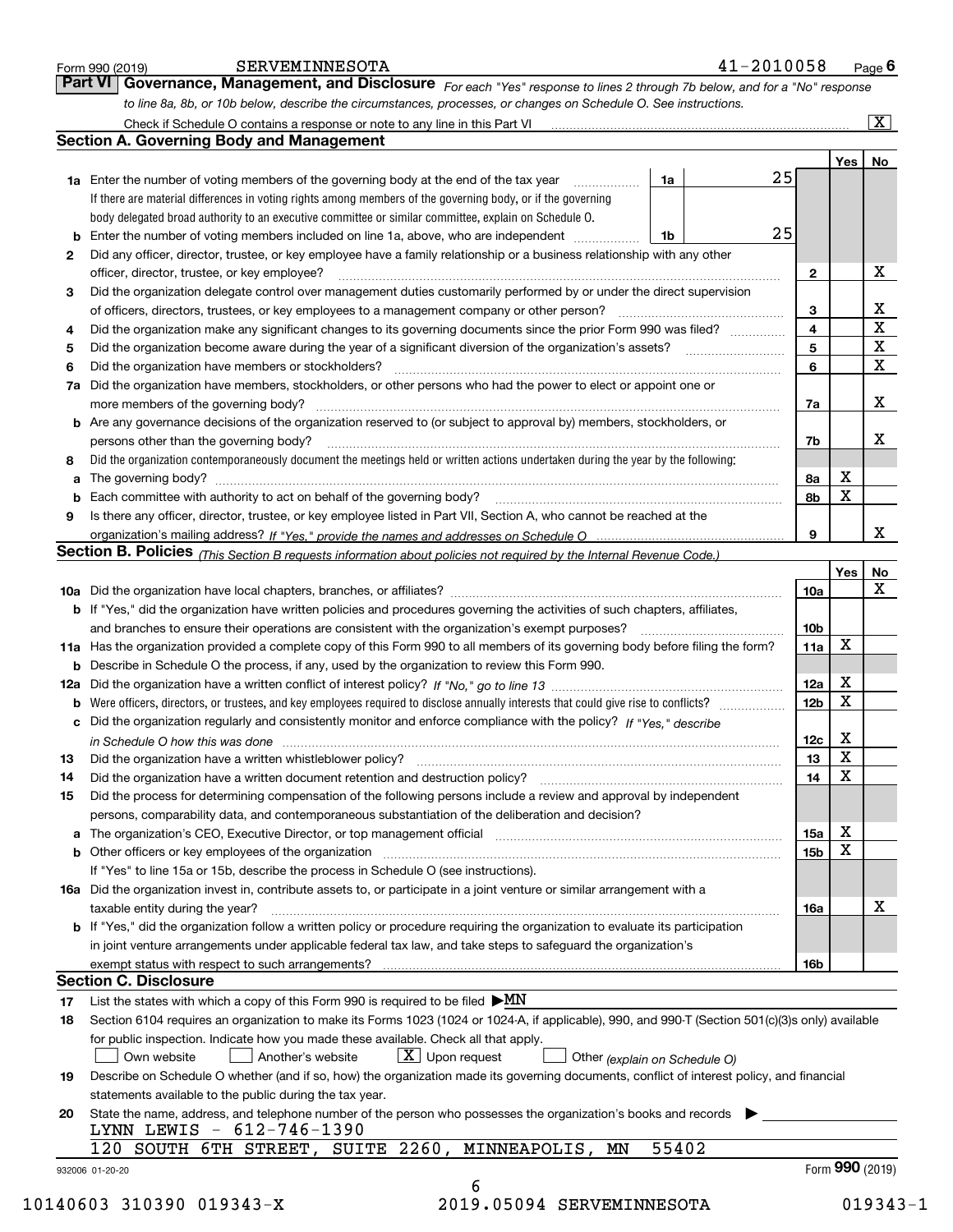Form 990 (2019) SERVEMINNESOTA 41-2010058 Page 6

## Part VI Governance, Management, and Disclosure

*For each "Yes" response to lines 2 through 7b below, and for a "No" response to line 8a, 8b, or 10b below, describe the circumstances, processes, or changes on Schedule O. See instructions.*

Check if Schedule O contains a response or note to any line in this Part VI [X]

### Section A. Governing Body and Management

| Line | Question | | Value | Yes | No |
|---|---|---|---|---|---|
| 1a | Enter the number of voting members of the governing body at the end of the tax year. If there are material differences in voting rights among members of the governing body, or if the governing body delegated broad authority to an executive committee or similar committee, explain on Schedule O. | 1a | 25 | | |
| b | Enter the number of voting members included on line 1a, above, who are independent | 1b | 25 | | |
| 2 | Did any officer, director, trustee, or key employee have a family relationship or a business relationship with any other officer, director, trustee, or key employee? | 2 | | | X |
| 3 | Did the organization delegate control over management duties customarily performed by or under the direct supervision of officers, directors, trustees, or key employees to a management company or other person? | 3 | | | X |
| 4 | Did the organization make any significant changes to its governing documents since the prior Form 990 was filed? | 4 | | | X |
| 5 | Did the organization become aware during the year of a significant diversion of the organization's assets? | 5 | | | X |
| 6 | Did the organization have members or stockholders? | 6 | | | X |
| 7a | Did the organization have members, stockholders, or other persons who had the power to elect or appoint one or more members of the governing body? | 7a | | | X |
| b | Are any governance decisions of the organization reserved to (or subject to approval by) members, stockholders, or persons other than the governing body? | 7b | | | X |
| 8 | Did the organization contemporaneously document the meetings held or written actions undertaken during the year by the following: | | | | |
| a | The governing body? | 8a | | X | |
| b | Each committee with authority to act on behalf of the governing body? | 8b | | X | |
| 9 | Is there any officer, director, trustee, or key employee listed in Part VII, Section A, who cannot be reached at the organization's mailing address? *If "Yes," provide the names and addresses on Schedule O* | 9 | | | X |

### Section B. Policies *(This Section B requests information about policies not required by the Internal Revenue Code.)*

| Line | Question | | Yes | No |
|---|---|---|---|---|
| 10a | Did the organization have local chapters, branches, or affiliates? | 10a | | X |
| b | If "Yes," did the organization have written policies and procedures governing the activities of such chapters, affiliates, and branches to ensure their operations are consistent with the organization's exempt purposes? | 10b | | |
| 11a | Has the organization provided a complete copy of this Form 990 to all members of its governing body before filing the form? | 11a | X | |
| b | Describe in Schedule O the process, if any, used by the organization to review this Form 990. | | | |
| 12a | Did the organization have a written conflict of interest policy? *If "No," go to line 13* | 12a | X | |
| b | Were officers, directors, or trustees, and key employees required to disclose annually interests that could give rise to conflicts? | 12b | X | |
| c | Did the organization regularly and consistently monitor and enforce compliance with the policy? *If "Yes," describe in Schedule O how this was done* | 12c | X | |
| 13 | Did the organization have a written whistleblower policy? | 13 | X | |
| 14 | Did the organization have a written document retention and destruction policy? | 14 | X | |
| 15 | Did the process for determining compensation of the following persons include a review and approval by independent persons, comparability data, and contemporaneous substantiation of the deliberation and decision? | | | |
| a | The organization's CEO, Executive Director, or top management official | 15a | X | |
| b | Other officers or key employees of the organization | 15b | X | |
| | If "Yes" to line 15a or 15b, describe the process in Schedule O (see instructions). | | | |
| 16a | Did the organization invest in, contribute assets to, or participate in a joint venture or similar arrangement with a taxable entity during the year? | 16a | | X |
| b | If "Yes," did the organization follow a written policy or procedure requiring the organization to evaluate its participation in joint venture arrangements under applicable federal tax law, and take steps to safeguard the organization's exempt status with respect to such arrangements? | 16b | | |

### Section C. Disclosure

17 List the states with which a copy of this Form 990 is required to be filed ▶ MN

18 Section 6104 requires an organization to make its Forms 1023 (1024 or 1024-A, if applicable), 990, and 990-T (Section 501(c)(3)s only) available for public inspection. Indicate how you made these available. Check all that apply.

[ ] Own website [ ] Another's website [X] Upon request [ ] Other *(explain on Schedule O)*

19 Describe on Schedule O whether (and if so, how) the organization made its governing documents, conflict of interest policy, and financial statements available to the public during the tax year.

20 State the name, address, and telephone number of the person who possesses the organization's books and records ▶

LYNN LEWIS - 612-746-1390
120 SOUTH 6TH STREET, SUITE 2260, MINNEAPOLIS, MN 55402

932006 01-20-20 Form **990** (2019)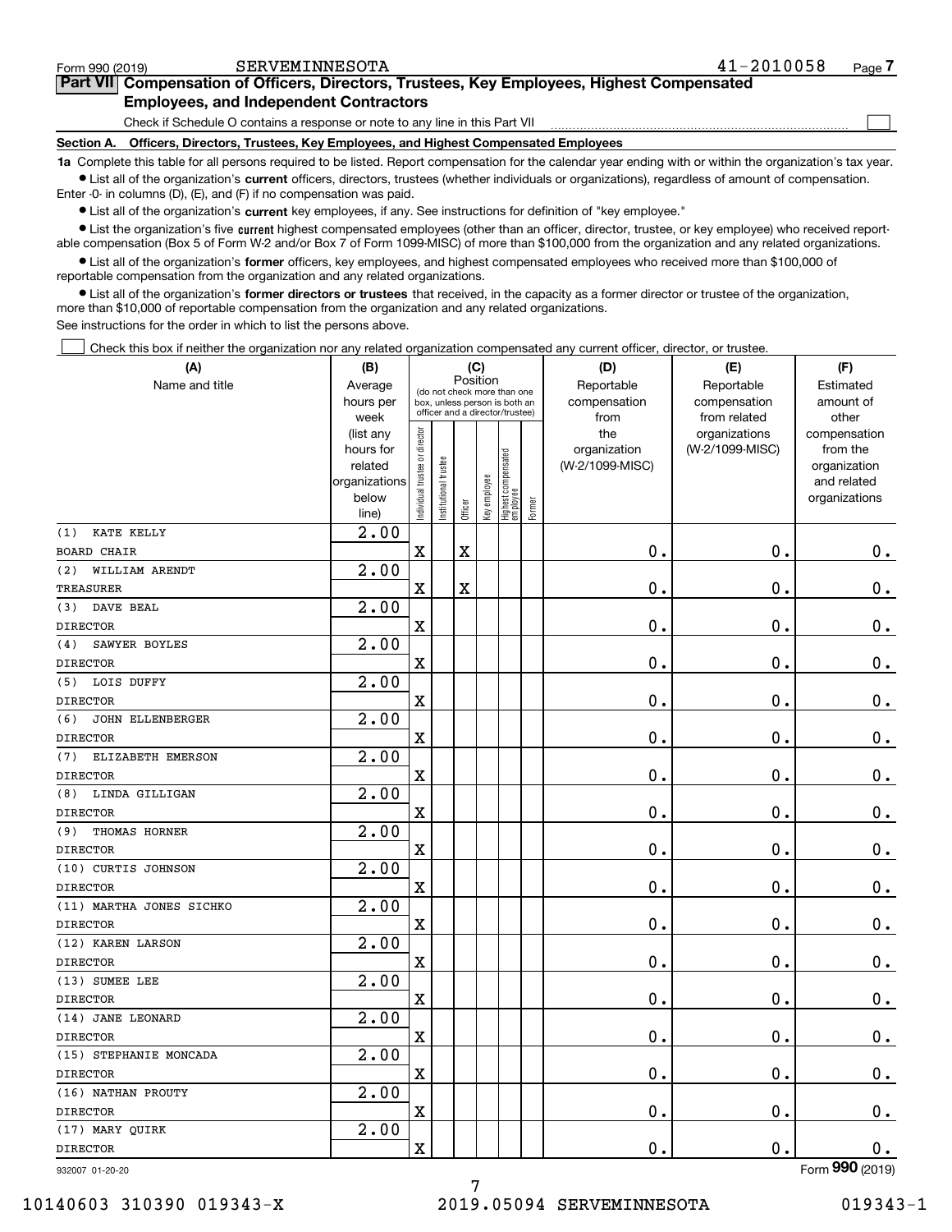Form 990 (2019) SERVEMINNESOTA 41-2010058

## Part VII Compensation of Officers, Directors, Trustees, Key Employees, Highest Compensated Employees, and Independent Contractors

Check if Schedule O contains a response or note to any line in this Part VII

### Section A. Officers, Directors, Trustees, Key Employees, and Highest Compensated Employees

**1a** Complete this table for all persons required to be listed. Report compensation for the calendar year ending with or within the organization's tax year.

- List all of the organization's **current** officers, directors, trustees (whether individuals or organizations), regardless of amount of compensation. Enter -0- in columns (D), (E), and (F) if no compensation was paid.
- List all of the organization's **current** key employees, if any. See instructions for definition of "key employee."
- List the organization's five **current** highest compensated employees (other than an officer, director, trustee, or key employee) who received reportable compensation (Box 5 of Form W-2 and/or Box 7 of Form 1099-MISC) of more than $100,000 from the organization and any related organizations.
- List all of the organization's **former** officers, key employees, and highest compensated employees who received more than $100,000 of reportable compensation from the organization and any related organizations.
- List all of the organization's **former directors or trustees** that received, in the capacity as a former director or trustee of the organization, more than $10,000 of reportable compensation from the organization and any related organizations.

See instructions for the order in which to list the persons above.

Check this box if neither the organization nor any related organization compensated any current officer, director, or trustee.

| (A) Name and title | (B) Average hours per week (list any hours for related organizations below line) | (C) Position: Individual trustee or director | Institutional trustee | Officer | Key employee | Highest compensated employee | Former | (D) Reportable compensation from the organization (W-2/1099-MISC) | (E) Reportable compensation from related organizations (W-2/1099-MISC) | (F) Estimated amount of other compensation from the organization and related organizations |
|---|---|---|---|---|---|---|---|---|---|---|
| (1) KATE KELLY<br>BOARD CHAIR | 2.00 | X | | X | | | | 0. | 0. | 0. |
| (2) WILLIAM ARENDT<br>TREASURER | 2.00 | X | | X | | | | 0. | 0. | 0. |
| (3) DAVE BEAL<br>DIRECTOR | 2.00 | X | | | | | | 0. | 0. | 0. |
| (4) SAWYER BOYLES<br>DIRECTOR | 2.00 | X | | | | | | 0. | 0. | 0. |
| (5) LOIS DUFFY<br>DIRECTOR | 2.00 | X | | | | | | 0. | 0. | 0. |
| (6) JOHN ELLENBERGER<br>DIRECTOR | 2.00 | X | | | | | | 0. | 0. | 0. |
| (7) ELIZABETH EMERSON<br>DIRECTOR | 2.00 | X | | | | | | 0. | 0. | 0. |
| (8) LINDA GILLIGAN<br>DIRECTOR | 2.00 | X | | | | | | 0. | 0. | 0. |
| (9) THOMAS HORNER<br>DIRECTOR | 2.00 | X | | | | | | 0. | 0. | 0. |
| (10) CURTIS JOHNSON<br>DIRECTOR | 2.00 | X | | | | | | 0. | 0. | 0. |
| (11) MARTHA JONES SICHKO<br>DIRECTOR | 2.00 | X | | | | | | 0. | 0. | 0. |
| (12) KAREN LARSON<br>DIRECTOR | 2.00 | X | | | | | | 0. | 0. | 0. |
| (13) SUMEE LEE<br>DIRECTOR | 2.00 | X | | | | | | 0. | 0. | 0. |
| (14) JANE LEONARD<br>DIRECTOR | 2.00 | X | | | | | | 0. | 0. | 0. |
| (15) STEPHANIE MONCADA<br>DIRECTOR | 2.00 | X | | | | | | 0. | 0. | 0. |
| (16) NATHAN PROUTY<br>DIRECTOR | 2.00 | X | | | | | | 0. | 0. | 0. |
| (17) MARY QUIRK<br>DIRECTOR | 2.00 | X | | | | | | 0. | 0. | 0. |

932007 01-20-20 Form 990 (2019)

10140603 310390 019343-X 2019.05094 SERVEMINNESOTA 019343-1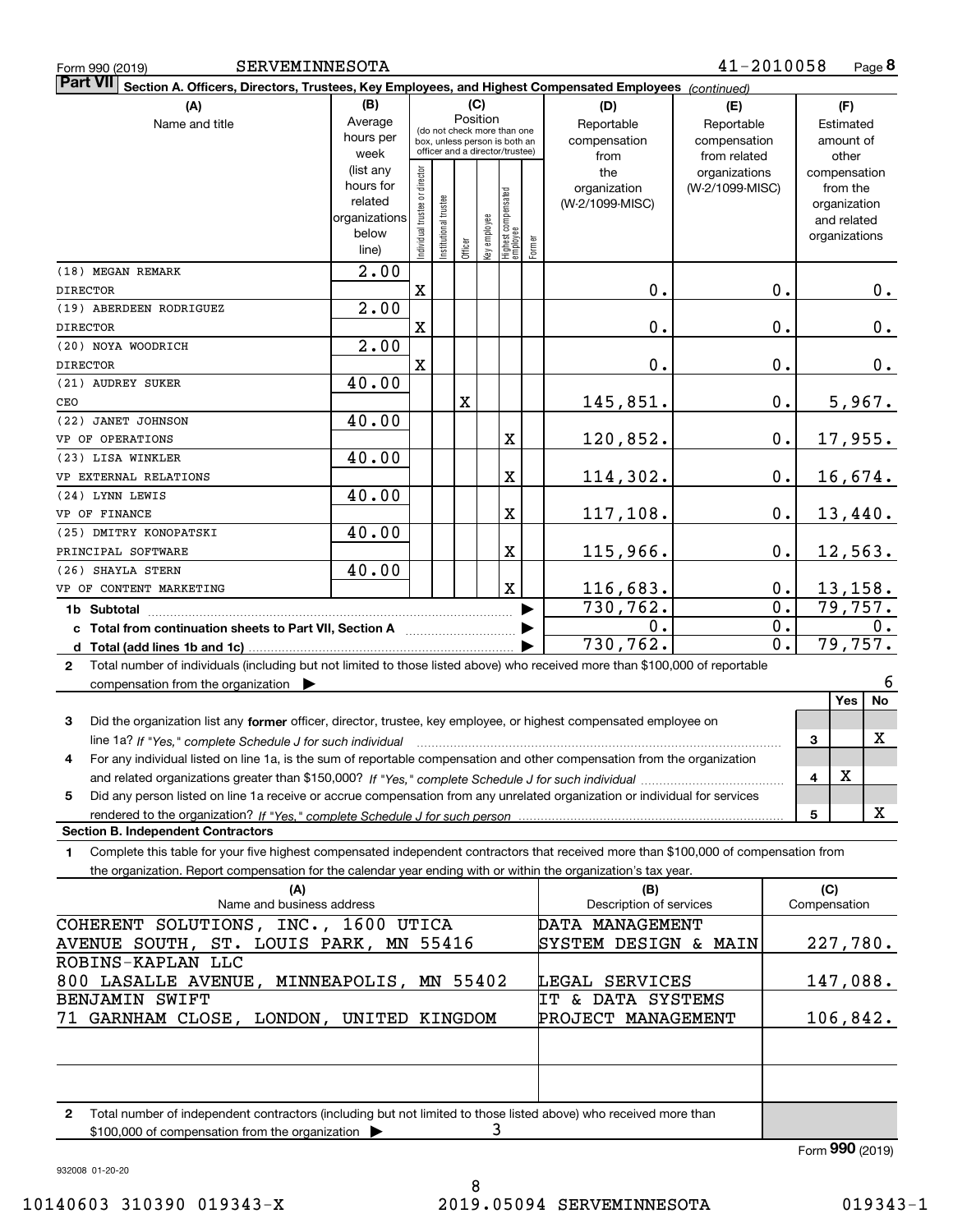Form 990 (2019) SERVEMINNESOTA 41-2010058 Page **8**

## Part VII Section A. Officers, Directors, Trustees, Key Employees, and Highest Compensated Employees *(continued)*

| (A) Name and title | (B) Average hours per week (list any hours for related organizations below line) | (C) Position: Individual trustee or director | Institutional trustee | Officer | Key employee | Highest compensated employee | Former | (D) Reportable compensation from the organization (W-2/1099-MISC) | (E) Reportable compensation from related organizations (W-2/1099-MISC) | (F) Estimated amount of other compensation from the organization and related organizations |
|---|---|---|---|---|---|---|---|---|---|---|
| (18) MEGAN REMARK<br>DIRECTOR | 2.00 | X | | | | | | 0. | 0. | 0. |
| (19) ABERDEEN RODRIGUEZ<br>DIRECTOR | 2.00 | X | | | | | | 0. | 0. | 0. |
| (20) NOYA WOODRICH<br>DIRECTOR | 2.00 | X | | | | | | 0. | 0. | 0. |
| (21) AUDREY SUKER<br>CEO | 40.00 | | | X | | | | 145,851. | 0. | 5,967. |
| (22) JANET JOHNSON<br>VP OF OPERATIONS | 40.00 | | | | | X | | 120,852. | 0. | 17,955. |
| (23) LISA WINKLER<br>VP EXTERNAL RELATIONS | 40.00 | | | | | X | | 114,302. | 0. | 16,674. |
| (24) LYNN LEWIS<br>VP OF FINANCE | 40.00 | | | | | X | | 117,108. | 0. | 13,440. |
| (25) DMITRY KONOPATSKI<br>PRINCIPAL SOFTWARE | 40.00 | | | | | X | | 115,966. | 0. | 12,563. |
| (26) SHAYLA STERN<br>VP OF CONTENT MARKETING | 40.00 | | | | | X | | 116,683. | 0. | 13,158. |
| **1b Subtotal** | | | | | | | | 730,762. | 0. | 79,757. |
| **c Total from continuation sheets to Part VII, Section A** | | | | | | | | 0. | 0. | 0. |
| **d Total (add lines 1b and 1c)** | | | | | | | | 730,762. | 0. | 79,757. |

**2** Total number of individuals (including but not limited to those listed above) who received more than $100,000 of reportable compensation from the organization ▶ 6

| | | Yes | No |
|---|---|---|---|
| **3** Did the organization list any **former** officer, director, trustee, key employee, or highest compensated employee on line 1a? *If "Yes," complete Schedule J for such individual* | 3 | | X |
| **4** For any individual listed on line 1a, is the sum of reportable compensation and other compensation from the organization and related organizations greater than $150,000? *If "Yes," complete Schedule J for such individual* | 4 | X | |
| **5** Did any person listed on line 1a receive or accrue compensation from any unrelated organization or individual for services rendered to the organization? *If "Yes," complete Schedule J for such person* | 5 | | X |

### Section B. Independent Contractors

**1** Complete this table for your five highest compensated independent contractors that received more than $100,000 of compensation from the organization. Report compensation for the calendar year ending with or within the organization's tax year.

| (A) Name and business address | (B) Description of services | (C) Compensation |
|---|---|---|
| COHERENT SOLUTIONS, INC., 1600 UTICA AVENUE SOUTH, ST. LOUIS PARK, MN 55416 | DATA MANAGEMENT SYSTEM DESIGN & MAIN | 227,780. |
| ROBINS-KAPLAN LLC 800 LASALLE AVENUE, MINNEAPOLIS, MN 55402 | LEGAL SERVICES | 147,088. |
| BENJAMIN SWIFT 71 GARNHAM CLOSE, LONDON, UNITED KINGDOM | IT & DATA SYSTEMS PROJECT MANAGEMENT | 106,842. |
| | | |
| | | |

**2** Total number of independent contractors (including but not limited to those listed above) who received more than $100,000 of compensation from the organization ▶ 3

Form **990** (2019)

932008 01-20-20

10140603 310390 019343-X 2019.05094 SERVEMINNESOTA 019343-1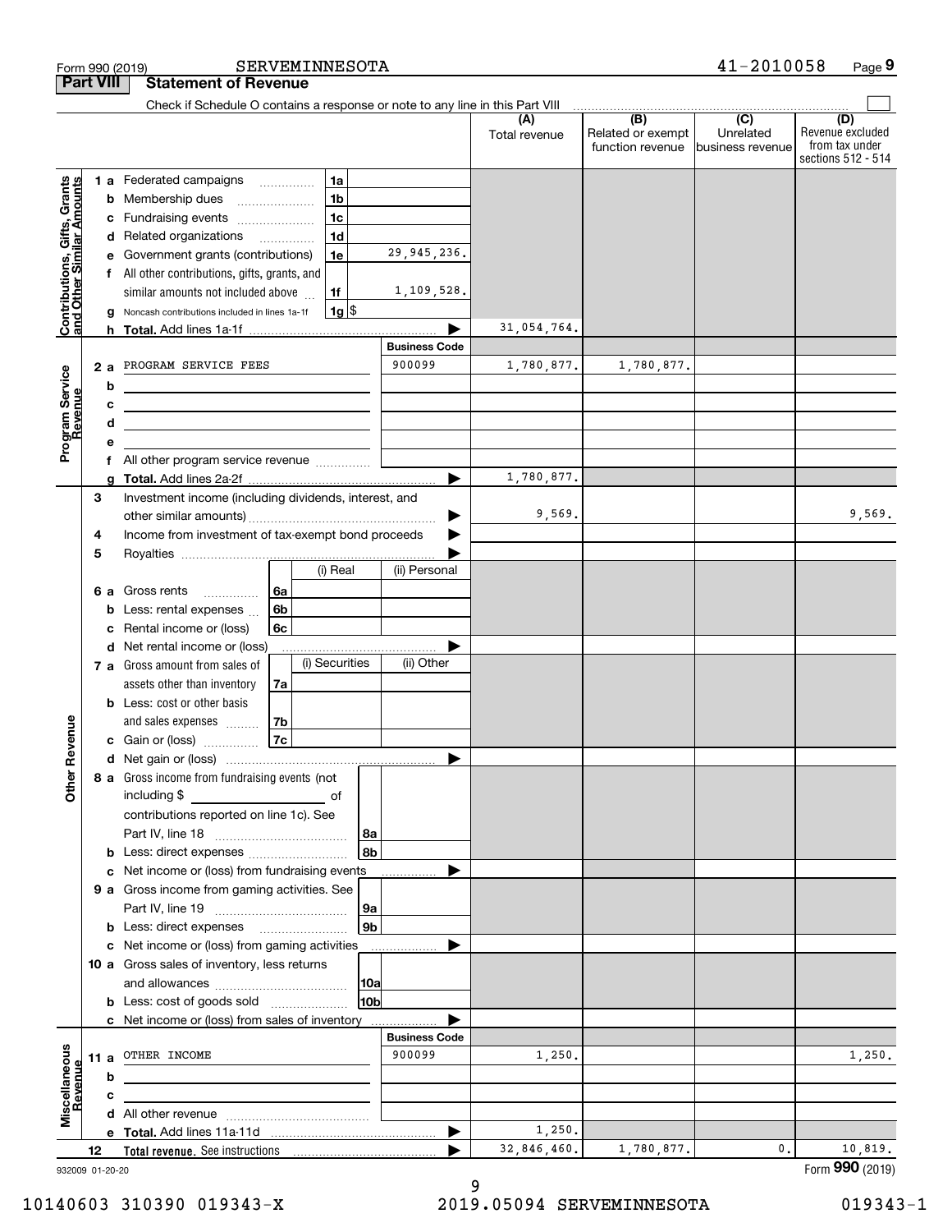Form 990 (2019) SERVEMINNESOTA 41-2010058 Page 9

## Part VIII Statement of Revenue

Check if Schedule O contains a response or note to any line in this Part VIII

| | | | | (A) Total revenue | (B) Related or exempt function revenue | (C) Unrelated business revenue | (D) Revenue excluded from tax under sections 512 - 514 |
|---|---|---|---|---|---|---|---|
| **Contributions, Gifts, Grants and Other Similar Amounts** | 1 a Federated campaigns | 1a | | | | | |
| | b Membership dues | 1b | | | | | |
| | c Fundraising events | 1c | | | | | |
| | d Related organizations | 1d | | | | | |
| | e Government grants (contributions) | 1e | 29,945,236. | | | | |
| | f All other contributions, gifts, grants, and similar amounts not included above | 1f | 1,109,528. | | | | |
| | g Noncash contributions included in lines 1a-1f | 1g | $ | | | | |
| | h **Total.** Add lines 1a-1f | | | 31,054,764. | | | |
| | | | **Business Code** | | | | |
| **Program Service Revenue** | 2 a PROGRAM SERVICE FEES | | 900099 | 1,780,877. | 1,780,877. | | |
| | b | | | | | | |
| | c | | | | | | |
| | d | | | | | | |
| | e | | | | | | |
| | f All other program service revenue | | | | | | |
| | g **Total.** Add lines 2a-2f | | | 1,780,877. | | | |
| **Other Revenue** | 3 Investment income (including dividends, interest, and other similar amounts) | | | 9,569. | | | 9,569. |
| | 4 Income from investment of tax-exempt bond proceeds | | | | | | |
| | 5 Royalties | | | | | | |
| | | | (i) Real / (ii) Personal | | | | |
| | 6 a Gross rents | 6a | | | | | |
| | b Less: rental expenses | 6b | | | | | |
| | c Rental income or (loss) | 6c | | | | | |
| | d Net rental income or (loss) | | | | | | |
| | | | (i) Securities / (ii) Other | | | | |
| | 7 a Gross amount from sales of assets other than inventory | 7a | | | | | |
| | b Less: cost or other basis and sales expenses | 7b | | | | | |
| | c Gain or (loss) | 7c | | | | | |
| | d Net gain or (loss) | | | | | | |
| | 8 a Gross income from fundraising events (not including $ of contributions reported on line 1c). See Part IV, line 18 | 8a | | | | | |
| | b Less: direct expenses | 8b | | | | | |
| | c Net income or (loss) from fundraising events | | | | | | |
| | 9 a Gross income from gaming activities. See Part IV, line 19 | 9a | | | | | |
| | b Less: direct expenses | 9b | | | | | |
| | c Net income or (loss) from gaming activities | | | | | | |
| | 10 a Gross sales of inventory, less returns and allowances | 10a | | | | | |
| | b Less: cost of goods sold | 10b | | | | | |
| | c Net income or (loss) from sales of inventory | | | | | | |
| | | | **Business Code** | | | | |
| **Miscellaneous Revenue** | 11 a OTHER INCOME | | 900099 | 1,250. | | | 1,250. |
| | b | | | | | | |
| | c | | | | | | |
| | d All other revenue | | | | | | |
| | e **Total.** Add lines 11a-11d | | | 1,250. | | | |
| | 12 **Total revenue.** See instructions | | | 32,846,460. | 1,780,877. | 0. | 10,819. |

932009 01-20-20 Form **990** (2019)

10140603 310390 019343-X 2019.05094 SERVEMINNESOTA 019343-1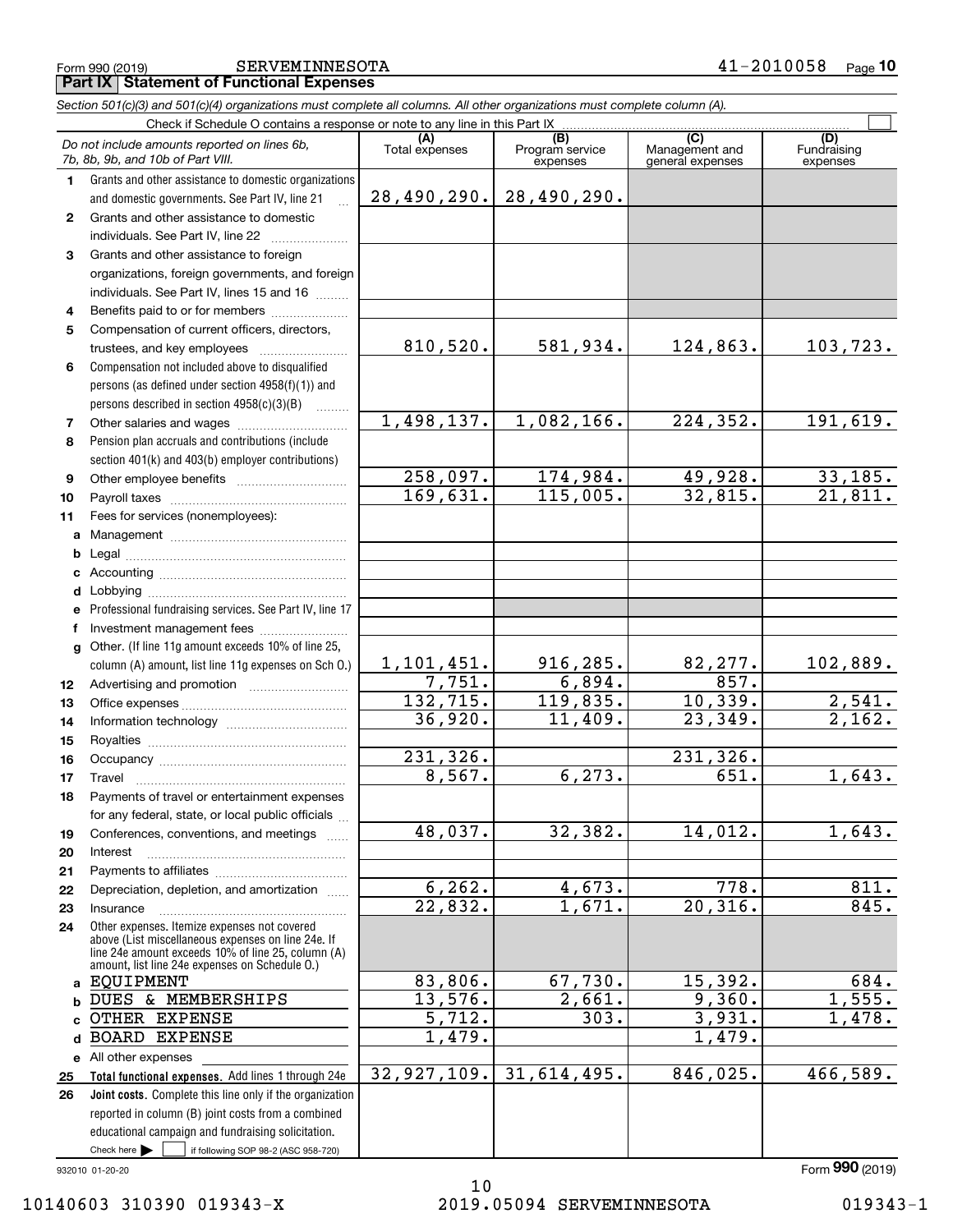Form 990 (2019) SERVEMINNESOTA 41-2010058 Page **10**

## Part IX Statement of Functional Expenses

*Section 501(c)(3) and 501(c)(4) organizations must complete all columns. All other organizations must complete column (A).*

Check if Schedule O contains a response or note to any line in this Part IX ☐

| | *Do not include amounts reported on lines 6b, 7b, 8b, 9b, and 10b of Part VIII.* | (A) Total expenses | (B) Program service expenses | (C) Management and general expenses | (D) Fundraising expenses |
|---|---|---|---|---|---|
| 1 | Grants and other assistance to domestic organizations and domestic governments. See Part IV, line 21 | 28,490,290. | 28,490,290. | | |
| 2 | Grants and other assistance to domestic individuals. See Part IV, line 22 | | | | |
| 3 | Grants and other assistance to foreign organizations, foreign governments, and foreign individuals. See Part IV, lines 15 and 16 | | | | |
| 4 | Benefits paid to or for members | | | | |
| 5 | Compensation of current officers, directors, trustees, and key employees | 810,520. | 581,934. | 124,863. | 103,723. |
| 6 | Compensation not included above to disqualified persons (as defined under section 4958(f)(1)) and persons described in section 4958(c)(3)(B) | | | | |
| 7 | Other salaries and wages | 1,498,137. | 1,082,166. | 224,352. | 191,619. |
| 8 | Pension plan accruals and contributions (include section 401(k) and 403(b) employer contributions) | | | | |
| 9 | Other employee benefits | 258,097. | 174,984. | 49,928. | 33,185. |
| 10 | Payroll taxes | 169,631. | 115,005. | 32,815. | 21,811. |
| 11 | Fees for services (nonemployees): | | | | |
| a | Management | | | | |
| b | Legal | | | | |
| c | Accounting | | | | |
| d | Lobbying | | | | |
| e | Professional fundraising services. See Part IV, line 17 | | | | |
| f | Investment management fees | | | | |
| g | Other. (If line 11g amount exceeds 10% of line 25, column (A) amount, list line 11g expenses on Sch O.) | 1,101,451. | 916,285. | 82,277. | 102,889. |
| 12 | Advertising and promotion | 7,751. | 6,894. | 857. | |
| 13 | Office expenses | 132,715. | 119,835. | 10,339. | 2,541. |
| 14 | Information technology | 36,920. | 11,409. | 23,349. | 2,162. |
| 15 | Royalties | | | | |
| 16 | Occupancy | 231,326. | | 231,326. | |
| 17 | Travel | 8,567. | 6,273. | 651. | 1,643. |
| 18 | Payments of travel or entertainment expenses for any federal, state, or local public officials | | | | |
| 19 | Conferences, conventions, and meetings | 48,037. | 32,382. | 14,012. | 1,643. |
| 20 | Interest | | | | |
| 21 | Payments to affiliates | | | | |
| 22 | Depreciation, depletion, and amortization | 6,262. | 4,673. | 778. | 811. |
| 23 | Insurance | 22,832. | 1,671. | 20,316. | 845. |
| 24 | Other expenses. Itemize expenses not covered above (List miscellaneous expenses on line 24e. If line 24e amount exceeds 10% of line 25, column (A) amount, list line 24e expenses on Schedule O.) | | | | |
| a | EQUIPMENT | 83,806. | 67,730. | 15,392. | 684. |
| b | DUES & MEMBERSHIPS | 13,576. | 2,661. | 9,360. | 1,555. |
| c | OTHER EXPENSE | 5,712. | 303. | 3,931. | 1,478. |
| d | BOARD EXPENSE | 1,479. | | 1,479. | |
| e | All other expenses | | | | |
| 25 | **Total functional expenses.** Add lines 1 through 24e | 32,927,109. | 31,614,495. | 846,025. | 466,589. |
| 26 | **Joint costs.** Complete this line only if the organization reported in column (B) joint costs from a combined educational campaign and fundraising solicitation. Check here ☐ if following SOP 98-2 (ASC 958-720) | | | | |

932010 01-20-20

Form **990** (2019)

10140603 310390 019343-X 2019.05094 SERVEMINNESOTA 019343-1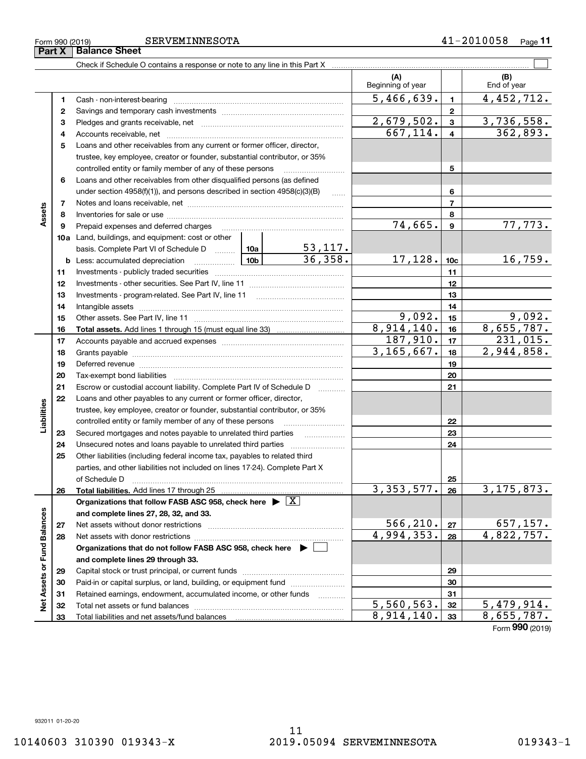Form 990 (2019) SERVEMINNESOTA 41-2010058

## Part X Balance Sheet

Check if Schedule O contains a response or note to any line in this Part X ☐

| Section | Line | Description | | | (A) Beginning of year | Line | (B) End of year |
|---|---|---|---|---|---|---|---|
| Assets | 1 | Cash - non-interest-bearing | | | 5,466,639. | 1 | 4,452,712. |
| | 2 | Savings and temporary cash investments | | | | 2 | |
| | 3 | Pledges and grants receivable, net | | | 2,679,502. | 3 | 3,736,558. |
| | 4 | Accounts receivable, net | | | 667,114. | 4 | 362,893. |
| | 5 | Loans and other receivables from any current or former officer, director, trustee, key employee, creator or founder, substantial contributor, or 35% controlled entity or family member of any of these persons | | | | 5 | |
| | 6 | Loans and other receivables from other disqualified persons (as defined under section 4958(f)(1)), and persons described in section 4958(c)(3)(B) | | | | 6 | |
| | 7 | Notes and loans receivable, net | | | | 7 | |
| | 8 | Inventories for sale or use | | | | 8 | |
| | 9 | Prepaid expenses and deferred charges | | | 74,665. | 9 | 77,773. |
| | 10a | Land, buildings, and equipment: cost or other basis. Complete Part VI of Schedule D | 10a | 53,117. | | | |
| | b | Less: accumulated depreciation | 10b | 36,358. | 17,128. | 10c | 16,759. |
| | 11 | Investments - publicly traded securities | | | | 11 | |
| | 12 | Investments - other securities. See Part IV, line 11 | | | | 12 | |
| | 13 | Investments - program-related. See Part IV, line 11 | | | | 13 | |
| | 14 | Intangible assets | | | | 14 | |
| | 15 | Other assets. See Part IV, line 11 | | | 9,092. | 15 | 9,092. |
| | 16 | **Total assets.** Add lines 1 through 15 (must equal line 33) | | | 8,914,140. | 16 | 8,655,787. |
| Liabilities | 17 | Accounts payable and accrued expenses | | | 187,910. | 17 | 231,015. |
| | 18 | Grants payable | | | 3,165,667. | 18 | 2,944,858. |
| | 19 | Deferred revenue | | | | 19 | |
| | 20 | Tax-exempt bond liabilities | | | | 20 | |
| | 21 | Escrow or custodial account liability. Complete Part IV of Schedule D | | | | 21 | |
| | 22 | Loans and other payables to any current or former officer, director, trustee, key employee, creator or founder, substantial contributor, or 35% controlled entity or family member of any of these persons | | | | 22 | |
| | 23 | Secured mortgages and notes payable to unrelated third parties | | | | 23 | |
| | 24 | Unsecured notes and loans payable to unrelated third parties | | | | 24 | |
| | 25 | Other liabilities (including federal income tax, payables to related third parties, and other liabilities not included on lines 17-24). Complete Part X of Schedule D | | | | 25 | |
| | 26 | **Total liabilities.** Add lines 17 through 25 | | | 3,353,577. | 26 | 3,175,873. |
| Net Assets or Fund Balances | | **Organizations that follow FASB ASC 958, check here ▶ ☒ and complete lines 27, 28, 32, and 33.** | | | | | |
| | 27 | Net assets without donor restrictions | | | 566,210. | 27 | 657,157. |
| | 28 | Net assets with donor restrictions | | | 4,994,353. | 28 | 4,822,757. |
| | | **Organizations that do not follow FASB ASC 958, check here ▶ ☐ and complete lines 29 through 33.** | | | | | |
| | 29 | Capital stock or trust principal, or current funds | | | | 29 | |
| | 30 | Paid-in or capital surplus, or land, building, or equipment fund | | | | 30 | |
| | 31 | Retained earnings, endowment, accumulated income, or other funds | | | | 31 | |
| | 32 | Total net assets or fund balances | | | 5,560,563. | 32 | 5,479,914. |
| | 33 | Total liabilities and net assets/fund balances | | | 8,914,140. | 33 | 8,655,787. |

Form **990** (2019)

932011 01-20-20

10140603 310390 019343-X 2019.05094 SERVEMINNESOTA 019343-1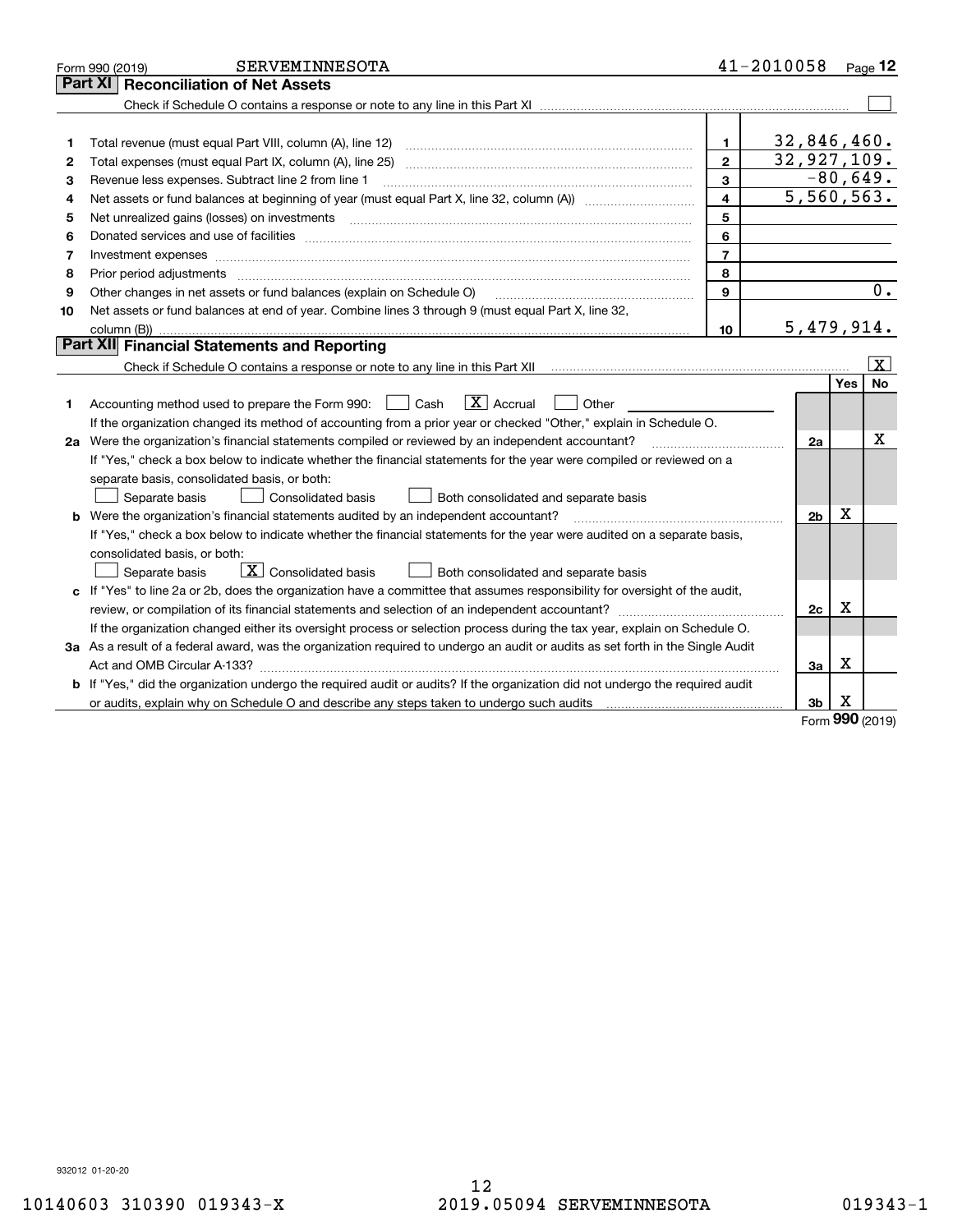Form 990 (2019) SERVEMINNESOTA 41-2010058

## Part XI Reconciliation of Net Assets

Check if Schedule O contains a response or note to any line in this Part XI ☐

| | | | |
|---|---|---|---|
| 1 | Total revenue (must equal Part VIII, column (A), line 12) | 1 | 32,846,460. |
| 2 | Total expenses (must equal Part IX, column (A), line 25) | 2 | 32,927,109. |
| 3 | Revenue less expenses. Subtract line 2 from line 1 | 3 | -80,649. |
| 4 | Net assets or fund balances at beginning of year (must equal Part X, line 32, column (A)) | 4 | 5,560,563. |
| 5 | Net unrealized gains (losses) on investments | 5 | |
| 6 | Donated services and use of facilities | 6 | |
| 7 | Investment expenses | 7 | |
| 8 | Prior period adjustments | 8 | |
| 9 | Other changes in net assets or fund balances (explain on Schedule O) | 9 | 0. |
| 10 | Net assets or fund balances at end of year. Combine lines 3 through 9 (must equal Part X, line 32, column (B)) | 10 | 5,479,914. |

## Part XII Financial Statements and Reporting

Check if Schedule O contains a response or note to any line in this Part XII ☒

| | | | Yes | No |
|---|---|---|---|---|
| 1 | Accounting method used to prepare the Form 990: ☐ Cash ☒ Accrual ☐ Other<br>If the organization changed its method of accounting from a prior year or checked "Other," explain in Schedule O. | | | |
| 2a | Were the organization's financial statements compiled or reviewed by an independent accountant?<br>If "Yes," check a box below to indicate whether the financial statements for the year were compiled or reviewed on a separate basis, consolidated basis, or both:<br>☐ Separate basis ☐ Consolidated basis ☐ Both consolidated and separate basis | 2a | | X |
| b | Were the organization's financial statements audited by an independent accountant?<br>If "Yes," check a box below to indicate whether the financial statements for the year were audited on a separate basis, consolidated basis, or both:<br>☐ Separate basis ☒ Consolidated basis ☐ Both consolidated and separate basis | 2b | X | |
| c | If "Yes" to line 2a or 2b, does the organization have a committee that assumes responsibility for oversight of the audit, review, or compilation of its financial statements and selection of an independent accountant?<br>If the organization changed either its oversight process or selection process during the tax year, explain on Schedule O. | 2c | X | |
| 3a | As a result of a federal award, was the organization required to undergo an audit or audits as set forth in the Single Audit Act and OMB Circular A-133? | 3a | X | |
| b | If "Yes," did the organization undergo the required audit or audits? If the organization did not undergo the required audit or audits, explain why on Schedule O and describe any steps taken to undergo such audits | 3b | X | |

Form **990** (2019)

932012 01-20-20

10140603 310390 019343-X 2019.05094 SERVEMINNESOTA 019343-1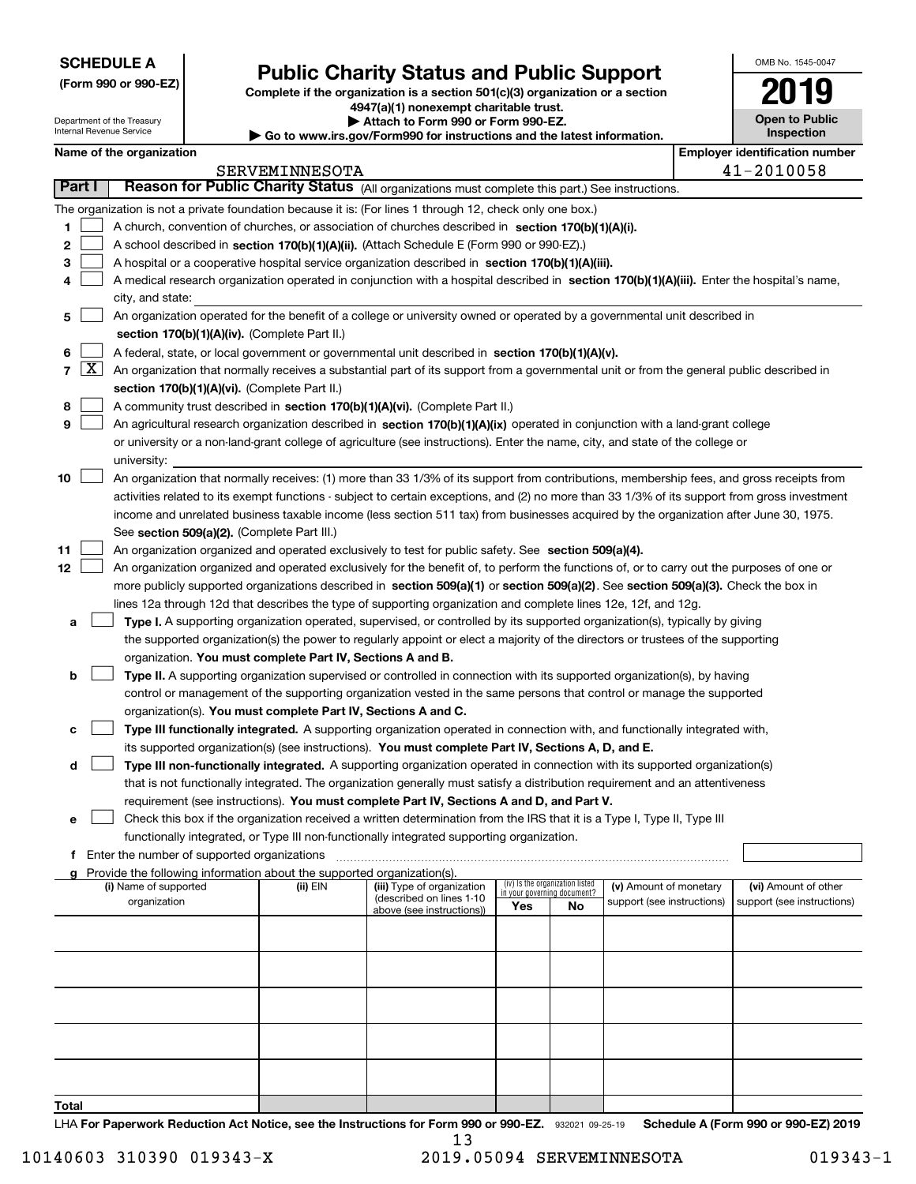**SCHEDULE A**
**(Form 990 or 990-EZ)**

Department of the Treasury
Internal Revenue Service

# Public Charity Status and Public Support

**Complete if the organization is a section 501(c)(3) organization or a section 4947(a)(1) nonexempt charitable trust.**
**▶ Attach to Form 990 or Form 990-EZ.**
**▶ Go to www.irs.gov/Form990 for instructions and the latest information.**

OMB No. 1545-0047
**2019**
**Open to Public Inspection**

**Name of the organization**
SERVEMINNESOTA

**Employer identification number**
41-2010058

**Part I** **Reason for Public Charity Status** (All organizations must complete this part.) See instructions.

The organization is not a private foundation because it is: (For lines 1 through 12, check only one box.)

1 ☐ A church, convention of churches, or association of churches described in **section 170(b)(1)(A)(i).**

2 ☐ A school described in **section 170(b)(1)(A)(ii).** (Attach Schedule E (Form 990 or 990-EZ).)

3 ☐ A hospital or a cooperative hospital service organization described in **section 170(b)(1)(A)(iii).**

4 ☐ A medical research organization operated in conjunction with a hospital described in **section 170(b)(1)(A)(iii).** Enter the hospital's name, city, and state:

5 ☐ An organization operated for the benefit of a college or university owned or operated by a governmental unit described in **section 170(b)(1)(A)(iv).** (Complete Part II.)

6 ☐ A federal, state, or local government or governmental unit described in **section 170(b)(1)(A)(v).**

7 ☒ An organization that normally receives a substantial part of its support from a governmental unit or from the general public described in **section 170(b)(1)(A)(vi).** (Complete Part II.)

8 ☐ A community trust described in **section 170(b)(1)(A)(vi).** (Complete Part II.)

9 ☐ An agricultural research organization described in **section 170(b)(1)(A)(ix)** operated in conjunction with a land-grant college or university or a non-land-grant college of agriculture (see instructions). Enter the name, city, and state of the college or university:

10 ☐ An organization that normally receives: (1) more than 33 1/3% of its support from contributions, membership fees, and gross receipts from activities related to its exempt functions - subject to certain exceptions, and (2) no more than 33 1/3% of its support from gross investment income and unrelated business taxable income (less section 511 tax) from businesses acquired by the organization after June 30, 1975. See **section 509(a)(2).** (Complete Part III.)

11 ☐ An organization organized and operated exclusively to test for public safety. See **section 509(a)(4).**

12 ☐ An organization organized and operated exclusively for the benefit of, to perform the functions of, or to carry out the purposes of one or more publicly supported organizations described in **section 509(a)(1)** or **section 509(a)(2)**. See **section 509(a)(3).** Check the box in lines 12a through 12d that describes the type of supporting organization and complete lines 12e, 12f, and 12g.

a ☐ **Type I.** A supporting organization operated, supervised, or controlled by its supported organization(s), typically by giving the supported organization(s) the power to regularly appoint or elect a majority of the directors or trustees of the supporting organization. **You must complete Part IV, Sections A and B.**

b ☐ **Type II.** A supporting organization supervised or controlled in connection with its supported organization(s), by having control or management of the supporting organization vested in the same persons that control or manage the supported organization(s). **You must complete Part IV, Sections A and C.**

c ☐ **Type III functionally integrated.** A supporting organization operated in connection with, and functionally integrated with, its supported organization(s) (see instructions). **You must complete Part IV, Sections A, D, and E.**

d ☐ **Type III non-functionally integrated.** A supporting organization operated in connection with its supported organization(s) that is not functionally integrated. The organization generally must satisfy a distribution requirement and an attentiveness requirement (see instructions). **You must complete Part IV, Sections A and D, and Part V.**

e ☐ Check this box if the organization received a written determination from the IRS that it is a Type I, Type II, Type III functionally integrated, or Type III non-functionally integrated supporting organization.

f Enter the number of supported organizations

g Provide the following information about the supported organization(s).

| (i) Name of supported organization | (ii) EIN | (iii) Type of organization (described on lines 1-10 above (see instructions)) | (iv) Is the organization listed in your governing document? Yes | No | (v) Amount of monetary support (see instructions) | (vi) Amount of other support (see instructions) |
|---|---|---|---|---|---|---|
| | | | | | | |
| | | | | | | |
| | | | | | | |
| | | | | | | |
| | | | | | | |
| **Total** | | | | | | |

LHA **For Paperwork Reduction Act Notice, see the Instructions for Form 990 or 990-EZ.** 932021 09-25-19 **Schedule A (Form 990 or 990-EZ) 2019**

10140603 310390 019343-X 2019.05094 SERVEMINNESOTA 019343-1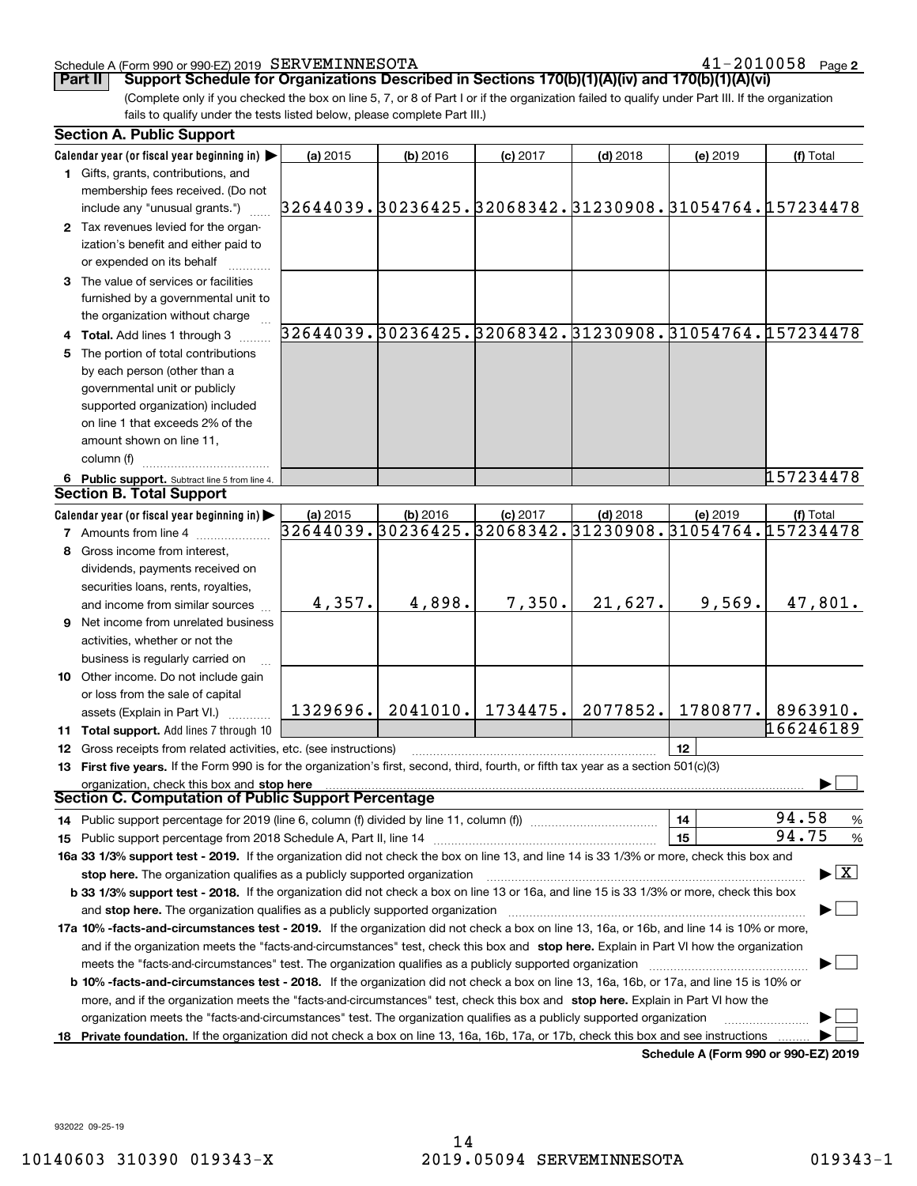Schedule A (Form 990 or 990-EZ) 2019 SERVEMINNESOTA 41-2010058 Page 2

**Part II Support Schedule for Organizations Described in Sections 170(b)(1)(A)(iv) and 170(b)(1)(A)(vi)**

(Complete only if you checked the box on line 5, 7, or 8 of Part I or if the organization failed to qualify under Part III. If the organization fails to qualify under the tests listed below, please complete Part III.)

**Section A. Public Support**

| Calendar year (or fiscal year beginning in) ▶ | (a) 2015 | (b) 2016 | (c) 2017 | (d) 2018 | (e) 2019 | (f) Total |
|---|---|---|---|---|---|---|
| **1** Gifts, grants, contributions, and membership fees received. (Do not include any "unusual grants.") | 32644039. | 30236425. | 32068342. | 31230908. | 31054764. | 157234478 |
| **2** Tax revenues levied for the organization's benefit and either paid to or expended on its behalf | | | | | | |
| **3** The value of services or facilities furnished by a governmental unit to the organization without charge | | | | | | |
| **4 Total.** Add lines 1 through 3 | 32644039. | 30236425. | 32068342. | 31230908. | 31054764. | 157234478 |
| **5** The portion of total contributions by each person (other than a governmental unit or publicly supported organization) included on line 1 that exceeds 2% of the amount shown on line 11, column (f) | | | | | | |
| **6 Public support.** Subtract line 5 from line 4. | | | | | | 157234478 |

**Section B. Total Support**

| Calendar year (or fiscal year beginning in) ▶ | (a) 2015 | (b) 2016 | (c) 2017 | (d) 2018 | (e) 2019 | (f) Total |
|---|---|---|---|---|---|---|
| **7** Amounts from line 4 | 32644039. | 30236425. | 32068342. | 31230908. | 31054764. | 157234478 |
| **8** Gross income from interest, dividends, payments received on securities loans, rents, royalties, and income from similar sources | 4,357. | 4,898. | 7,350. | 21,627. | 9,569. | 47,801. |
| **9** Net income from unrelated business activities, whether or not the business is regularly carried on | | | | | | |
| **10** Other income. Do not include gain or loss from the sale of capital assets (Explain in Part VI.) | 1329696. | 2041010. | 1734475. | 2077852. | 1780877. | 8963910. |
| **11 Total support.** Add lines 7 through 10 | | | | | | 166246189 |

**12** Gross receipts from related activities, etc. (see instructions) **12**

**13 First five years.** If the Form 990 is for the organization's first, second, third, fourth, or fifth tax year as a section 501(c)(3) organization, check this box and **stop here** ▶ ☐

**Section C. Computation of Public Support Percentage**

**14** Public support percentage for 2019 (line 6, column (f) divided by line 11, column (f)) **14** 94.58 %

**15** Public support percentage from 2018 Schedule A, Part II, line 14 **15** 94.75 %

**16a 33 1/3% support test - 2019.** If the organization did not check the box on line 13, and line 14 is 33 1/3% or more, check this box and **stop here.** The organization qualifies as a publicly supported organization ▶ ☒

**b 33 1/3% support test - 2018.** If the organization did not check a box on line 13 or 16a, and line 15 is 33 1/3% or more, check this box and **stop here.** The organization qualifies as a publicly supported organization ▶ ☐

**17a 10% -facts-and-circumstances test - 2019.** If the organization did not check a box on line 13, 16a, or 16b, and line 14 is 10% or more, and if the organization meets the "facts-and-circumstances" test, check this box and **stop here.** Explain in Part VI how the organization meets the "facts-and-circumstances" test. The organization qualifies as a publicly supported organization ▶ ☐

**b 10% -facts-and-circumstances test - 2018.** If the organization did not check a box on line 13, 16a, 16b, or 17a, and line 15 is 10% or more, and if the organization meets the "facts-and-circumstances" test, check this box and **stop here.** Explain in Part VI how the organization meets the "facts-and-circumstances" test. The organization qualifies as a publicly supported organization ▶ ☐

**18 Private foundation.** If the organization did not check a box on line 13, 16a, 16b, 17a, or 17b, check this box and see instructions ▶ ☐

**Schedule A (Form 990 or 990-EZ) 2019**

932022 09-25-19

10140603 310390 019343-X 2019.05094 SERVEMINNESOTA 019343-1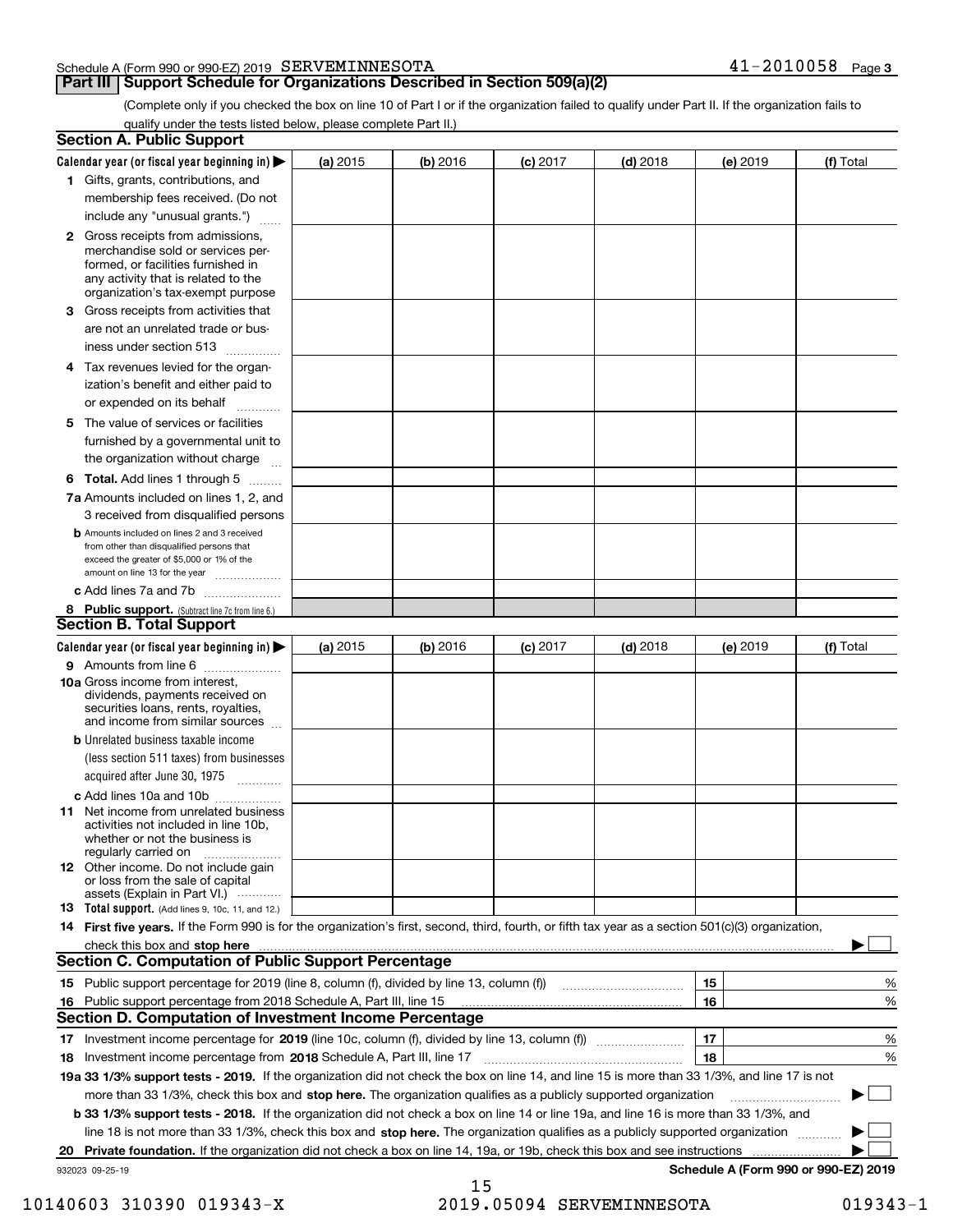Schedule A (Form 990 or 990-EZ) 2019 SERVEMINNESOTA 41-2010058 Page 3

## Part III Support Schedule for Organizations Described in Section 509(a)(2)

(Complete only if you checked the box on line 10 of Part I or if the organization failed to qualify under Part II. If the organization fails to qualify under the tests listed below, please complete Part II.)

### Section A. Public Support

| Calendar year (or fiscal year beginning in) ▶ | (a) 2015 | (b) 2016 | (c) 2017 | (d) 2018 | (e) 2019 | (f) Total |
|---|---|---|---|---|---|---|
| **1** Gifts, grants, contributions, and membership fees received. (Do not include any "unusual grants.") | | | | | | |
| **2** Gross receipts from admissions, merchandise sold or services performed, or facilities furnished in any activity that is related to the organization's tax-exempt purpose | | | | | | |
| **3** Gross receipts from activities that are not an unrelated trade or business under section 513 | | | | | | |
| **4** Tax revenues levied for the organization's benefit and either paid to or expended on its behalf | | | | | | |
| **5** The value of services or facilities furnished by a governmental unit to the organization without charge | | | | | | |
| **6 Total.** Add lines 1 through 5 | | | | | | |
| **7a** Amounts included on lines 1, 2, and 3 received from disqualified persons | | | | | | |
| **b** Amounts included on lines 2 and 3 received from other than disqualified persons that exceed the greater of $5,000 or 1% of the amount on line 13 for the year | | | | | | |
| **c** Add lines 7a and 7b | | | | | | |
| **8 Public support.** (Subtract line 7c from line 6.) | | | | | | |

### Section B. Total Support

| Calendar year (or fiscal year beginning in) ▶ | (a) 2015 | (b) 2016 | (c) 2017 | (d) 2018 | (e) 2019 | (f) Total |
|---|---|---|---|---|---|---|
| **9** Amounts from line 6 | | | | | | |
| **10a** Gross income from interest, dividends, payments received on securities loans, rents, royalties, and income from similar sources | | | | | | |
| **b** Unrelated business taxable income (less section 511 taxes) from businesses acquired after June 30, 1975 | | | | | | |
| **c** Add lines 10a and 10b | | | | | | |
| **11** Net income from unrelated business activities not included in line 10b, whether or not the business is regularly carried on | | | | | | |
| **12** Other income. Do not include gain or loss from the sale of capital assets (Explain in Part VI.) | | | | | | |
| **13 Total support.** (Add lines 9, 10c, 11, and 12.) | | | | | | |

**14 First five years.** If the Form 990 is for the organization's first, second, third, fourth, or fifth tax year as a section 501(c)(3) organization, check this box and **stop here** ▶ ☐

### Section C. Computation of Public Support Percentage

| | | | |
|---|---|---|---|
| **15** | Public support percentage for 2019 (line 8, column (f), divided by line 13, column (f)) | 15 | % |
| **16** | Public support percentage from 2018 Schedule A, Part III, line 15 | 16 | % |

### Section D. Computation of Investment Income Percentage

| | | | |
|---|---|---|---|
| **17** | Investment income percentage for **2019** (line 10c, column (f), divided by line 13, column (f)) | 17 | % |
| **18** | Investment income percentage from **2018** Schedule A, Part III, line 17 | 18 | % |

**19a 33 1/3% support tests - 2019.** If the organization did not check the box on line 14, and line 15 is more than 33 1/3%, and line 17 is not more than 33 1/3%, check this box and **stop here.** The organization qualifies as a publicly supported organization ▶ ☐

**b 33 1/3% support tests - 2018.** If the organization did not check a box on line 14 or line 19a, and line 16 is more than 33 1/3%, and line 18 is not more than 33 1/3%, check this box and **stop here.** The organization qualifies as a publicly supported organization ▶ ☐

**20 Private foundation.** If the organization did not check a box on line 14, 19a, or 19b, check this box and see instructions ▶ ☐

932023 09-25-19 **Schedule A (Form 990 or 990-EZ) 2019**

10140603 310390 019343-X 2019.05094 SERVEMINNESOTA 019343-1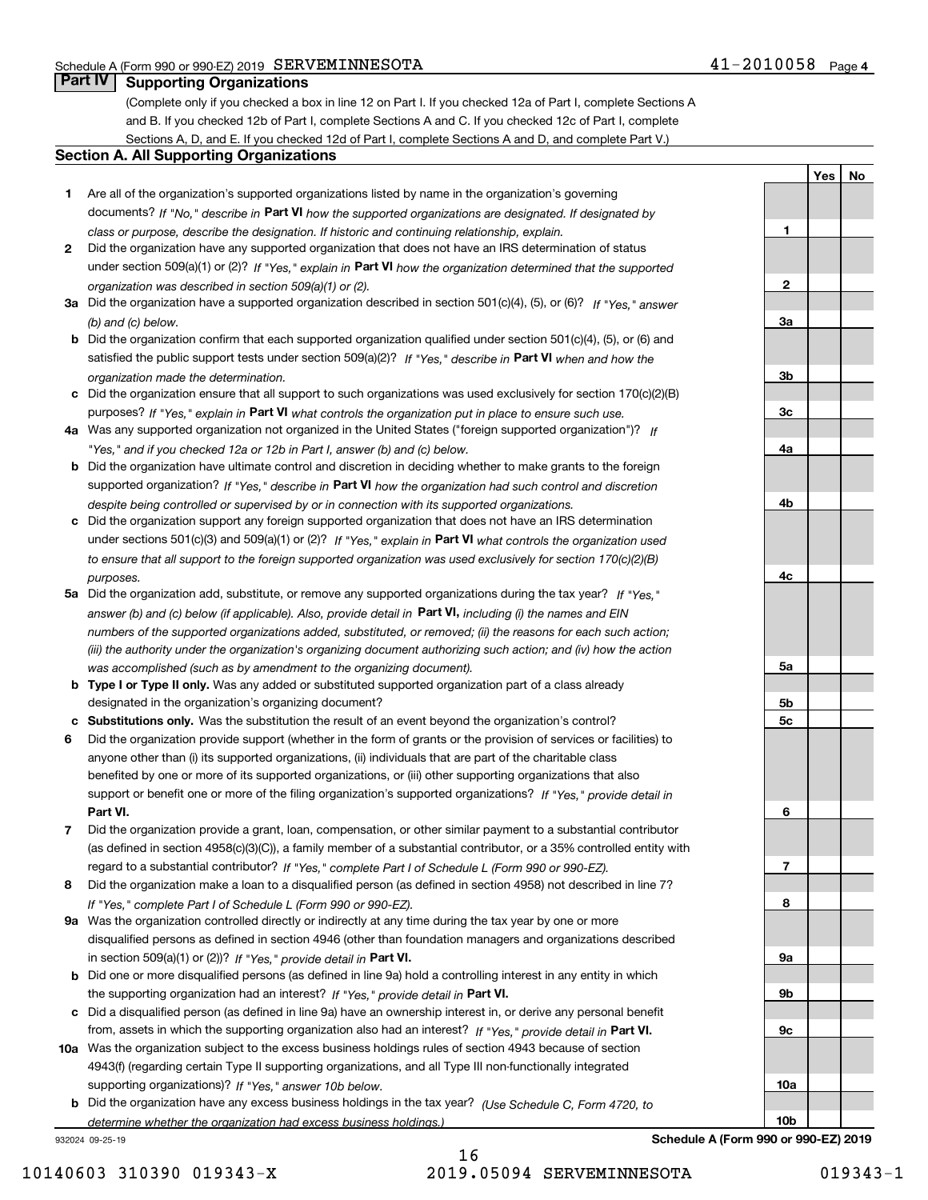Schedule A (Form 990 or 990-EZ) 2019 SERVEMINNESOTA 41-2010058 Page 4

## Part IV Supporting Organizations

(Complete only if you checked a box in line 12 on Part I. If you checked 12a of Part I, complete Sections A and B. If you checked 12b of Part I, complete Sections A and C. If you checked 12c of Part I, complete Sections A, D, and E. If you checked 12d of Part I, complete Sections A and D, and complete Part V.)

### Section A. All Supporting Organizations

| | | | Yes | No |
|---|---|---|---|---|
| **1** | Are all of the organization's supported organizations listed by name in the organization's governing documents? *If "No," describe in* **Part VI** *how the supported organizations are designated. If designated by class or purpose, describe the designation. If historic and continuing relationship, explain.* | 1 | | |
| **2** | Did the organization have any supported organization that does not have an IRS determination of status under section 509(a)(1) or (2)? *If "Yes," explain in* **Part VI** *how the organization determined that the supported organization was described in section 509(a)(1) or (2).* | 2 | | |
| **3a** | Did the organization have a supported organization described in section 501(c)(4), (5), or (6)? *If "Yes," answer (b) and (c) below.* | 3a | | |
| **b** | Did the organization confirm that each supported organization qualified under section 501(c)(4), (5), or (6) and satisfied the public support tests under section 509(a)(2)? *If "Yes," describe in* **Part VI** *when and how the organization made the determination.* | 3b | | |
| **c** | Did the organization ensure that all support to such organizations was used exclusively for section 170(c)(2)(B) purposes? *If "Yes," explain in* **Part VI** *what controls the organization put in place to ensure such use.* | 3c | | |
| **4a** | Was any supported organization not organized in the United States ("foreign supported organization")? *If "Yes," and if you checked 12a or 12b in Part I, answer (b) and (c) below.* | 4a | | |
| **b** | Did the organization have ultimate control and discretion in deciding whether to make grants to the foreign supported organization? *If "Yes," describe in* **Part VI** *how the organization had such control and discretion despite being controlled or supervised by or in connection with its supported organizations.* | 4b | | |
| **c** | Did the organization support any foreign supported organization that does not have an IRS determination under sections 501(c)(3) and 509(a)(1) or (2)? *If "Yes," explain in* **Part VI** *what controls the organization used to ensure that all support to the foreign supported organization was used exclusively for section 170(c)(2)(B) purposes.* | 4c | | |
| **5a** | Did the organization add, substitute, or remove any supported organizations during the tax year? *If "Yes," answer (b) and (c) below (if applicable). Also, provide detail in* **Part VI,** *including (i) the names and EIN numbers of the supported organizations added, substituted, or removed; (ii) the reasons for each such action; (iii) the authority under the organization's organizing document authorizing such action; and (iv) how the action was accomplished (such as by amendment to the organizing document).* | 5a | | |
| **b** | **Type I or Type II only.** Was any added or substituted supported organization part of a class already designated in the organization's organizing document? | 5b | | |
| **c** | **Substitutions only.** Was the substitution the result of an event beyond the organization's control? | 5c | | |
| **6** | Did the organization provide support (whether in the form of grants or the provision of services or facilities) to anyone other than (i) its supported organizations, (ii) individuals that are part of the charitable class benefited by one or more of its supported organizations, or (iii) other supporting organizations that also support or benefit one or more of the filing organization's supported organizations? *If "Yes," provide detail in* **Part VI.** | 6 | | |
| **7** | Did the organization provide a grant, loan, compensation, or other similar payment to a substantial contributor (as defined in section 4958(c)(3)(C)), a family member of a substantial contributor, or a 35% controlled entity with regard to a substantial contributor? *If "Yes," complete Part I of Schedule L (Form 990 or 990-EZ).* | 7 | | |
| **8** | Did the organization make a loan to a disqualified person (as defined in section 4958) not described in line 7? *If "Yes," complete Part I of Schedule L (Form 990 or 990-EZ).* | 8 | | |
| **9a** | Was the organization controlled directly or indirectly at any time during the tax year by one or more disqualified persons as defined in section 4946 (other than foundation managers and organizations described in section 509(a)(1) or (2))? *If "Yes," provide detail in* **Part VI.** | 9a | | |
| **b** | Did one or more disqualified persons (as defined in line 9a) hold a controlling interest in any entity in which the supporting organization had an interest? *If "Yes," provide detail in* **Part VI.** | 9b | | |
| **c** | Did a disqualified person (as defined in line 9a) have an ownership interest in, or derive any personal benefit from, assets in which the supporting organization also had an interest? *If "Yes," provide detail in* **Part VI.** | 9c | | |
| **10a** | Was the organization subject to the excess business holdings rules of section 4943 because of section 4943(f) (regarding certain Type II supporting organizations, and all Type III non-functionally integrated supporting organizations)? *If "Yes," answer 10b below.* | 10a | | |
| **b** | Did the organization have any excess business holdings in the tax year? *(Use Schedule C, Form 4720, to determine whether the organization had excess business holdings.)* | 10b | | |

932024 09-25-19 **Schedule A (Form 990 or 990-EZ) 2019**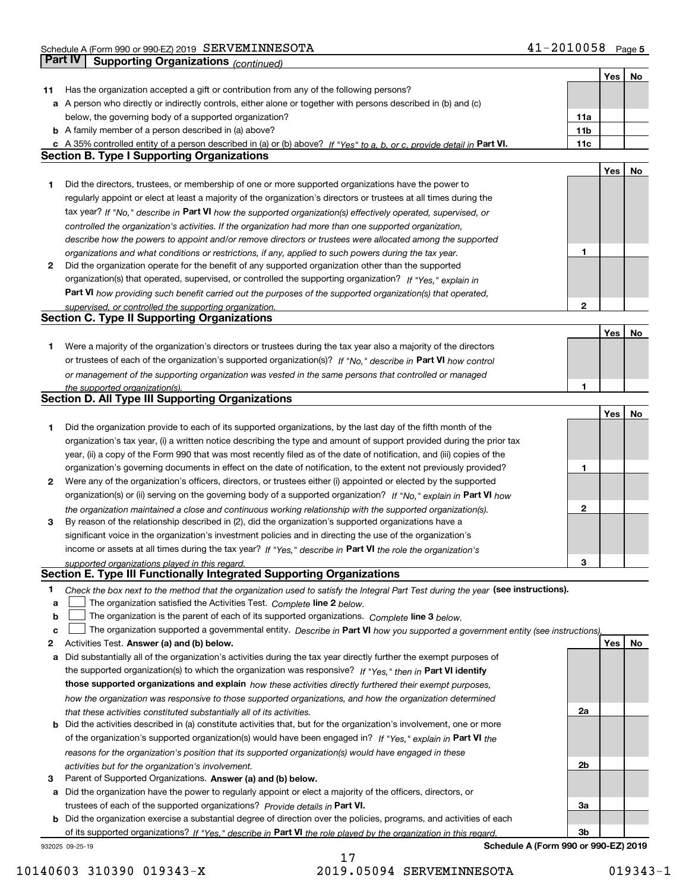Schedule A (Form 990 or 990-EZ) 2019 SERVEMINNESOTA 41-2010058 Page 5

**Part IV Supporting Organizations** *(continued)*

| | | | Yes | No |
|---|---|---|---|---|
| **11** | Has the organization accepted a gift or contribution from any of the following persons? | | | |
| **a** | A person who directly or indirectly controls, either alone or together with persons described in (b) and (c) below, the governing body of a supported organization? | 11a | | |
| **b** | A family member of a person described in (a) above? | 11b | | |
| **c** | A 35% controlled entity of a person described in (a) or (b) above? *If "Yes" to a, b, or c, provide detail in* **Part VI.** | 11c | | |

**Section B. Type I Supporting Organizations**

| | | | Yes | No |
|---|---|---|---|---|
| **1** | Did the directors, trustees, or membership of one or more supported organizations have the power to regularly appoint or elect at least a majority of the organization's directors or trustees at all times during the tax year? *If "No," describe in* **Part VI** *how the supported organization(s) effectively operated, supervised, or controlled the organization's activities. If the organization had more than one supported organization, describe how the powers to appoint and/or remove directors or trustees were allocated among the supported organizations and what conditions or restrictions, if any, applied to such powers during the tax year.* | 1 | | |
| **2** | Did the organization operate for the benefit of any supported organization other than the supported organization(s) that operated, supervised, or controlled the supporting organization? *If "Yes," explain in* **Part VI** *how providing such benefit carried out the purposes of the supported organization(s) that operated, supervised, or controlled the supporting organization.* | 2 | | |

**Section C. Type II Supporting Organizations**

| | | | Yes | No |
|---|---|---|---|---|
| **1** | Were a majority of the organization's directors or trustees during the tax year also a majority of the directors or trustees of each of the organization's supported organization(s)? *If "No," describe in* **Part VI** *how control or management of the supporting organization was vested in the same persons that controlled or managed the supported organization(s).* | 1 | | |

**Section D. All Type III Supporting Organizations**

| | | | Yes | No |
|---|---|---|---|---|
| **1** | Did the organization provide to each of its supported organizations, by the last day of the fifth month of the organization's tax year, (i) a written notice describing the type and amount of support provided during the prior tax year, (ii) a copy of the Form 990 that was most recently filed as of the date of notification, and (iii) copies of the organization's governing documents in effect on the date of notification, to the extent not previously provided? | 1 | | |
| **2** | Were any of the organization's officers, directors, or trustees either (i) appointed or elected by the supported organization(s) or (ii) serving on the governing body of a supported organization? *If "No," explain in* **Part VI** *how the organization maintained a close and continuous working relationship with the supported organization(s).* | 2 | | |
| **3** | By reason of the relationship described in (2), did the organization's supported organizations have a significant voice in the organization's investment policies and in directing the use of the organization's income or assets at all times during the tax year? *If "Yes," describe in* **Part VI** *the role the organization's supported organizations played in this regard.* | 3 | | |

**Section E. Type III Functionally Integrated Supporting Organizations**

**1** *Check the box next to the method that the organization used to satisfy the Integral Part Test during the year* **(see instructions).**

- **a** ☐ The organization satisfied the Activities Test. *Complete* **line 2** *below.*
- **b** ☐ The organization is the parent of each of its supported organizations. *Complete* **line 3** *below.*
- **c** ☐ The organization supported a governmental entity. *Describe in* **Part VI** *how you supported a government entity (see instructions).*

| | | | Yes | No |
|---|---|---|---|---|
| **2** | Activities Test. **Answer (a) and (b) below.** | | | |
| **a** | Did substantially all of the organization's activities during the tax year directly further the exempt purposes of the supported organization(s) to which the organization was responsive? *If "Yes," then in* **Part VI identify those supported organizations and explain** *how these activities directly furthered their exempt purposes, how the organization was responsive to those supported organizations, and how the organization determined that these activities constituted substantially all of its activities.* | 2a | | |
| **b** | Did the activities described in (a) constitute activities that, but for the organization's involvement, one or more of the organization's supported organization(s) would have been engaged in? *If "Yes," explain in* **Part VI** *the reasons for the organization's position that its supported organization(s) would have engaged in these activities but for the organization's involvement.* | 2b | | |
| **3** | Parent of Supported Organizations. **Answer (a) and (b) below.** | | | |
| **a** | Did the organization have the power to regularly appoint or elect a majority of the officers, directors, or trustees of each of the supported organizations? *Provide details in* **Part VI.** | 3a | | |
| **b** | Did the organization exercise a substantial degree of direction over the policies, programs, and activities of each of its supported organizations? *If "Yes," describe in* **Part VI** *the role played by the organization in this regard.* | 3b | | |

932025 09-25-19 **Schedule A (Form 990 or 990-EZ) 2019**

10140603 310390 019343-X 2019.05094 SERVEMINNESOTA 019343-1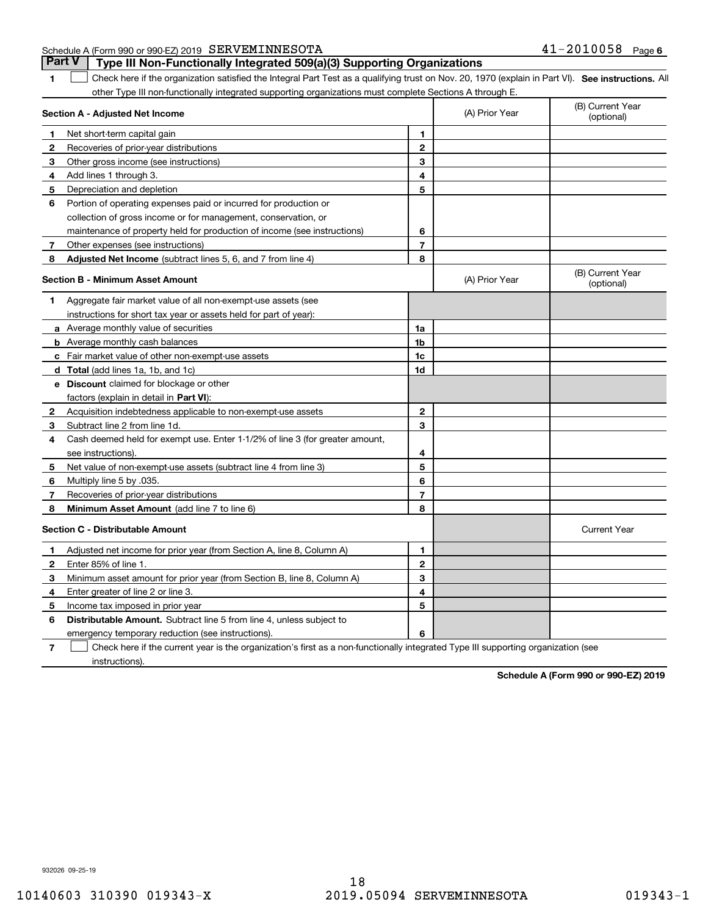Schedule A (Form 990 or 990-EZ) 2019 SERVEMINNESOTA 41-2010058 Page 6

## Part V Type III Non-Functionally Integrated 509(a)(3) Supporting Organizations

**1** ☐ Check here if the organization satisfied the Integral Part Test as a qualifying trust on Nov. 20, 1970 (explain in Part VI). **See instructions.** All other Type III non-functionally integrated supporting organizations must complete Sections A through E.

| **Section A - Adjusted Net Income** | | | (A) Prior Year | (B) Current Year (optional) |
|---|---|---|---|---|
| 1 | Net short-term capital gain | 1 | | |
| 2 | Recoveries of prior-year distributions | 2 | | |
| 3 | Other gross income (see instructions) | 3 | | |
| 4 | Add lines 1 through 3. | 4 | | |
| 5 | Depreciation and depletion | 5 | | |
| 6 | Portion of operating expenses paid or incurred for production or collection of gross income or for management, conservation, or maintenance of property held for production of income (see instructions) | 6 | | |
| 7 | Other expenses (see instructions) | 7 | | |
| 8 | **Adjusted Net Income** (subtract lines 5, 6, and 7 from line 4) | 8 | | |

| **Section B - Minimum Asset Amount** | | | (A) Prior Year | (B) Current Year (optional) |
|---|---|---|---|---|
| 1 | Aggregate fair market value of all non-exempt-use assets (see instructions for short tax year or assets held for part of year): | | | |
| a | Average monthly value of securities | 1a | | |
| b | Average monthly cash balances | 1b | | |
| c | Fair market value of other non-exempt-use assets | 1c | | |
| d | **Total** (add lines 1a, 1b, and 1c) | 1d | | |
| e | **Discount** claimed for blockage or other factors (explain in detail in **Part VI**): | | | |
| 2 | Acquisition indebtedness applicable to non-exempt-use assets | 2 | | |
| 3 | Subtract line 2 from line 1d. | 3 | | |
| 4 | Cash deemed held for exempt use. Enter 1-1/2% of line 3 (for greater amount, see instructions). | 4 | | |
| 5 | Net value of non-exempt-use assets (subtract line 4 from line 3) | 5 | | |
| 6 | Multiply line 5 by .035. | 6 | | |
| 7 | Recoveries of prior-year distributions | 7 | | |
| 8 | **Minimum Asset Amount** (add line 7 to line 6) | 8 | | |

| **Section C - Distributable Amount** | | | | Current Year |
|---|---|---|---|---|
| 1 | Adjusted net income for prior year (from Section A, line 8, Column A) | 1 | | |
| 2 | Enter 85% of line 1. | 2 | | |
| 3 | Minimum asset amount for prior year (from Section B, line 8, Column A) | 3 | | |
| 4 | Enter greater of line 2 or line 3. | 4 | | |
| 5 | Income tax imposed in prior year | 5 | | |
| 6 | **Distributable Amount.** Subtract line 5 from line 4, unless subject to emergency temporary reduction (see instructions). | 6 | | |

**7** ☐ Check here if the current year is the organization's first as a non-functionally integrated Type III supporting organization (see instructions).

**Schedule A (Form 990 or 990-EZ) 2019**

932026 09-25-19

10140603 310390 019343-X 2019.05094 SERVEMINNESOTA 019343-1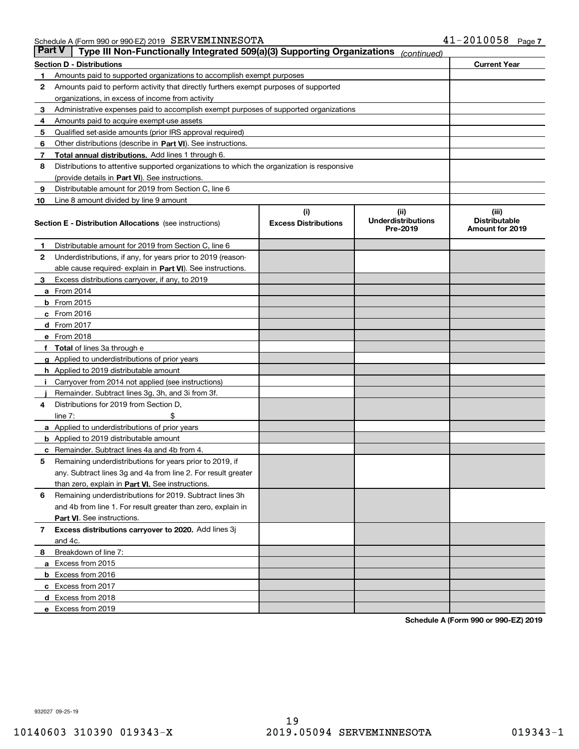Schedule A (Form 990 or 990-EZ) 2019 SERVEMINNESOTA 41-2010058 Page 7

## Part V Type III Non-Functionally Integrated 509(a)(3) Supporting Organizations *(continued)*

| Section D - Distributions | | Current Year |
|---|---|---|
| 1 | Amounts paid to supported organizations to accomplish exempt purposes | |
| 2 | Amounts paid to perform activity that directly furthers exempt purposes of supported organizations, in excess of income from activity | |
| 3 | Administrative expenses paid to accomplish exempt purposes of supported organizations | |
| 4 | Amounts paid to acquire exempt-use assets | |
| 5 | Qualified set-aside amounts (prior IRS approval required) | |
| 6 | Other distributions (describe in **Part VI**). See instructions. | |
| 7 | **Total annual distributions.** Add lines 1 through 6. | |
| 8 | Distributions to attentive supported organizations to which the organization is responsive (provide details in **Part VI**). See instructions. | |
| 9 | Distributable amount for 2019 from Section C, line 6 | |
| 10 | Line 8 amount divided by line 9 amount | |

| **Section E - Distribution Allocations** (see instructions) | | (i) Excess Distributions | (ii) Underdistributions Pre-2019 | (iii) Distributable Amount for 2019 |
|---|---|---|---|---|
| 1 | Distributable amount for 2019 from Section C, line 6 | | | |
| 2 | Underdistributions, if any, for years prior to 2019 (reasonable cause required- explain in **Part VI**). See instructions. | | | |
| 3 | Excess distributions carryover, if any, to 2019 | | | |
| a | From 2014 | | | |
| b | From 2015 | | | |
| c | From 2016 | | | |
| d | From 2017 | | | |
| e | From 2018 | | | |
| f | **Total** of lines 3a through e | | | |
| g | Applied to underdistributions of prior years | | | |
| h | Applied to 2019 distributable amount | | | |
| i | Carryover from 2014 not applied (see instructions) | | | |
| j | Remainder. Subtract lines 3g, 3h, and 3i from 3f. | | | |
| 4 | Distributions for 2019 from Section D, line 7: $ | | | |
| a | Applied to underdistributions of prior years | | | |
| b | Applied to 2019 distributable amount | | | |
| c | Remainder. Subtract lines 4a and 4b from 4. | | | |
| 5 | Remaining underdistributions for years prior to 2019, if any. Subtract lines 3g and 4a from line 2. For result greater than zero, explain in **Part VI**. See instructions. | | | |
| 6 | Remaining underdistributions for 2019. Subtract lines 3h and 4b from line 1. For result greater than zero, explain in **Part VI**. See instructions. | | | |
| 7 | **Excess distributions carryover to 2020.** Add lines 3j and 4c. | | | |
| 8 | Breakdown of line 7: | | | |
| a | Excess from 2015 | | | |
| b | Excess from 2016 | | | |
| c | Excess from 2017 | | | |
| d | Excess from 2018 | | | |
| e | Excess from 2019 | | | |

**Schedule A (Form 990 or 990-EZ) 2019**

932027 09-25-19

10140603 310390 019343-X 2019.05094 SERVEMINNESOTA 019343-1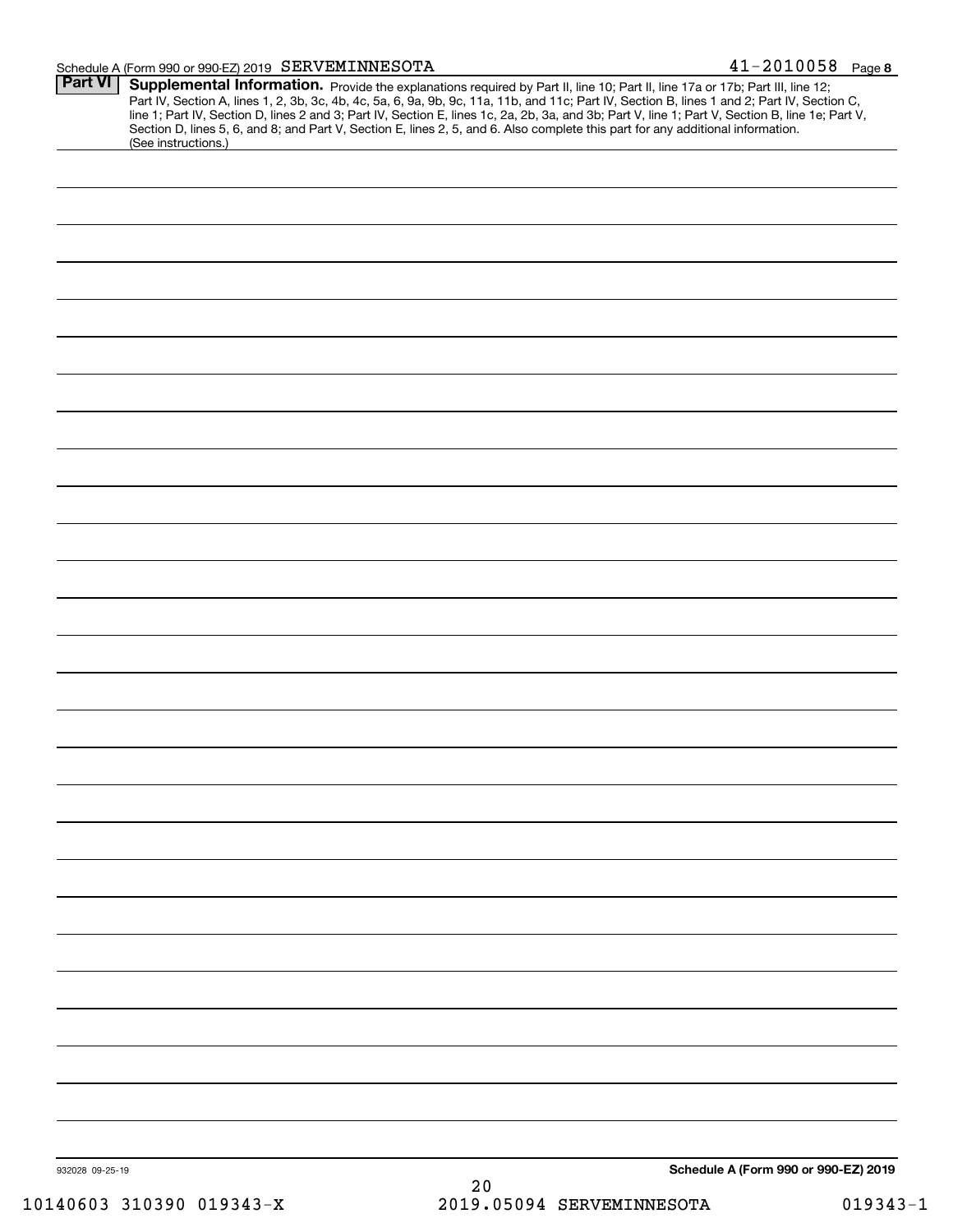Schedule A (Form 990 or 990-EZ) 2019 SERVEMINNESOTA 41-2010058 Page 8

## Part VI Supplemental Information.

Provide the explanations required by Part II, line 10; Part II, line 17a or 17b; Part III, line 12; Part IV, Section A, lines 1, 2, 3b, 3c, 4b, 4c, 5a, 6, 9a, 9b, 9c, 11a, 11b, and 11c; Part IV, Section B, lines 1 and 2; Part IV, Section C, line 1; Part IV, Section D, lines 2 and 3; Part IV, Section E, lines 1c, 2a, 2b, 3a, and 3b; Part V, line 1; Part V, Section B, line 1e; Part V, Section D, lines 5, 6, and 8; and Part V, Section E, lines 2, 5, and 6. Also complete this part for any additional information. (See instructions.)

932028 09-25-19

**Schedule A (Form 990 or 990-EZ) 2019**

10140603 310390 019343-X 2019.05094 SERVEMINNESOTA 019343-1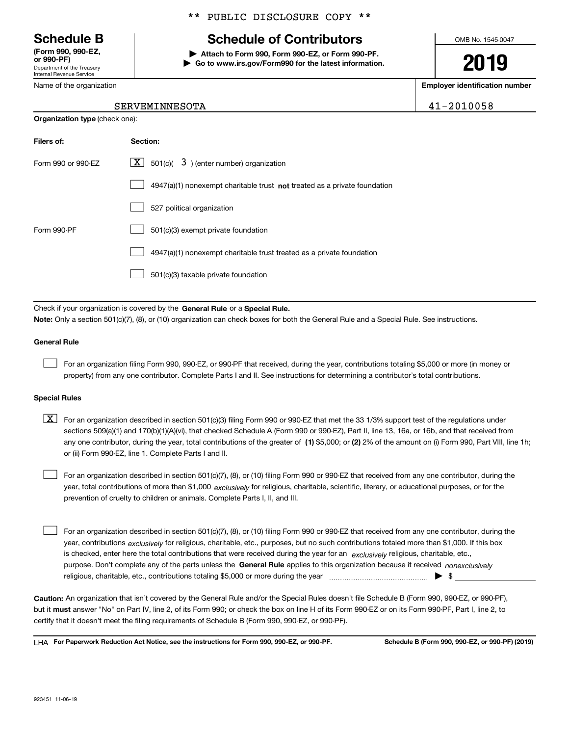\*\* PUBLIC DISCLOSURE COPY \*\*

# Schedule B

**(Form 990, 990-EZ, or 990-PF)**
Department of the Treasury
Internal Revenue Service

## Schedule of Contributors

**▶ Attach to Form 990, Form 990-EZ, or Form 990-PF.**
**▶ Go to www.irs.gov/Form990 for the latest information.**

OMB No. 1545-0047

**2019**

| Name of the organization | Employer identification number |
|---|---|
| SERVEMINNESOTA | 41-2010058 |

**Organization type** (check one):

| Filers of: | Section: |
|---|---|
| Form 990 or 990-EZ | [X] 501(c)( 3 ) (enter number) organization |
| | [ ] 4947(a)(1) nonexempt charitable trust **not** treated as a private foundation |
| | [ ] 527 political organization |
| Form 990-PF | [ ] 501(c)(3) exempt private foundation |
| | [ ] 4947(a)(1) nonexempt charitable trust treated as a private foundation |
| | [ ] 501(c)(3) taxable private foundation |

Check if your organization is covered by the **General Rule** or a **Special Rule.**

**Note:** Only a section 501(c)(7), (8), or (10) organization can check boxes for both the General Rule and a Special Rule. See instructions.

**General Rule**

[ ] For an organization filing Form 990, 990-EZ, or 990-PF that received, during the year, contributions totaling $5,000 or more (in money or property) from any one contributor. Complete Parts I and II. See instructions for determining a contributor's total contributions.

**Special Rules**

[X] For an organization described in section 501(c)(3) filing Form 990 or 990-EZ that met the 33 1/3% support test of the regulations under sections 509(a)(1) and 170(b)(1)(A)(vi), that checked Schedule A (Form 990 or 990-EZ), Part II, line 13, 16a, or 16b, and that received from any one contributor, during the year, total contributions of the greater of **(1)** $5,000; or **(2)** 2% of the amount on (i) Form 990, Part VIII, line 1h; or (ii) Form 990-EZ, line 1. Complete Parts I and II.

[ ] For an organization described in section 501(c)(7), (8), or (10) filing Form 990 or 990-EZ that received from any one contributor, during the year, total contributions of more than $1,000 *exclusively* for religious, charitable, scientific, literary, or educational purposes, or for the prevention of cruelty to children or animals. Complete Parts I, II, and III.

[ ] For an organization described in section 501(c)(7), (8), or (10) filing Form 990 or 990-EZ that received from any one contributor, during the year, contributions *exclusively* for religious, charitable, etc., purposes, but no such contributions totaled more than $1,000. If this box is checked, enter here the total contributions that were received during the year for an *exclusively* religious, charitable, etc., purpose. Don't complete any of the parts unless the **General Rule** applies to this organization because it received *nonexclusively* religious, charitable, etc., contributions totaling $5,000 or more during the year ▶ $

**Caution:** An organization that isn't covered by the General Rule and/or the Special Rules doesn't file Schedule B (Form 990, 990-EZ, or 990-PF), but it **must** answer "No" on Part IV, line 2, of its Form 990; or check the box on line H of its Form 990-EZ or on its Form 990-PF, Part I, line 2, to certify that it doesn't meet the filing requirements of Schedule B (Form 990, 990-EZ, or 990-PF).

LHA **For Paperwork Reduction Act Notice, see the instructions for Form 990, 990-EZ, or 990-PF.** **Schedule B (Form 990, 990-EZ, or 990-PF) (2019)**

923451 11-06-19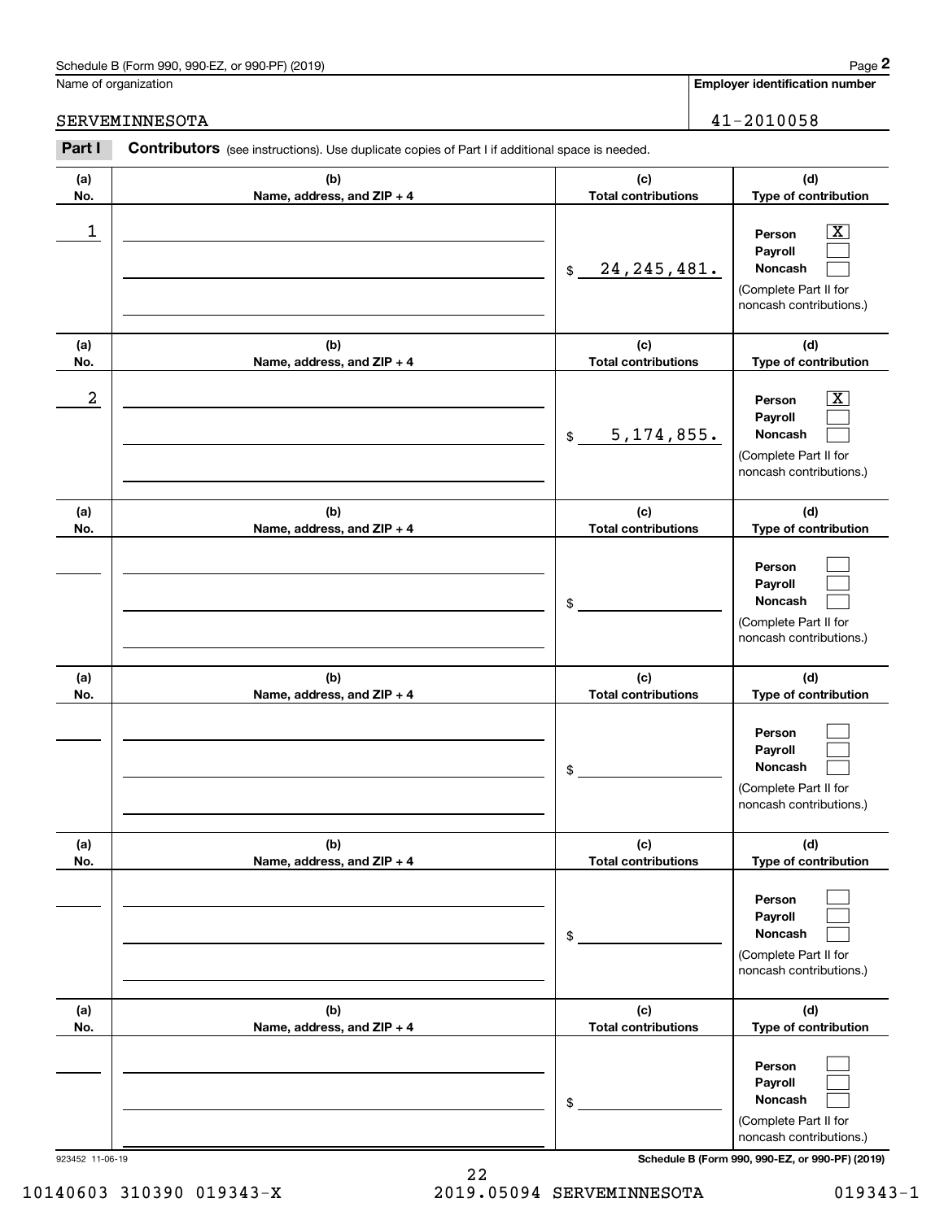Name of organization: SERVEMINNESOTA

Employer identification number: 41-2010058

## Part I Contributors

(see instructions). Use duplicate copies of Part I if additional space is needed.

| (a) No. | (b) Name, address, and ZIP + 4 | (c) Total contributions | (d) Type of contribution |
|---|---|---|---|
| 1 | | $ 24,245,481. | Person [X] Payroll [ ] Noncash [ ] (Complete Part II for noncash contributions.) |
| 2 | | $ 5,174,855. | Person [X] Payroll [ ] Noncash [ ] (Complete Part II for noncash contributions.) |
| | | $ | Person [ ] Payroll [ ] Noncash [ ] (Complete Part II for noncash contributions.) |
| | | $ | Person [ ] Payroll [ ] Noncash [ ] (Complete Part II for noncash contributions.) |
| | | $ | Person [ ] Payroll [ ] Noncash [ ] (Complete Part II for noncash contributions.) |
| | | $ | Person [ ] Payroll [ ] Noncash [ ] (Complete Part II for noncash contributions.) |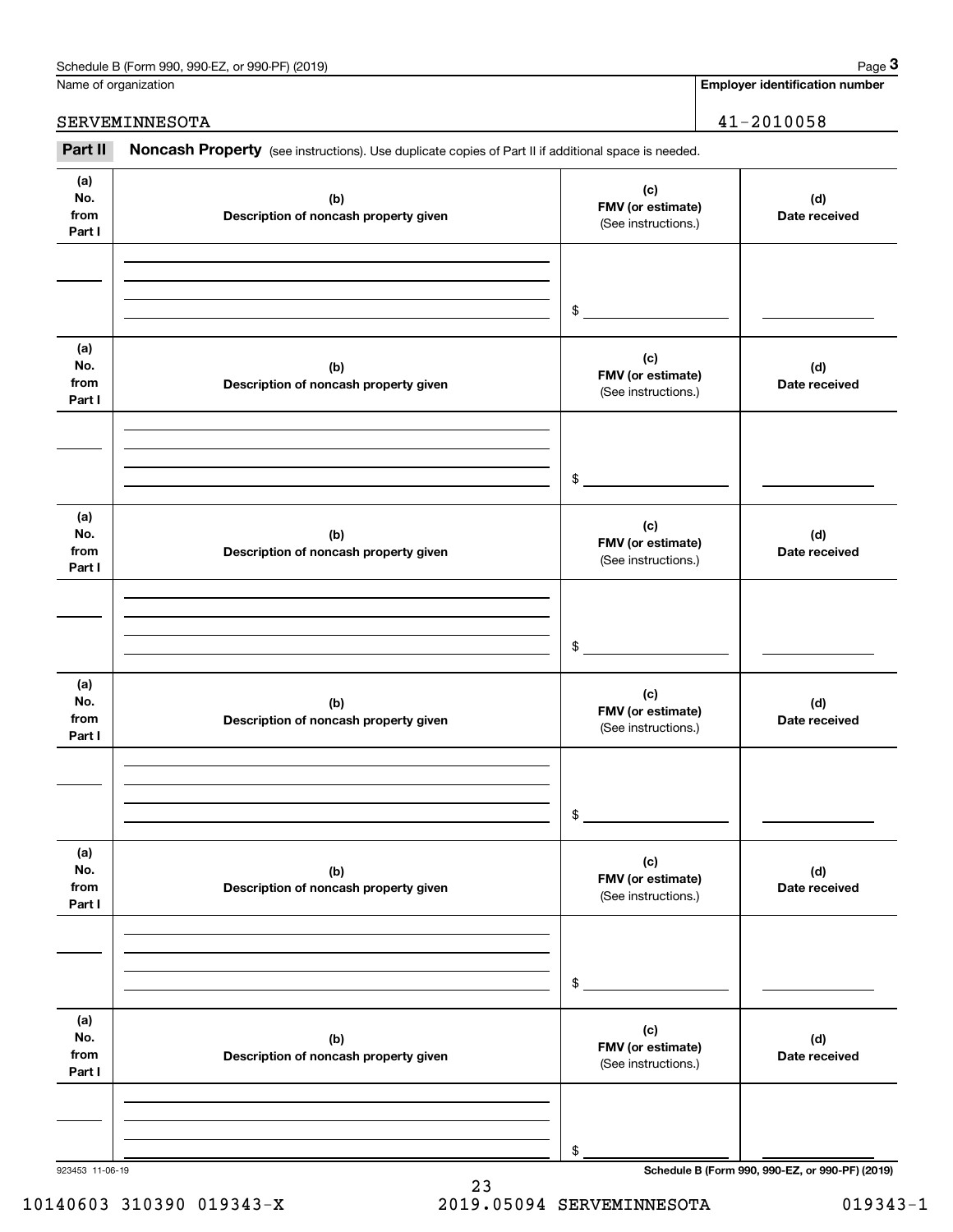Name of organization | Employer identification number

SERVEMINNESOTA | 41-2010058

## Part II Noncash Property

(see instructions). Use duplicate copies of Part II if additional space is needed.

| (a) No. from Part I | (b) Description of noncash property given | (c) FMV (or estimate) (See instructions.) | (d) Date received |
|---|---|---|---|
| | | $ | |

| (a) No. from Part I | (b) Description of noncash property given | (c) FMV (or estimate) (See instructions.) | (d) Date received |
|---|---|---|---|
| | | $ | |

| (a) No. from Part I | (b) Description of noncash property given | (c) FMV (or estimate) (See instructions.) | (d) Date received |
|---|---|---|---|
| | | $ | |

| (a) No. from Part I | (b) Description of noncash property given | (c) FMV (or estimate) (See instructions.) | (d) Date received |
|---|---|---|---|
| | | $ | |

| (a) No. from Part I | (b) Description of noncash property given | (c) FMV (or estimate) (See instructions.) | (d) Date received |
|---|---|---|---|
| | | $ | |

| (a) No. from Part I | (b) Description of noncash property given | (c) FMV (or estimate) (See instructions.) | (d) Date received |
|---|---|---|---|
| | | $ | |

923453 11-06-19

10140603 310390 019343-X 2019.05094 SERVEMINNESOTA 019343-1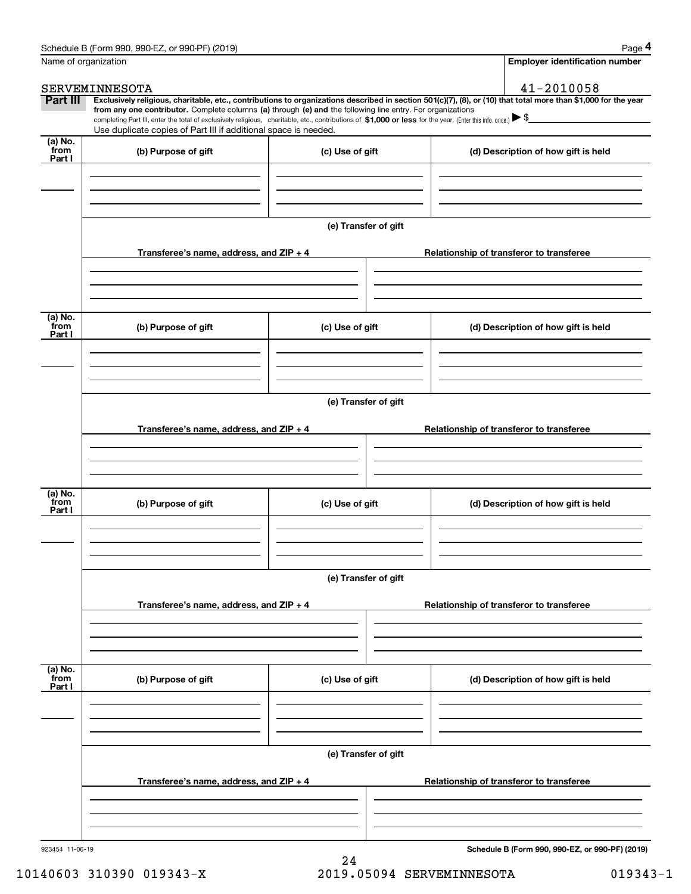Name of organization

SERVEMINNESOTA

**Employer identification number**

41-2010058

**Part III** **Exclusively religious, charitable, etc., contributions to organizations described in section 501(c)(7), (8), or (10) that total more than $1,000 for the year from any one contributor.** Complete columns **(a)** through **(e) and** the following line entry. For organizations completing Part III, enter the total of exclusively religious, charitable, etc., contributions of **$1,000 or less** for the year. (Enter this info. once.) ▶ $

Use duplicate copies of Part III if additional space is needed.

| (a) No. from Part I | (b) Purpose of gift | (c) Use of gift | (d) Description of how gift is held |
| --- | --- | --- | --- |
| | | | |

(e) Transfer of gift

| Transferee's name, address, and ZIP + 4 | Relationship of transferor to transferee |
| --- | --- |
| | |

| (a) No. from Part I | (b) Purpose of gift | (c) Use of gift | (d) Description of how gift is held |
| --- | --- | --- | --- |
| | | | |

(e) Transfer of gift

| Transferee's name, address, and ZIP + 4 | Relationship of transferor to transferee |
| --- | --- |
| | |

| (a) No. from Part I | (b) Purpose of gift | (c) Use of gift | (d) Description of how gift is held |
| --- | --- | --- | --- |
| | | | |

(e) Transfer of gift

| Transferee's name, address, and ZIP + 4 | Relationship of transferor to transferee |
| --- | --- |
| | |

| (a) No. from Part I | (b) Purpose of gift | (c) Use of gift | (d) Description of how gift is held |
| --- | --- | --- | --- |
| | | | |

(e) Transfer of gift

| Transferee's name, address, and ZIP + 4 | Relationship of transferor to transferee |
| --- | --- |
| | |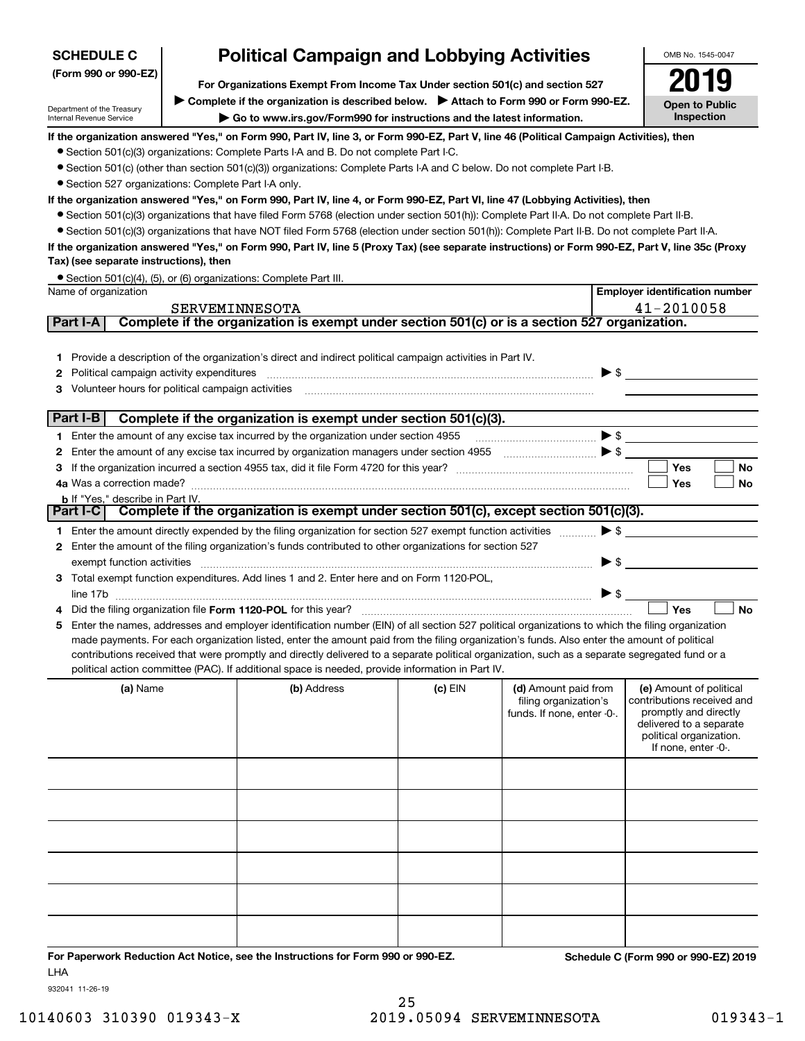**SCHEDULE C (Form 990 or 990-EZ)**

Department of the Treasury
Internal Revenue Service

# Political Campaign and Lobbying Activities

**For Organizations Exempt From Income Tax Under section 501(c) and section 527**

▶ **Complete if the organization is described below.** ▶ **Attach to Form 990 or Form 990-EZ.**

▶ **Go to www.irs.gov/Form990 for instructions and the latest information.**

OMB No. 1545-0047

**2019**

**Open to Public Inspection**

**If the organization answered "Yes," on Form 990, Part IV, line 3, or Form 990-EZ, Part V, line 46 (Political Campaign Activities), then**

- Section 501(c)(3) organizations: Complete Parts I-A and B. Do not complete Part I-C.
- Section 501(c) (other than section 501(c)(3)) organizations: Complete Parts I-A and C below. Do not complete Part I-B.
- Section 527 organizations: Complete Part I-A only.

**If the organization answered "Yes," on Form 990, Part IV, line 4, or Form 990-EZ, Part VI, line 47 (Lobbying Activities), then**

- Section 501(c)(3) organizations that have filed Form 5768 (election under section 501(h)): Complete Part II-A. Do not complete Part II-B.
- Section 501(c)(3) organizations that have NOT filed Form 5768 (election under section 501(h)): Complete Part II-B. Do not complete Part II-A.

**If the organization answered "Yes," on Form 990, Part IV, line 5 (Proxy Tax) (see separate instructions) or Form 990-EZ, Part V, line 35c (Proxy Tax) (see separate instructions), then**

- Section 501(c)(4), (5), or (6) organizations: Complete Part III.

| Name of organization | Employer identification number |
|---|---|
| SERVEMINNESOTA | 41-2010058 |

## Part I-A Complete if the organization is exempt under section 501(c) or is a section 527 organization.

1. Provide a description of the organization's direct and indirect political campaign activities in Part IV.
2. Political campaign activity expenditures ▶ $
3. Volunteer hours for political campaign activities

## Part I-B Complete if the organization is exempt under section 501(c)(3).

1. Enter the amount of any excise tax incurred by the organization under section 4955 ▶ $
2. Enter the amount of any excise tax incurred by organization managers under section 4955 ▶ $
3. If the organization incurred a section 4955 tax, did it file Form 4720 for this year? ☐ Yes ☐ No

4a. Was a correction made? ☐ Yes ☐ No

b. If "Yes," describe in Part IV.

## Part I-C Complete if the organization is exempt under section 501(c), except section 501(c)(3).

1. Enter the amount directly expended by the filing organization for section 527 exempt function activities ▶ $
2. Enter the amount of the filing organization's funds contributed to other organizations for section 527 exempt function activities ▶ $
3. Total exempt function expenditures. Add lines 1 and 2. Enter here and on Form 1120-POL, line 17b ▶ $
4. Did the filing organization file **Form 1120-POL** for this year? ☐ Yes ☐ No
5. Enter the names, addresses and employer identification number (EIN) of all section 527 political organizations to which the filing organization made payments. For each organization listed, enter the amount paid from the filing organization's funds. Also enter the amount of political contributions received that were promptly and directly delivered to a separate political organization, such as a separate segregated fund or a political action committee (PAC). If additional space is needed, provide information in Part IV.

| (a) Name | (b) Address | (c) EIN | (d) Amount paid from filing organization's funds. If none, enter -0-. | (e) Amount of political contributions received and promptly and directly delivered to a separate political organization. If none, enter -0-. |
|---|---|---|---|---|
| | | | | |
| | | | | |
| | | | | |
| | | | | |
| | | | | |
| | | | | |

**For Paperwork Reduction Act Notice, see the Instructions for Form 990 or 990-EZ.** **Schedule C (Form 990 or 990-EZ) 2019**

LHA

932041 11-26-19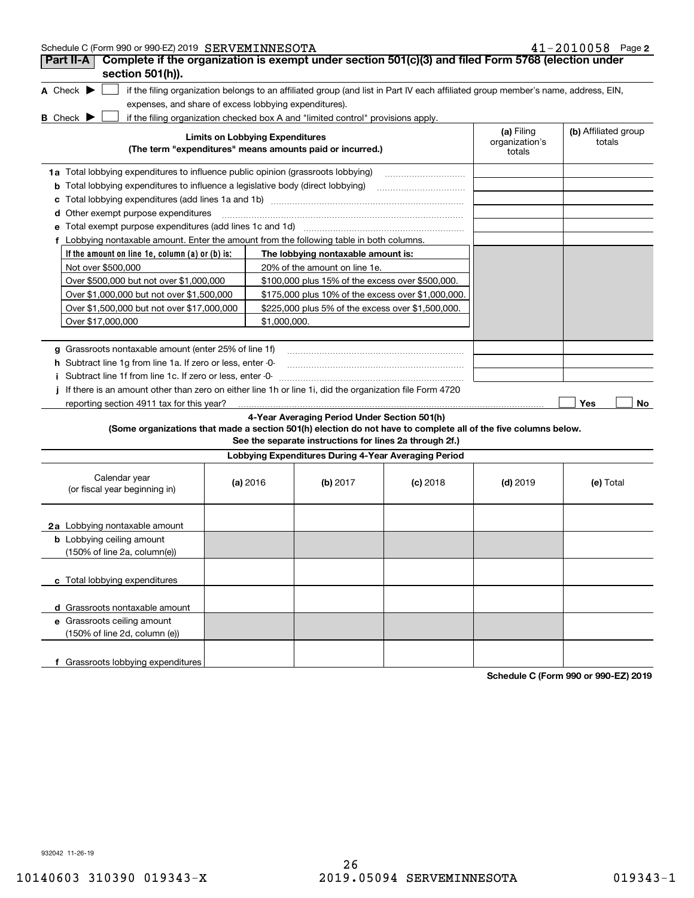Schedule C (Form 990 or 990-EZ) 2019 SERVEMINNESOTA 41-2010058 Page 2

## Part II-A Complete if the organization is exempt under section 501(c)(3) and filed Form 5768 (election under section 501(h)).

**A** Check ▶ ☐ if the filing organization belongs to an affiliated group (and list in Part IV each affiliated group member's name, address, EIN, expenses, and share of excess lobbying expenditures).

**B** Check ▶ ☐ if the filing organization checked box A and "limited control" provisions apply.

| Limits on Lobbying Expenditures (The term "expenditures" means amounts paid or incurred.) | (a) Filing organization's totals | (b) Affiliated group totals |
|---|---|---|
| **1a** Total lobbying expenditures to influence public opinion (grassroots lobbying) | | |
| **b** Total lobbying expenditures to influence a legislative body (direct lobbying) | | |
| **c** Total lobbying expenditures (add lines 1a and 1b) | | |
| **d** Other exempt purpose expenditures | | |
| **e** Total exempt purpose expenditures (add lines 1c and 1d) | | |
| **f** Lobbying nontaxable amount. Enter the amount from the following table in both columns. | | |

| If the amount on line 1e, column (a) or (b) is: | The lobbying nontaxable amount is: |
|---|---|
| Not over $500,000 | 20% of the amount on line 1e. |
| Over $500,000 but not over $1,000,000 | $100,000 plus 15% of the excess over $500,000. |
| Over $1,000,000 but not over $1,500,000 | $175,000 plus 10% of the excess over $1,000,000. |
| Over $1,500,000 but not over $17,000,000 | $225,000 plus 5% of the excess over $1,500,000. |
| Over $17,000,000 | $1,000,000. |

| | (a) | (b) |
|---|---|---|
| **g** Grassroots nontaxable amount (enter 25% of line 1f) | | |
| **h** Subtract line 1g from line 1a. If zero or less, enter -0- | | |
| **i** Subtract line 1f from line 1c. If zero or less, enter -0- | | |

**j** If there is an amount other than zero on either line 1h or line 1i, did the organization file Form 4720 reporting section 4911 tax for this year? ☐ Yes ☐ No

### 4-Year Averaging Period Under Section 501(h)

**(Some organizations that made a section 501(h) election do not have to complete all of the five columns below. See the separate instructions for lines 2a through 2f.)**

| Lobbying Expenditures During 4-Year Averaging Period | | | | | |
|---|---|---|---|---|---|
| Calendar year (or fiscal year beginning in) | (a) 2016 | (b) 2017 | (c) 2018 | (d) 2019 | (e) Total |
| **2a** Lobbying nontaxable amount | | | | | |
| **b** Lobbying ceiling amount (150% of line 2a, column(e)) | | | | | |
| **c** Total lobbying expenditures | | | | | |
| **d** Grassroots nontaxable amount | | | | | |
| **e** Grassroots ceiling amount (150% of line 2d, column (e)) | | | | | |
| **f** Grassroots lobbying expenditures | | | | | |

**Schedule C (Form 990 or 990-EZ) 2019**

932042 11-26-19

10140603 310390 019343-X 2019.05094 SERVEMINNESOTA 019343-1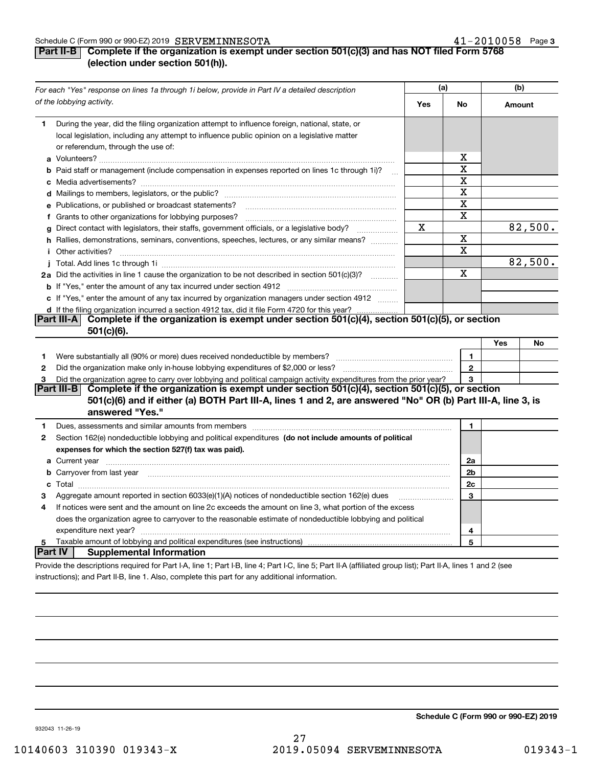Schedule C (Form 990 or 990-EZ) 2019 SERVEMINNESOTA 41-2010058 Page 3

## Part II-B Complete if the organization is exempt under section 501(c)(3) and has NOT filed Form 5768 (election under section 501(h)).

| *For each "Yes" response on lines 1a through 1i below, provide in Part IV a detailed description of the lobbying activity.* | (a) Yes | (a) No | (b) Amount |
|---|---|---|---|
| **1** During the year, did the filing organization attempt to influence foreign, national, state, or local legislation, including any attempt to influence public opinion on a legislative matter or referendum, through the use of: | | | |
| **a** Volunteers? | | X | |
| **b** Paid staff or management (include compensation in expenses reported on lines 1c through 1i)? | | X | |
| **c** Media advertisements? | | X | |
| **d** Mailings to members, legislators, or the public? | | X | |
| **e** Publications, or published or broadcast statements? | | X | |
| **f** Grants to other organizations for lobbying purposes? | | X | |
| **g** Direct contact with legislators, their staffs, government officials, or a legislative body? | X | | 82,500. |
| **h** Rallies, demonstrations, seminars, conventions, speeches, lectures, or any similar means? | | X | |
| **i** Other activities? | | X | |
| **j** Total. Add lines 1c through 1i | | | 82,500. |
| **2a** Did the activities in line 1 cause the organization to be not described in section 501(c)(3)? | | X | |
| **b** If "Yes," enter the amount of any tax incurred under section 4912 | | | |
| **c** If "Yes," enter the amount of any tax incurred by organization managers under section 4912 | | | |
| **d** If the filing organization incurred a section 4912 tax, did it file Form 4720 for this year? | | | |

## Part III-A Complete if the organization is exempt under section 501(c)(4), section 501(c)(5), or section 501(c)(6).

| | | Yes | No |
|---|---|---|---|
| **1** Were substantially all (90% or more) dues received nondeductible by members? | 1 | | |
| **2** Did the organization make only in-house lobbying expenditures of $2,000 or less? | 2 | | |
| **3** Did the organization agree to carry over lobbying and political campaign activity expenditures from the prior year? | 3 | | |

## Part III-B Complete if the organization is exempt under section 501(c)(4), section 501(c)(5), or section 501(c)(6) and if either (a) BOTH Part III-A, lines 1 and 2, are answered "No" OR (b) Part III-A, line 3, is answered "Yes."

| | | |
|---|---|---|
| **1** Dues, assessments and similar amounts from members | 1 | |
| **2** Section 162(e) nondeductible lobbying and political expenditures **(do not include amounts of political expenses for which the section 527(f) tax was paid).** | | |
| **a** Current year | 2a | |
| **b** Carryover from last year | 2b | |
| **c** Total | 2c | |
| **3** Aggregate amount reported in section 6033(e)(1)(A) notices of nondeductible section 162(e) dues | 3 | |
| **4** If notices were sent and the amount on line 2c exceeds the amount on line 3, what portion of the excess does the organization agree to carryover to the reasonable estimate of nondeductible lobbying and political expenditure next year? | 4 | |
| **5** Taxable amount of lobbying and political expenditures (see instructions) | 5 | |

## Part IV Supplemental Information

Provide the descriptions required for Part I-A, line 1; Part I-B, line 4; Part I-C, line 5; Part II-A (affiliated group list); Part II-A, lines 1 and 2 (see instructions); and Part II-B, line 1. Also, complete this part for any additional information.

**Schedule C (Form 990 or 990-EZ) 2019**

932043 11-26-19

10140603 310390 019343-X 2019.05094 SERVEMINNESOTA 019343-1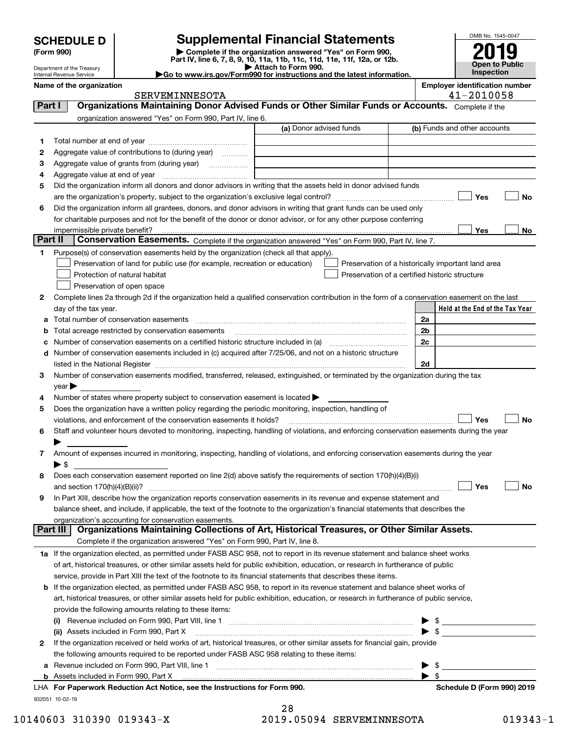**SCHEDULE D (Form 990)**

Department of the Treasury
Internal Revenue Service

# Supplemental Financial Statements

▶ Complete if the organization answered "Yes" on Form 990, Part IV, line 6, 7, 8, 9, 10, 11a, 11b, 11c, 11d, 11e, 11f, 12a, or 12b.
▶ Attach to Form 990.
▶Go to www.irs.gov/Form990 for instructions and the latest information.

OMB No. 1545-0047
**2019**
**Open to Public Inspection**

**Name of the organization:** SERVEMINNESOTA
**Employer identification number:** 41-2010058

## Part I Organizations Maintaining Donor Advised Funds or Other Similar Funds or Accounts. Complete if the organization answered "Yes" on Form 990, Part IV, line 6.

| | | (a) Donor advised funds | (b) Funds and other accounts |
|---|---|---|---|
| 1 | Total number at end of year | | |
| 2 | Aggregate value of contributions to (during year) | | |
| 3 | Aggregate value of grants from (during year) | | |
| 4 | Aggregate value at end of year | | |

5 Did the organization inform all donors and donor advisors in writing that the assets held in donor advised funds are the organization's property, subject to the organization's exclusive legal control? ☐ Yes ☐ No

6 Did the organization inform all grantees, donors, and donor advisors in writing that grant funds can be used only for charitable purposes and not for the benefit of the donor or donor advisor, or for any other purpose conferring impermissible private benefit? ☐ Yes ☐ No

## Part II Conservation Easements. Complete if the organization answered "Yes" on Form 990, Part IV, line 7.

1 Purpose(s) of conservation easements held by the organization (check all that apply).
- ☐ Preservation of land for public use (for example, recreation or education)
- ☐ Protection of natural habitat
- ☐ Preservation of open space
- ☐ Preservation of a historically important land area
- ☐ Preservation of a certified historic structure

2 Complete lines 2a through 2d if the organization held a qualified conservation contribution in the form of a conservation easement on the last day of the tax year.

| | | | Held at the End of the Tax Year |
|---|---|---|---|
| a | Total number of conservation easements | 2a | |
| b | Total acreage restricted by conservation easements | 2b | |
| c | Number of conservation easements on a certified historic structure included in (a) | 2c | |
| d | Number of conservation easements included in (c) acquired after 7/25/06, and not on a historic structure listed in the National Register | 2d | |

3 Number of conservation easements modified, transferred, released, extinguished, or terminated by the organization during the tax year ▶

4 Number of states where property subject to conservation easement is located ▶

5 Does the organization have a written policy regarding the periodic monitoring, inspection, handling of violations, and enforcement of the conservation easements it holds? ☐ Yes ☐ No

6 Staff and volunteer hours devoted to monitoring, inspecting, handling of violations, and enforcing conservation easements during the year ▶

7 Amount of expenses incurred in monitoring, inspecting, handling of violations, and enforcing conservation easements during the year ▶ $

8 Does each conservation easement reported on line 2(d) above satisfy the requirements of section 170(h)(4)(B)(i) and section 170(h)(4)(B)(ii)? ☐ Yes ☐ No

9 In Part XIII, describe how the organization reports conservation easements in its revenue and expense statement and balance sheet, and include, if applicable, the text of the footnote to the organization's financial statements that describes the organization's accounting for conservation easements.

## Part III Organizations Maintaining Collections of Art, Historical Treasures, or Other Similar Assets. Complete if the organization answered "Yes" on Form 990, Part IV, line 8.

1a If the organization elected, as permitted under FASB ASC 958, not to report in its revenue statement and balance sheet works of art, historical treasures, or other similar assets held for public exhibition, education, or research in furtherance of public service, provide in Part XIII the text of the footnote to its financial statements that describes these items.

b If the organization elected, as permitted under FASB ASC 958, to report in its revenue statement and balance sheet works of art, historical treasures, or other similar assets held for public exhibition, education, or research in furtherance of public service, provide the following amounts relating to these items:

(i) Revenue included on Form 990, Part VIII, line 1 ▶ $

(ii) Assets included in Form 990, Part X ▶ $

2 If the organization received or held works of art, historical treasures, or other similar assets for financial gain, provide the following amounts required to be reported under FASB ASC 958 relating to these items:

a Revenue included on Form 990, Part VIII, line 1 ▶ $

b Assets included in Form 990, Part X ▶ $

LHA For Paperwork Reduction Act Notice, see the Instructions for Form 990. Schedule D (Form 990) 2019

932051 10-02-19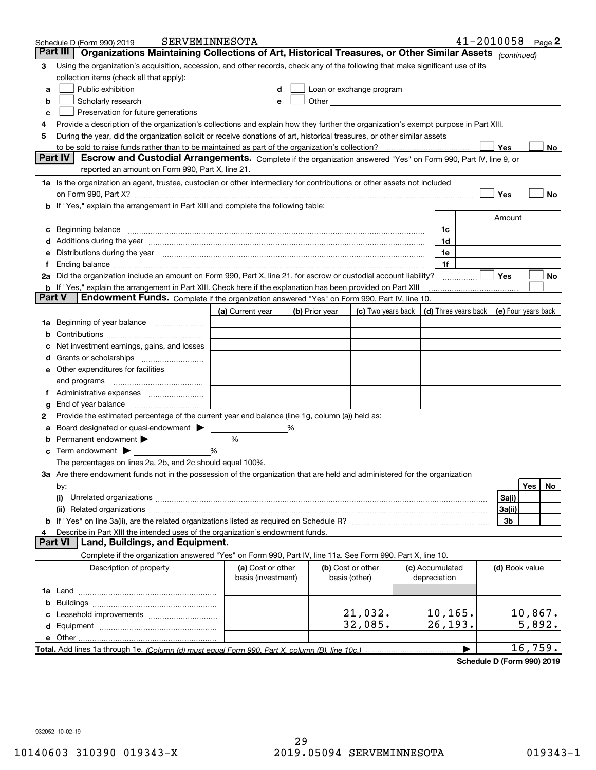Schedule D (Form 990) 2019 SERVEMINNESOTA 41-2010058 Page 2

## Part III Organizations Maintaining Collections of Art, Historical Treasures, or Other Similar Assets *(continued)*

**3** Using the organization's acquisition, accession, and other records, check any of the following that make significant use of its collection items (check all that apply):

- **a** ☐ Public exhibition
- **b** ☐ Scholarly research
- **c** ☐ Preservation for future generations
- **d** ☐ Loan or exchange program
- **e** ☐ Other

**4** Provide a description of the organization's collections and explain how they further the organization's exempt purpose in Part XIII.

**5** During the year, did the organization solicit or receive donations of art, historical treasures, or other similar assets to be sold to raise funds rather than to be maintained as part of the organization's collection? ☐ Yes ☐ No

## Part IV Escrow and Custodial Arrangements.

Complete if the organization answered "Yes" on Form 990, Part IV, line 9, or reported an amount on Form 990, Part X, line 21.

**1a** Is the organization an agent, trustee, custodian or other intermediary for contributions or other assets not included on Form 990, Part X? ☐ Yes ☐ No

**b** If "Yes," explain the arrangement in Part XIII and complete the following table:

| | | Amount |
|---|---|---|
| **c** Beginning balance | 1c | |
| **d** Additions during the year | 1d | |
| **e** Distributions during the year | 1e | |
| **f** Ending balance | 1f | |

**2a** Did the organization include an amount on Form 990, Part X, line 21, for escrow or custodial account liability? ☐ Yes ☐ No

**b** If "Yes," explain the arrangement in Part XIII. Check here if the explanation has been provided on Part XIII ☐

## Part V Endowment Funds.

Complete if the organization answered "Yes" on Form 990, Part IV, line 10.

| | (a) Current year | (b) Prior year | (c) Two years back | (d) Three years back | (e) Four years back |
|---|---|---|---|---|---|
| **1a** Beginning of year balance | | | | | |
| **b** Contributions | | | | | |
| **c** Net investment earnings, gains, and losses | | | | | |
| **d** Grants or scholarships | | | | | |
| **e** Other expenditures for facilities and programs | | | | | |
| **f** Administrative expenses | | | | | |
| **g** End of year balance | | | | | |

**2** Provide the estimated percentage of the current year end balance (line 1g, column (a)) held as:

- **a** Board designated or quasi-endowment ▶ ______ %
- **b** Permanent endowment ▶ ______ %
- **c** Term endowment ▶ ______ %

The percentages on lines 2a, 2b, and 2c should equal 100%.

**3a** Are there endowment funds not in the possession of the organization that are held and administered for the organization by:

| | | Yes | No |
|---|---|---|---|
| **(i)** Unrelated organizations | 3a(i) | | |
| **(ii)** Related organizations | 3a(ii) | | |
| **b** If "Yes" on line 3a(ii), are the related organizations listed as required on Schedule R? | 3b | | |

**4** Describe in Part XIII the intended uses of the organization's endowment funds.

## Part VI Land, Buildings, and Equipment.

Complete if the organization answered "Yes" on Form 990, Part IV, line 11a. See Form 990, Part X, line 10.

| Description of property | (a) Cost or other basis (investment) | (b) Cost or other basis (other) | (c) Accumulated depreciation | (d) Book value |
|---|---|---|---|---|
| **1a** Land | | | | |
| **b** Buildings | | | | |
| **c** Leasehold improvements | | 21,032. | 10,165. | 10,867. |
| **d** Equipment | | 32,085. | 26,193. | 5,892. |
| **e** Other | | | | |

**Total.** Add lines 1a through 1e. *(Column (d) must equal Form 990, Part X, column (B), line 10c.)* ▶ 16,759.

**Schedule D (Form 990) 2019**

932052 10-02-19

10140603 310390 019343-X 2019.05094 SERVEMINNESOTA 019343-1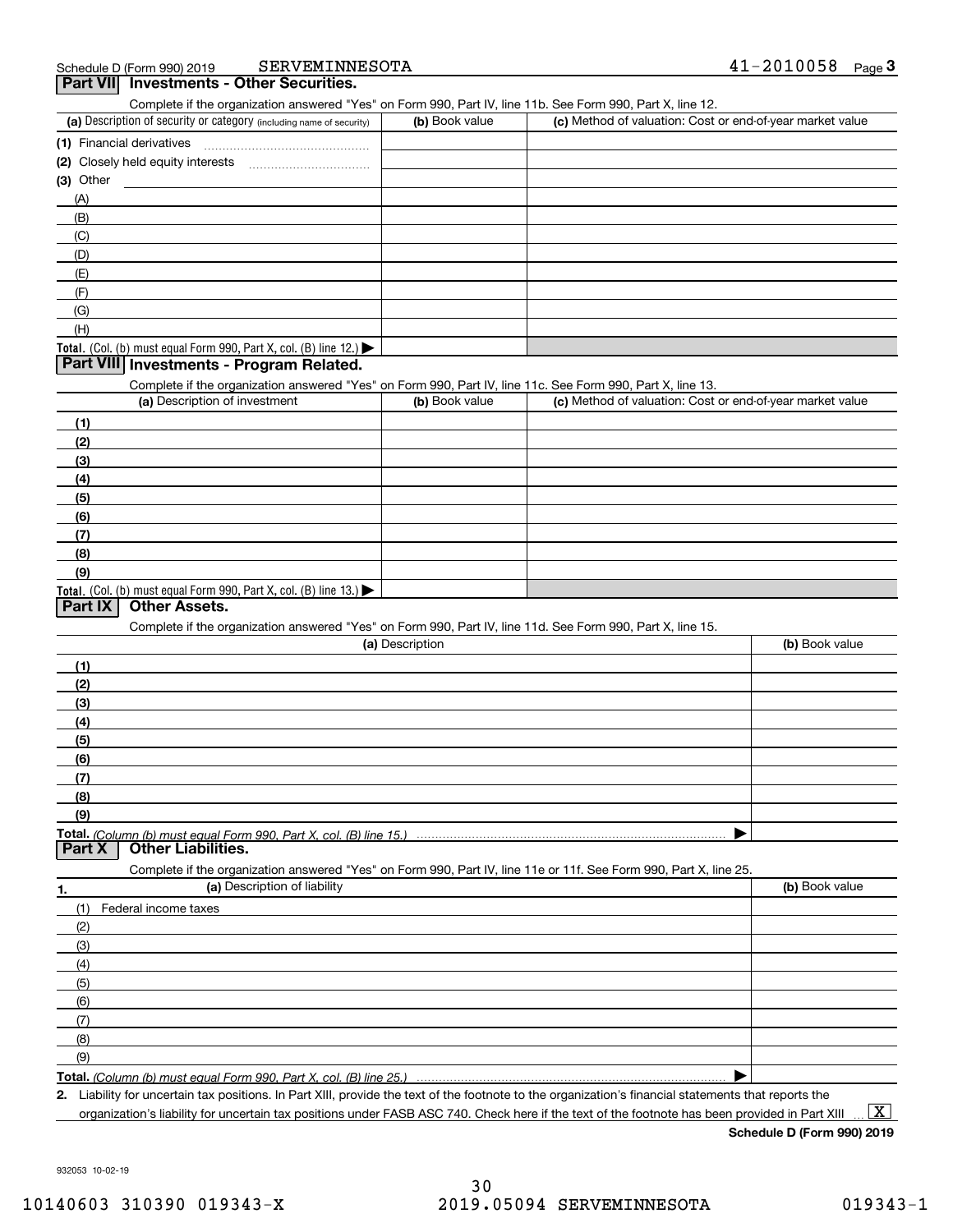Schedule D (Form 990) 2019 SERVEMINNESOTA 41-2010058 Page 3

## Part VII Investments - Other Securities.

Complete if the organization answered "Yes" on Form 990, Part IV, line 11b. See Form 990, Part X, line 12.

| (a) Description of security or category (including name of security) | (b) Book value | (c) Method of valuation: Cost or end-of-year market value |
|---|---|---|
| (1) Financial derivatives | | |
| (2) Closely held equity interests | | |
| (3) Other | | |
| (A) | | |
| (B) | | |
| (C) | | |
| (D) | | |
| (E) | | |
| (F) | | |
| (G) | | |
| (H) | | |
| **Total.** (Col. (b) must equal Form 990, Part X, col. (B) line 12.) ▶ | | |

## Part VIII Investments - Program Related.

Complete if the organization answered "Yes" on Form 990, Part IV, line 11c. See Form 990, Part X, line 13.

| (a) Description of investment | (b) Book value | (c) Method of valuation: Cost or end-of-year market value |
|---|---|---|
| (1) | | |
| (2) | | |
| (3) | | |
| (4) | | |
| (5) | | |
| (6) | | |
| (7) | | |
| (8) | | |
| (9) | | |
| **Total.** (Col. (b) must equal Form 990, Part X, col. (B) line 13.) ▶ | | |

## Part IX Other Assets.

Complete if the organization answered "Yes" on Form 990, Part IV, line 11d. See Form 990, Part X, line 15.

| (a) Description | (b) Book value |
|---|---|
| (1) | |
| (2) | |
| (3) | |
| (4) | |
| (5) | |
| (6) | |
| (7) | |
| (8) | |
| (9) | |
| **Total.** *(Column (b) must equal Form 990, Part X, col. (B) line 15.)* ▶ | |

## Part X Other Liabilities.

Complete if the organization answered "Yes" on Form 990, Part IV, line 11e or 11f. See Form 990, Part X, line 25.

| 1. (a) Description of liability | (b) Book value |
|---|---|
| (1) Federal income taxes | |
| (2) | |
| (3) | |
| (4) | |
| (5) | |
| (6) | |
| (7) | |
| (8) | |
| (9) | |
| **Total.** *(Column (b) must equal Form 990, Part X, col. (B) line 25.)* ▶ | |

2. Liability for uncertain tax positions. In Part XIII, provide the text of the footnote to the organization's financial statements that reports the organization's liability for uncertain tax positions under FASB ASC 740. Check here if the text of the footnote has been provided in Part XIII ... [X]

**Schedule D (Form 990) 2019**

932053 10-02-19

10140603 310390 019343-X 2019.05094 SERVEMINNESOTA 019343-1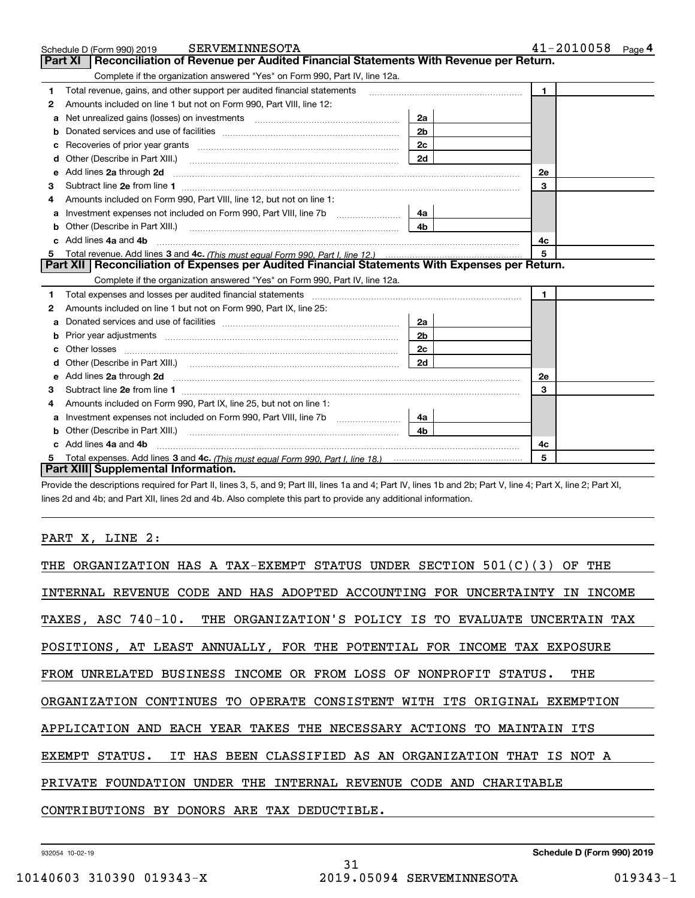Schedule D (Form 990) 2019 SERVEMINNESOTA 41-2010058 Page 4

## Part XI Reconciliation of Revenue per Audited Financial Statements With Revenue per Return.

Complete if the organization answered "Yes" on Form 990, Part IV, line 12a.

| | | | | | |
|---|---|---|---|---|---|
| 1 | Total revenue, gains, and other support per audited financial statements | | | 1 | |
| 2 | Amounts included on line 1 but not on Form 990, Part VIII, line 12: | | | | |
| a | Net unrealized gains (losses) on investments | 2a | | | |
| b | Donated services and use of facilities | 2b | | | |
| c | Recoveries of prior year grants | 2c | | | |
| d | Other (Describe in Part XIII.) | 2d | | | |
| e | Add lines 2a through 2d | | | 2e | |
| 3 | Subtract line 2e from line 1 | | | 3 | |
| 4 | Amounts included on Form 990, Part VIII, line 12, but not on line 1: | | | | |
| a | Investment expenses not included on Form 990, Part VIII, line 7b | 4a | | | |
| b | Other (Describe in Part XIII.) | 4b | | | |
| c | Add lines 4a and 4b | | | 4c | |
| 5 | Total revenue. Add lines 3 and 4c. *(This must equal Form 990, Part I, line 12.)* | | | 5 | |

## Part XII Reconciliation of Expenses per Audited Financial Statements With Expenses per Return.

Complete if the organization answered "Yes" on Form 990, Part IV, line 12a.

| | | | | | |
|---|---|---|---|---|---|
| 1 | Total expenses and losses per audited financial statements | | | 1 | |
| 2 | Amounts included on line 1 but not on Form 990, Part IX, line 25: | | | | |
| a | Donated services and use of facilities | 2a | | | |
| b | Prior year adjustments | 2b | | | |
| c | Other losses | 2c | | | |
| d | Other (Describe in Part XIII.) | 2d | | | |
| e | Add lines 2a through 2d | | | 2e | |
| 3 | Subtract line 2e from line 1 | | | 3 | |
| 4 | Amounts included on Form 990, Part IX, line 25, but not on line 1: | | | | |
| a | Investment expenses not included on Form 990, Part VIII, line 7b | 4a | | | |
| b | Other (Describe in Part XIII.) | 4b | | | |
| c | Add lines 4a and 4b | | | 4c | |
| 5 | Total expenses. Add lines 3 and 4c. *(This must equal Form 990, Part I, line 18.)* | | | 5 | |

## Part XIII Supplemental Information.

Provide the descriptions required for Part II, lines 3, 5, and 9; Part III, lines 1a and 4; Part IV, lines 1b and 2b; Part V, line 4; Part X, line 2; Part XI, lines 2d and 4b; and Part XII, lines 2d and 4b. Also complete this part to provide any additional information.

PART X, LINE 2:

THE ORGANIZATION HAS A TAX-EXEMPT STATUS UNDER SECTION 501(C)(3) OF THE INTERNAL REVENUE CODE AND HAS ADOPTED ACCOUNTING FOR UNCERTAINTY IN INCOME TAXES, ASC 740-10. THE ORGANIZATION'S POLICY IS TO EVALUATE UNCERTAIN TAX POSITIONS, AT LEAST ANNUALLY, FOR THE POTENTIAL FOR INCOME TAX EXPOSURE FROM UNRELATED BUSINESS INCOME OR FROM LOSS OF NONPROFIT STATUS. THE ORGANIZATION CONTINUES TO OPERATE CONSISTENT WITH ITS ORIGINAL EXEMPTION APPLICATION AND EACH YEAR TAKES THE NECESSARY ACTIONS TO MAINTAIN ITS EXEMPT STATUS. IT HAS BEEN CLASSIFIED AS AN ORGANIZATION THAT IS NOT A PRIVATE FOUNDATION UNDER THE INTERNAL REVENUE CODE AND CHARITABLE CONTRIBUTIONS BY DONORS ARE TAX DEDUCTIBLE.

932054 10-02-19 Schedule D (Form 990) 2019

10140603 310390 019343-X 2019.05094 SERVEMINNESOTA 019343-1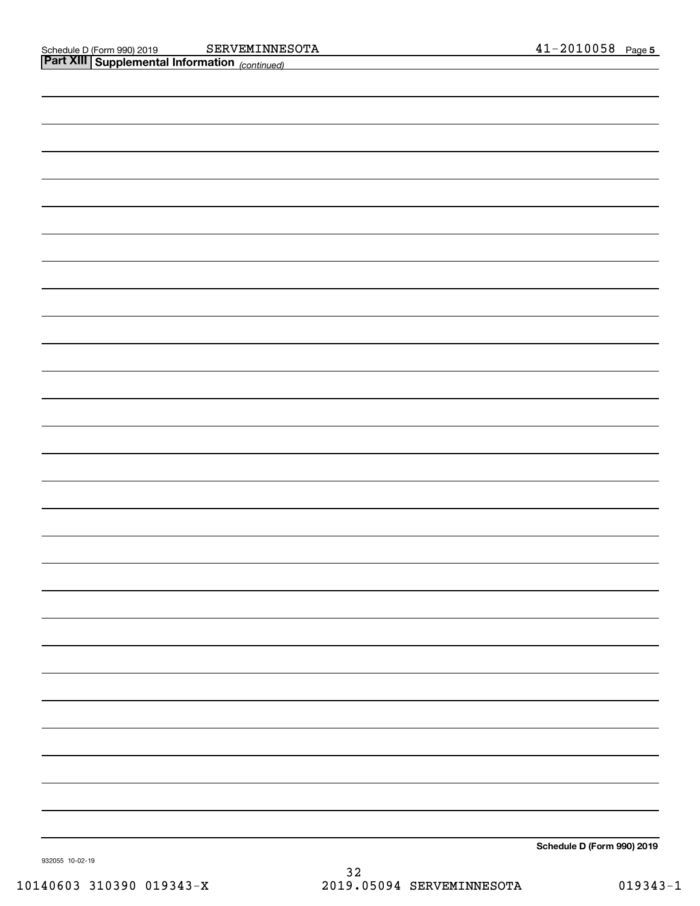Schedule D (Form 990) 2019 SERVEMINNESOTA 41-2010058 Page 5

**Part XIII Supplemental Information** *(continued)*

**Schedule D (Form 990) 2019**

932055 10-02-19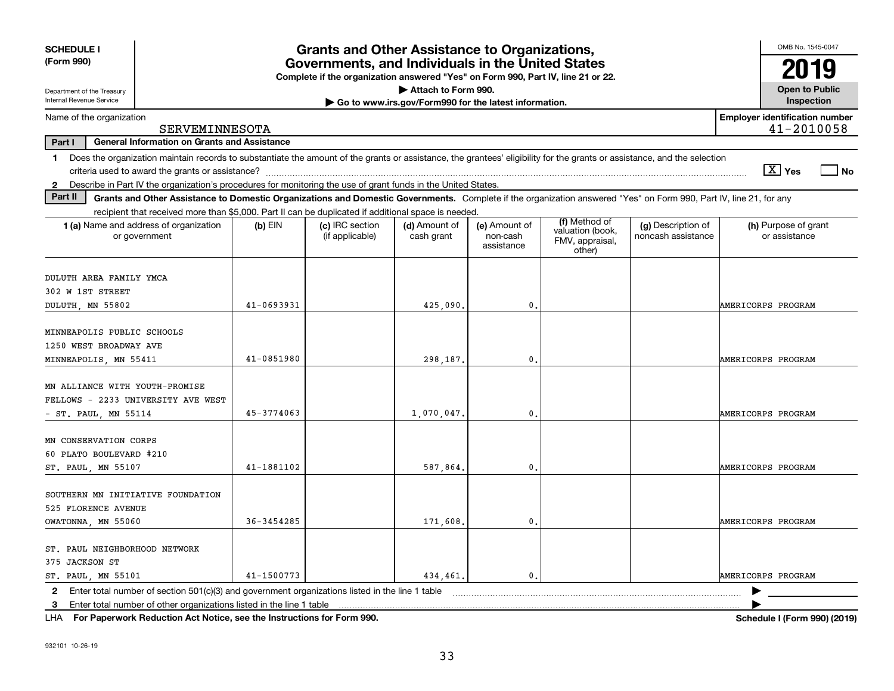**SCHEDULE I**
**(Form 990)**

Department of the Treasury
Internal Revenue Service

# Grants and Other Assistance to Organizations, Governments, and Individuals in the United States

**Complete if the organization answered "Yes" on Form 990, Part IV, line 21 or 22.**
▶ **Attach to Form 990.**
▶ **Go to www.irs.gov/Form990 for the latest information.**

OMB No. 1545-0047
**2019**
**Open to Public Inspection**

Name of the organization: SERVEMINNESOTA

Employer identification number: 41-2010058

**Part I — General Information on Grants and Assistance**

1 Does the organization maintain records to substantiate the amount of the grants or assistance, the grantees' eligibility for the grants or assistance, and the selection criteria used to award the grants or assistance? [X] Yes [ ] No

2 Describe in Part IV the organization's procedures for monitoring the use of grant funds in the United States.

**Part II — Grants and Other Assistance to Domestic Organizations and Domestic Governments.** Complete if the organization answered "Yes" on Form 990, Part IV, line 21, for any recipient that received more than $5,000. Part II can be duplicated if additional space is needed.

| 1 (a) Name and address of organization or government | (b) EIN | (c) IRC section (if applicable) | (d) Amount of cash grant | (e) Amount of non-cash assistance | (f) Method of valuation (book, FMV, appraisal, other) | (g) Description of noncash assistance | (h) Purpose of grant or assistance |
|---|---|---|---|---|---|---|---|
| DULUTH AREA FAMILY YMCA<br>302 W 1ST STREET<br>DULUTH, MN 55802 | 41-0693931 | | 425,090. | 0. | | | AMERICORPS PROGRAM |
| MINNEAPOLIS PUBLIC SCHOOLS<br>1250 WEST BROADWAY AVE<br>MINNEAPOLIS, MN 55411 | 41-0851980 | | 298,187. | 0. | | | AMERICORPS PROGRAM |
| MN ALLIANCE WITH YOUTH-PROMISE<br>FELLOWS - 2233 UNIVERSITY AVE WEST<br>- ST. PAUL, MN 55114 | 45-3774063 | | 1,070,047. | 0. | | | AMERICORPS PROGRAM |
| MN CONSERVATION CORPS<br>60 PLATO BOULEVARD #210<br>ST. PAUL, MN 55107 | 41-1881102 | | 587,864. | 0. | | | AMERICORPS PROGRAM |
| SOUTHERN MN INITIATIVE FOUNDATION<br>525 FLORENCE AVENUE<br>OWATONNA, MN 55060 | 36-3454285 | | 171,608. | 0. | | | AMERICORPS PROGRAM |
| ST. PAUL NEIGHBORHOOD NETWORK<br>375 JACKSON ST<br>ST. PAUL, MN 55101 | 41-1500773 | | 434,461. | 0. | | | AMERICORPS PROGRAM |

2 Enter total number of section 501(c)(3) and government organizations listed in the line 1 table ▶

3 Enter total number of other organizations listed in the line 1 table ▶

LHA **For Paperwork Reduction Act Notice, see the Instructions for Form 990.** **Schedule I (Form 990) (2019)**

932101 10-26-19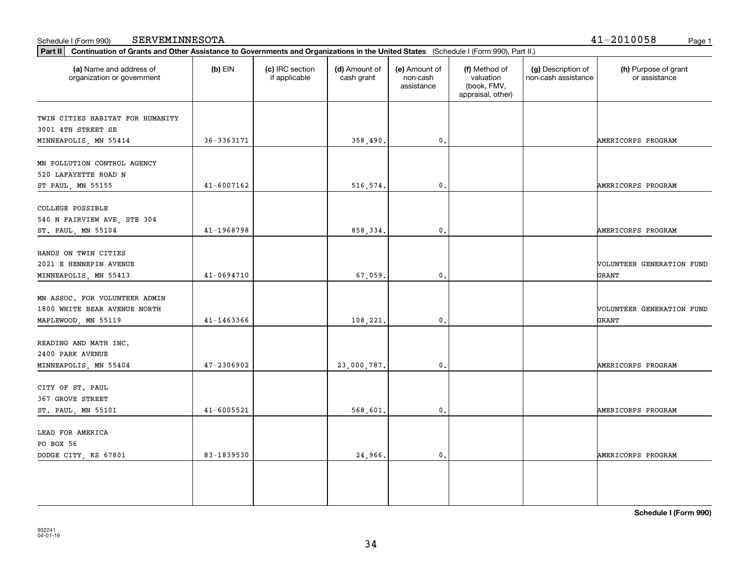Schedule I (Form 990) SERVEMINNESOTA 41-2010058 Page 1

**Part II** **Continuation of Grants and Other Assistance to Governments and Organizations in the United States** (Schedule I (Form 990), Part II.)

| (a) Name and address of organization or government | (b) EIN | (c) IRC section if applicable | (d) Amount of cash grant | (e) Amount of non-cash assistance | (f) Method of valuation (book, FMV, appraisal, other) | (g) Description of non-cash assistance | (h) Purpose of grant or assistance |
|---|---|---|---|---|---|---|---|
| TWIN CITIES HABITAT FOR HUMANITY<br>3001 4TH STREET SE<br>MINNEAPOLIS, MN 55414 | 36-3363171 | | 358,490. | 0. | | | AMERICORPS PROGRAM |
| MN POLLUTION CONTROL AGENCY<br>520 LAFAYETTE ROAD N<br>ST PAUL, MN 55155 | 41-6007162 | | 516,574. | 0. | | | AMERICORPS PROGRAM |
| COLLEGE POSSIBLE<br>540 N FAIRVIEW AVE, STE 304<br>ST. PAUL, MN 55104 | 41-1968798 | | 858,334. | 0. | | | AMERICORPS PROGRAM |
| HANDS ON TWIN CITIES<br>2021 E HENNEPIN AVENUE<br>MINNEAPOLIS, MN 55413 | 41-0694710 | | 67,059. | 0. | | | VOLUNTEER GENERATION FUND GRANT |
| MN ASSOC. FOR VOLUNTEER ADMIN<br>1800 WHITE BEAR AVENUE NORTH<br>MAPLEWOOD, MN 55119 | 41-1463366 | | 108,221. | 0. | | | VOLUNTEER GENERATION FUND GRANT |
| READING AND MATH INC.<br>2400 PARK AVENUE<br>MINNEAPOLIS, MN 55404 | 47-2306902 | | 23,000,787. | 0. | | | AMERICORPS PROGRAM |
| CITY OF ST. PAUL<br>367 GROVE STREET<br>ST. PAUL, MN 55101 | 41-6005521 | | 568,601. | 0. | | | AMERICORPS PROGRAM |
| LEAD FOR AMERICA<br>PO BOX 56<br>DODGE CITY, KS 67801 | 83-1839530 | | 24,966. | 0. | | | AMERICORPS PROGRAM |
| | | | | | | | |

**Schedule I (Form 990)**

932241
04-01-19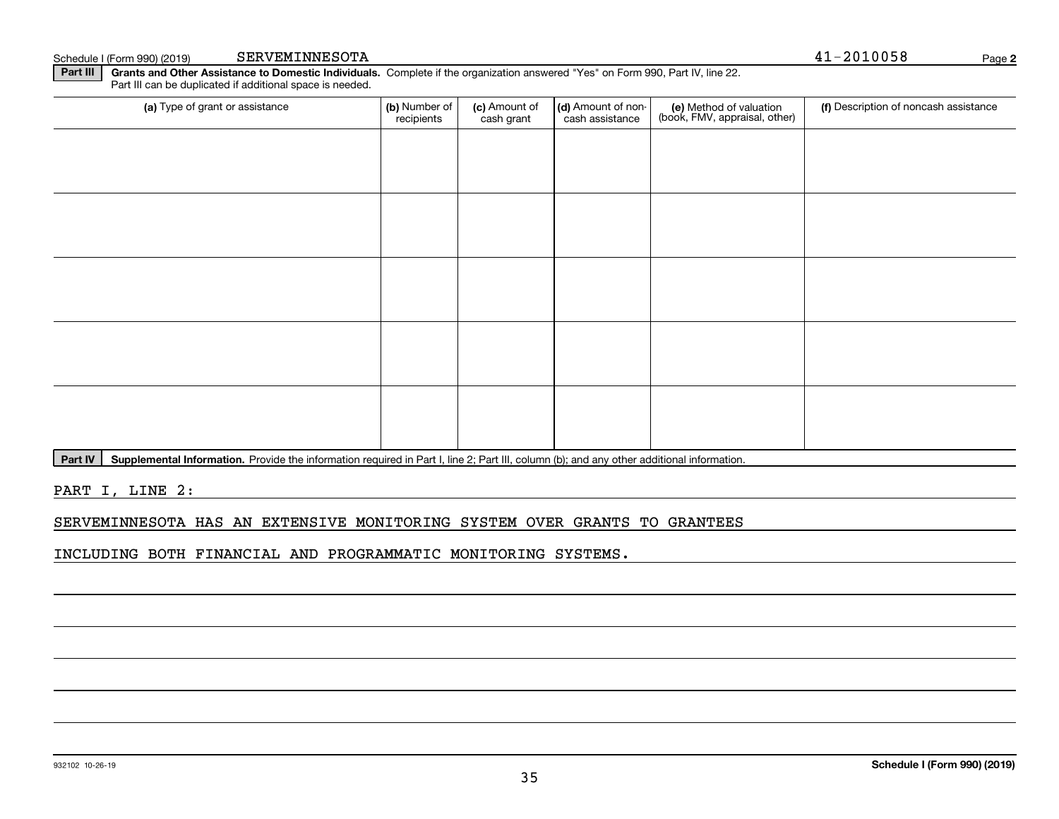Schedule I (Form 990) (2019) SERVEMINNESOTA 41-2010058 Page 2

**Part III** **Grants and Other Assistance to Domestic Individuals.** Complete if the organization answered "Yes" on Form 990, Part IV, line 22. Part III can be duplicated if additional space is needed.

| (a) Type of grant or assistance | (b) Number of recipients | (c) Amount of cash grant | (d) Amount of non-cash assistance | (e) Method of valuation (book, FMV, appraisal, other) | (f) Description of noncash assistance |
|---|---|---|---|---|---|
| | | | | | |
| | | | | | |
| | | | | | |
| | | | | | |
| | | | | | |

**Part IV** **Supplemental Information.** Provide the information required in Part I, line 2; Part III, column (b); and any other additional information.

PART I, LINE 2:

SERVEMINNESOTA HAS AN EXTENSIVE MONITORING SYSTEM OVER GRANTS TO GRANTEES INCLUDING BOTH FINANCIAL AND PROGRAMMATIC MONITORING SYSTEMS.

932102 10-26-19

**Schedule I (Form 990) (2019)**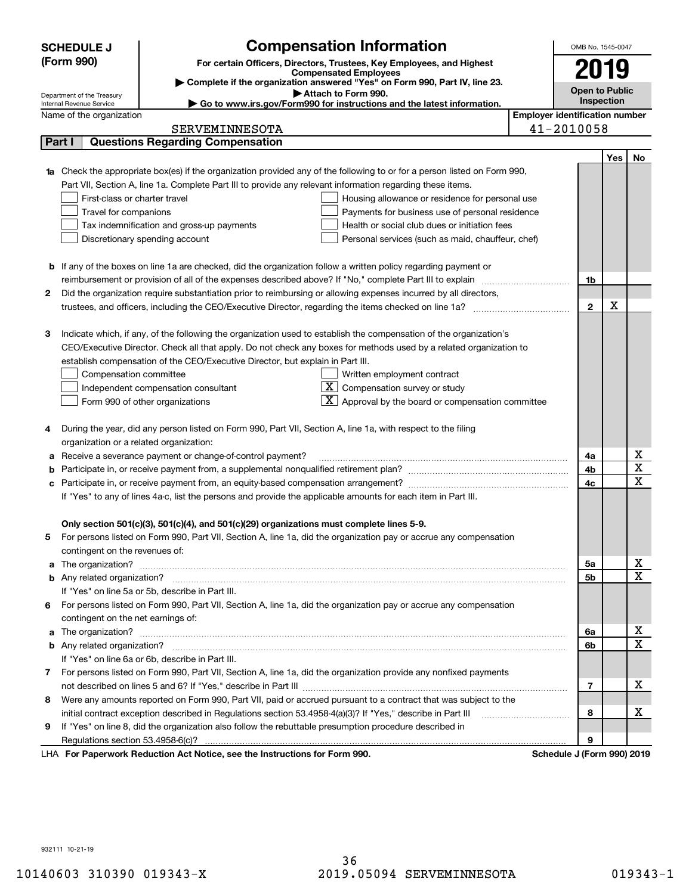**SCHEDULE J (Form 990)**

Department of the Treasury
Internal Revenue Service

# Compensation Information

**For certain Officers, Directors, Trustees, Key Employees, and Highest Compensated Employees**

▶ Complete if the organization answered "Yes" on Form 990, Part IV, line 23.

▶ Attach to Form 990.

▶ Go to www.irs.gov/Form990 for instructions and the latest information.

OMB No. 1545-0047

**2019**

**Open to Public Inspection**

Name of the organization: SERVEMINNESOTA

Employer identification number: 41-2010058

## Part I Questions Regarding Compensation

| | | | Yes | No |
|---|---|---|---|---|
| **1a** | Check the appropriate box(es) if the organization provided any of the following to or for a person listed on Form 990, Part VII, Section A, line 1a. Complete Part III to provide any relevant information regarding these items.<br>☐ First-class or charter travel ☐ Housing allowance or residence for personal use<br>☐ Travel for companions ☐ Payments for business use of personal residence<br>☐ Tax indemnification and gross-up payments ☐ Health or social club dues or initiation fees<br>☐ Discretionary spending account ☐ Personal services (such as maid, chauffeur, chef) | | | |
| **b** | If any of the boxes on line 1a are checked, did the organization follow a written policy regarding payment or reimbursement or provision of all of the expenses described above? If "No," complete Part III to explain | 1b | | |
| **2** | Did the organization require substantiation prior to reimbursing or allowing expenses incurred by all directors, trustees, and officers, including the CEO/Executive Director, regarding the items checked on line 1a? | 2 | X | |
| **3** | Indicate which, if any, of the following the organization used to establish the compensation of the organization's CEO/Executive Director. Check all that apply. Do not check any boxes for methods used by a related organization to establish compensation of the CEO/Executive Director, but explain in Part III.<br>☐ Compensation committee ☐ Written employment contract<br>☐ Independent compensation consultant ☒ Compensation survey or study<br>☐ Form 990 of other organizations ☒ Approval by the board or compensation committee | | | |
| **4** | During the year, did any person listed on Form 990, Part VII, Section A, line 1a, with respect to the filing organization or a related organization: | | | |
| **a** | Receive a severance payment or change-of-control payment? | 4a | | X |
| **b** | Participate in, or receive payment from, a supplemental nonqualified retirement plan? | 4b | | X |
| **c** | Participate in, or receive payment from, an equity-based compensation arrangement? | 4c | | X |
| | If "Yes" to any of lines 4a-c, list the persons and provide the applicable amounts for each item in Part III. | | | |
| | **Only section 501(c)(3), 501(c)(4), and 501(c)(29) organizations must complete lines 5-9.** | | | |
| **5** | For persons listed on Form 990, Part VII, Section A, line 1a, did the organization pay or accrue any compensation contingent on the revenues of: | | | |
| **a** | The organization? | 5a | | X |
| **b** | Any related organization? | 5b | | X |
| | If "Yes" on line 5a or 5b, describe in Part III. | | | |
| **6** | For persons listed on Form 990, Part VII, Section A, line 1a, did the organization pay or accrue any compensation contingent on the net earnings of: | | | |
| **a** | The organization? | 6a | | X |
| **b** | Any related organization? | 6b | | X |
| | If "Yes" on line 6a or 6b, describe in Part III. | | | |
| **7** | For persons listed on Form 990, Part VII, Section A, line 1a, did the organization provide any nonfixed payments not described on lines 5 and 6? If "Yes," describe in Part III | 7 | | X |
| **8** | Were any amounts reported on Form 990, Part VII, paid or accrued pursuant to a contract that was subject to the initial contract exception described in Regulations section 53.4958-4(a)(3)? If "Yes," describe in Part III | 8 | | X |
| **9** | If "Yes" on line 8, did the organization also follow the rebuttable presumption procedure described in Regulations section 53.4958-6(c)? | 9 | | |

LHA **For Paperwork Reduction Act Notice, see the Instructions for Form 990.** **Schedule J (Form 990) 2019**

932111 10-21-19

10140603 310390 019343-X 2019.05094 SERVEMINNESOTA 019343-1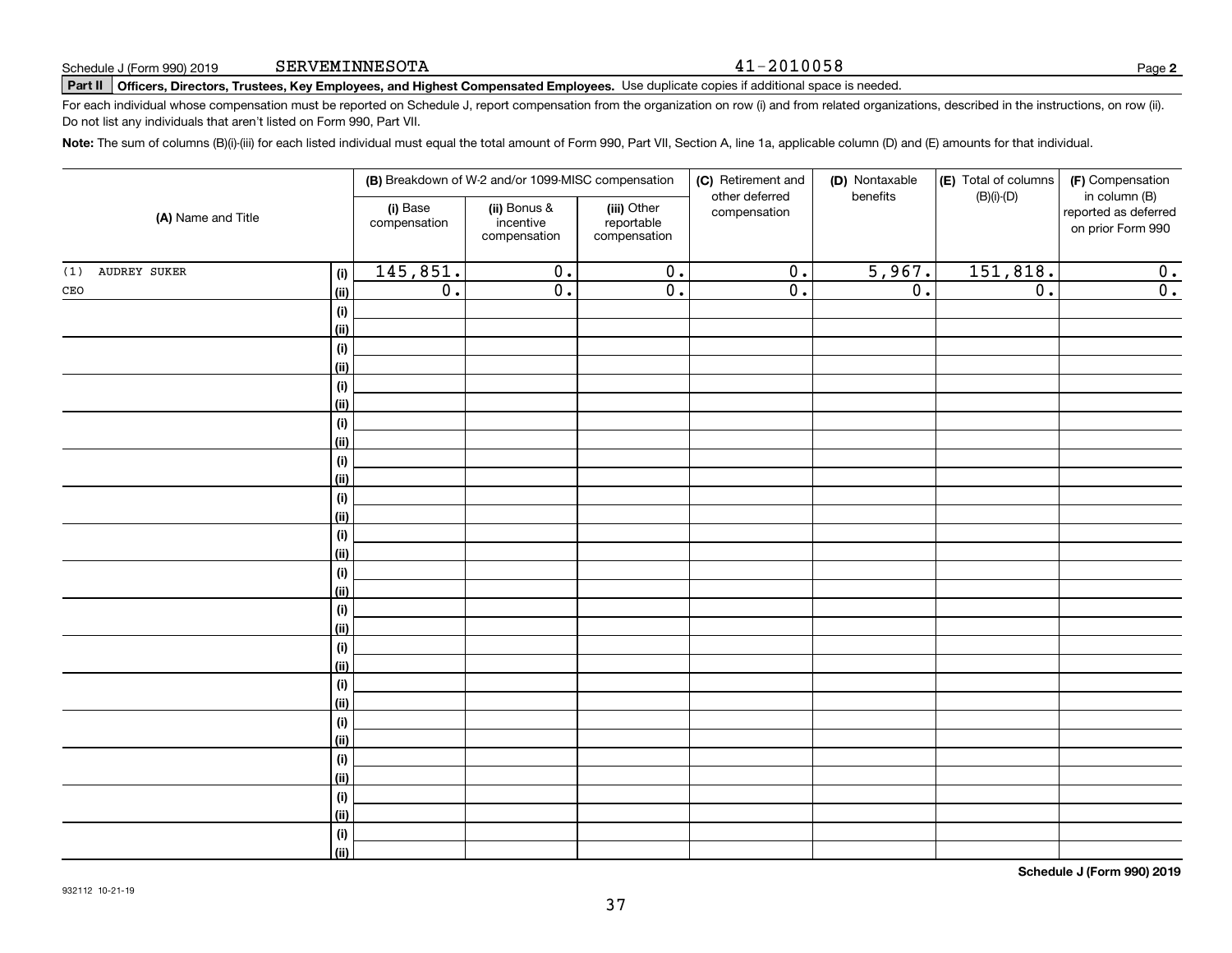Schedule J (Form 990) 2019 SERVEMINNESOTA 41-2010058 Page **2**

**Part II** **Officers, Directors, Trustees, Key Employees, and Highest Compensated Employees.** Use duplicate copies if additional space is needed.

For each individual whose compensation must be reported on Schedule J, report compensation from the organization on row (i) and from related organizations, described in the instructions, on row (ii). Do not list any individuals that aren't listed on Form 990, Part VII.

**Note:** The sum of columns (B)(i)-(iii) for each listed individual must equal the total amount of Form 990, Part VII, Section A, line 1a, applicable column (D) and (E) amounts for that individual.

| (A) Name and Title | | (B) Breakdown of W-2 and/or 1099-MISC compensation | | | (C) Retirement and other deferred compensation | (D) Nontaxable benefits | (E) Total of columns (B)(i)-(D) | (F) Compensation in column (B) reported as deferred on prior Form 990 |
|---|---|---|---|---|---|---|---|---|
| | | (i) Base compensation | (ii) Bonus & incentive compensation | (iii) Other reportable compensation | | | | |
| (1) AUDREY SUKER | (i) | 145,851. | 0. | 0. | 0. | 5,967. | 151,818. | 0. |
| CEO | (ii) | 0. | 0. | 0. | 0. | 0. | 0. | 0. |
| | (i) | | | | | | | |
| | (ii) | | | | | | | |
| | (i) | | | | | | | |
| | (ii) | | | | | | | |
| | (i) | | | | | | | |
| | (ii) | | | | | | | |
| | (i) | | | | | | | |
| | (ii) | | | | | | | |
| | (i) | | | | | | | |
| | (ii) | | | | | | | |
| | (i) | | | | | | | |
| | (ii) | | | | | | | |
| | (i) | | | | | | | |
| | (ii) | | | | | | | |
| | (i) | | | | | | | |
| | (ii) | | | | | | | |
| | (i) | | | | | | | |
| | (ii) | | | | | | | |
| | (i) | | | | | | | |
| | (ii) | | | | | | | |
| | (i) | | | | | | | |
| | (ii) | | | | | | | |
| | (i) | | | | | | | |
| | (ii) | | | | | | | |
| | (i) | | | | | | | |
| | (ii) | | | | | | | |
| | (i) | | | | | | | |
| | (ii) | | | | | | | |
| | (i) | | | | | | | |
| | (ii) | | | | | | | |

**Schedule J (Form 990) 2019**

932112 10-21-19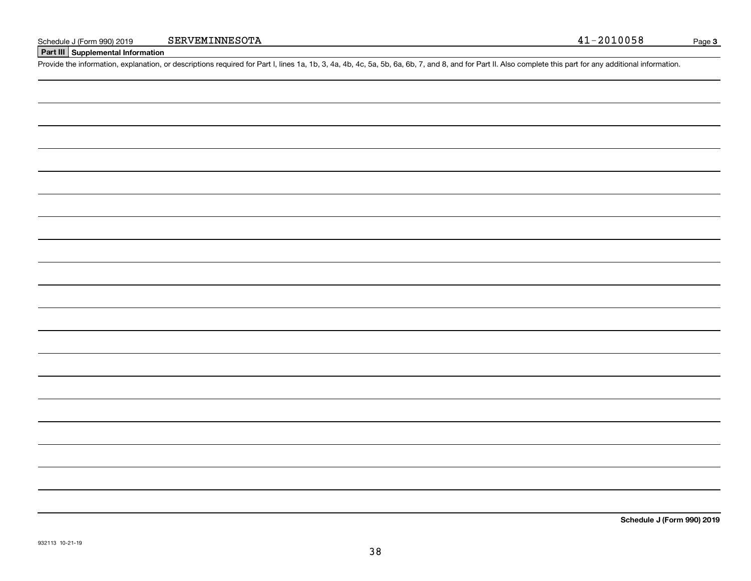Schedule J (Form 990) 2019 SERVEMINNESOTA 41-2010058 Page **3**

## Part III Supplemental Information

Provide the information, explanation, or descriptions required for Part I, lines 1a, 1b, 3, 4a, 4b, 4c, 5a, 5b, 6a, 6b, 7, and 8, and for Part II. Also complete this part for any additional information.

**Schedule J (Form 990) 2019**

932113 10-21-19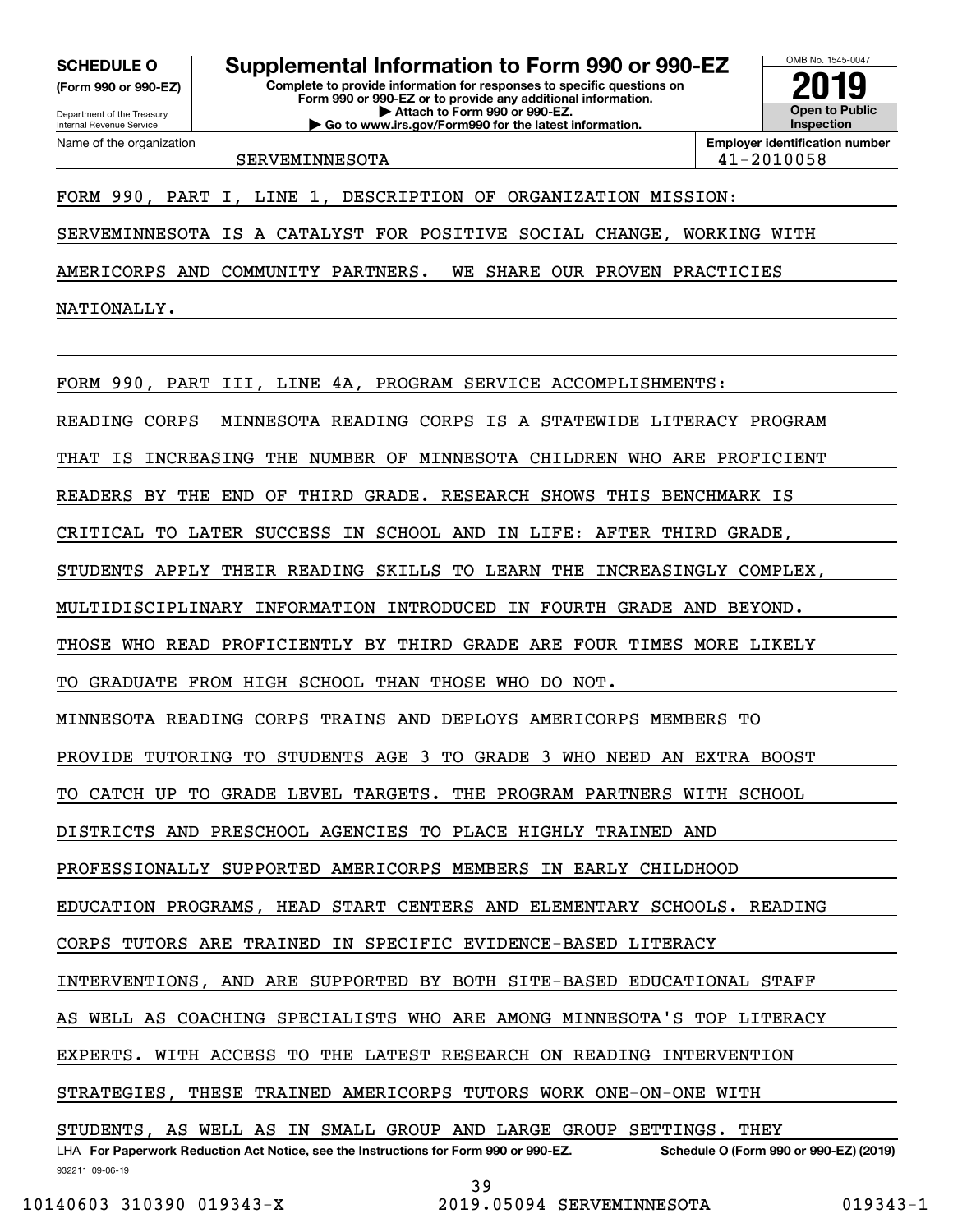**SCHEDULE O**
**(Form 990 or 990-EZ)**

Department of the Treasury
Internal Revenue Service

# Supplemental Information to Form 990 or 990-EZ

**Complete to provide information for responses to specific questions on Form 990 or 990-EZ or to provide any additional information.**
**▶ Attach to Form 990 or 990-EZ.**
**▶ Go to www.irs.gov/Form990 for the latest information.**

OMB No. 1545-0047

**2019**

**Open to Public Inspection**

| Name of the organization | Employer identification number |
|---|---|
| SERVEMINNESOTA | 41-2010058 |

FORM 990, PART I, LINE 1, DESCRIPTION OF ORGANIZATION MISSION:

SERVEMINNESOTA IS A CATALYST FOR POSITIVE SOCIAL CHANGE, WORKING WITH AMERICORPS AND COMMUNITY PARTNERS. WE SHARE OUR PROVEN PRACTICIES NATIONALLY.

FORM 990, PART III, LINE 4A, PROGRAM SERVICE ACCOMPLISHMENTS:

READING CORPS MINNESOTA READING CORPS IS A STATEWIDE LITERACY PROGRAM THAT IS INCREASING THE NUMBER OF MINNESOTA CHILDREN WHO ARE PROFICIENT READERS BY THE END OF THIRD GRADE. RESEARCH SHOWS THIS BENCHMARK IS CRITICAL TO LATER SUCCESS IN SCHOOL AND IN LIFE: AFTER THIRD GRADE, STUDENTS APPLY THEIR READING SKILLS TO LEARN THE INCREASINGLY COMPLEX, MULTIDISCIPLINARY INFORMATION INTRODUCED IN FOURTH GRADE AND BEYOND. THOSE WHO READ PROFICIENTLY BY THIRD GRADE ARE FOUR TIMES MORE LIKELY TO GRADUATE FROM HIGH SCHOOL THAN THOSE WHO DO NOT.
MINNESOTA READING CORPS TRAINS AND DEPLOYS AMERICORPS MEMBERS TO PROVIDE TUTORING TO STUDENTS AGE 3 TO GRADE 3 WHO NEED AN EXTRA BOOST TO CATCH UP TO GRADE LEVEL TARGETS. THE PROGRAM PARTNERS WITH SCHOOL DISTRICTS AND PRESCHOOL AGENCIES TO PLACE HIGHLY TRAINED AND PROFESSIONALLY SUPPORTED AMERICORPS MEMBERS IN EARLY CHILDHOOD EDUCATION PROGRAMS, HEAD START CENTERS AND ELEMENTARY SCHOOLS. READING CORPS TUTORS ARE TRAINED IN SPECIFIC EVIDENCE-BASED LITERACY INTERVENTIONS, AND ARE SUPPORTED BY BOTH SITE-BASED EDUCATIONAL STAFF AS WELL AS COACHING SPECIALISTS WHO ARE AMONG MINNESOTA'S TOP LITERACY EXPERTS. WITH ACCESS TO THE LATEST RESEARCH ON READING INTERVENTION STRATEGIES, THESE TRAINED AMERICORPS TUTORS WORK ONE-ON-ONE WITH STUDENTS, AS WELL AS IN SMALL GROUP AND LARGE GROUP SETTINGS. THEY

LHA **For Paperwork Reduction Act Notice, see the Instructions for Form 990 or 990-EZ.** **Schedule O (Form 990 or 990-EZ) (2019)**
932211 09-06-19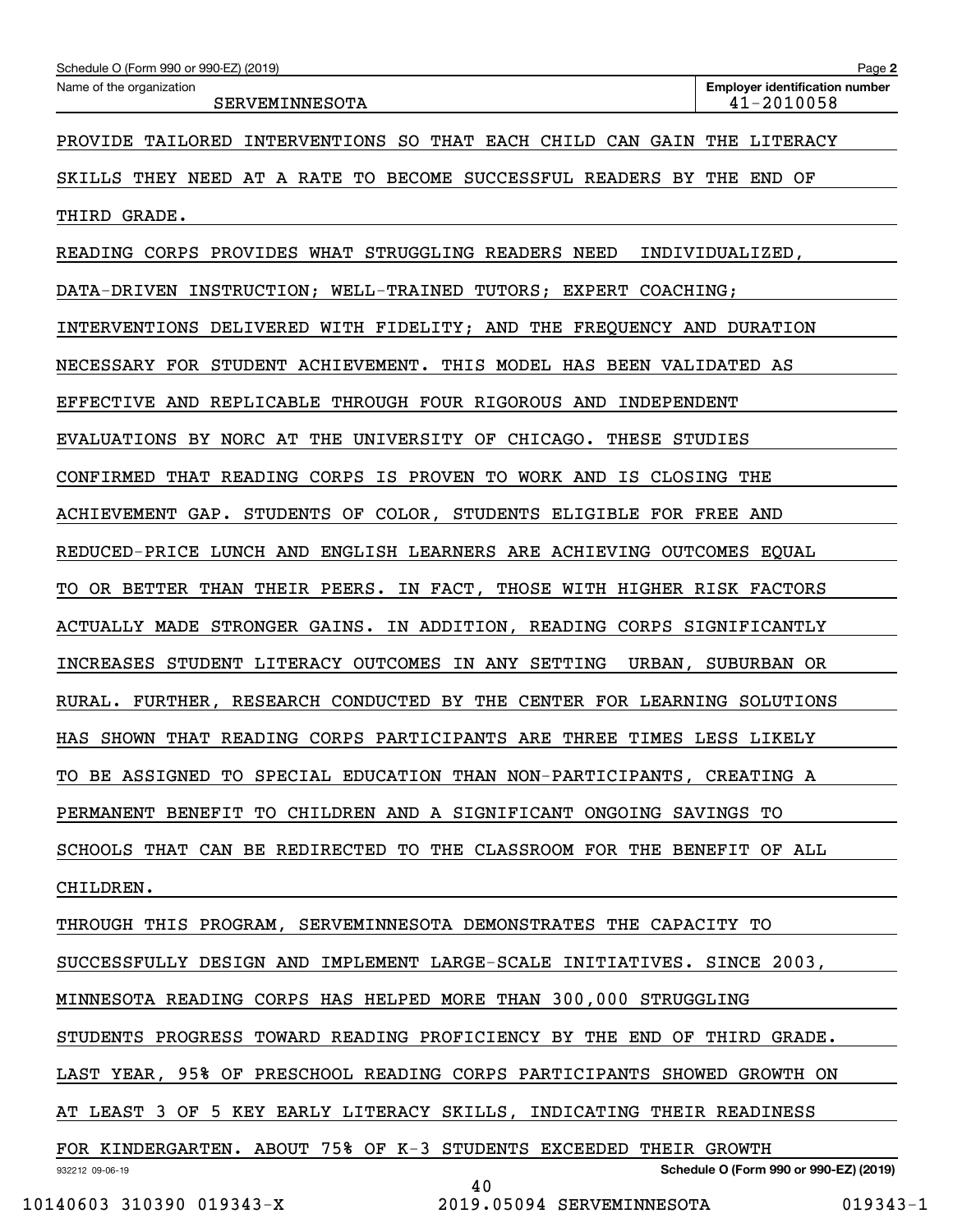PROVIDE TAILORED INTERVENTIONS SO THAT EACH CHILD CAN GAIN THE LITERACY SKILLS THEY NEED AT A RATE TO BECOME SUCCESSFUL READERS BY THE END OF THIRD GRADE.

READING CORPS PROVIDES WHAT STRUGGLING READERS NEED  INDIVIDUALIZED, DATA-DRIVEN INSTRUCTION; WELL-TRAINED TUTORS; EXPERT COACHING; INTERVENTIONS DELIVERED WITH FIDELITY; AND THE FREQUENCY AND DURATION NECESSARY FOR STUDENT ACHIEVEMENT. THIS MODEL HAS BEEN VALIDATED AS EFFECTIVE AND REPLICABLE THROUGH FOUR RIGOROUS AND INDEPENDENT EVALUATIONS BY NORC AT THE UNIVERSITY OF CHICAGO. THESE STUDIES CONFIRMED THAT READING CORPS IS PROVEN TO WORK AND IS CLOSING THE ACHIEVEMENT GAP. STUDENTS OF COLOR, STUDENTS ELIGIBLE FOR FREE AND REDUCED-PRICE LUNCH AND ENGLISH LEARNERS ARE ACHIEVING OUTCOMES EQUAL TO OR BETTER THAN THEIR PEERS. IN FACT, THOSE WITH HIGHER RISK FACTORS ACTUALLY MADE STRONGER GAINS. IN ADDITION, READING CORPS SIGNIFICANTLY INCREASES STUDENT LITERACY OUTCOMES IN ANY SETTING  URBAN, SUBURBAN OR RURAL. FURTHER, RESEARCH CONDUCTED BY THE CENTER FOR LEARNING SOLUTIONS HAS SHOWN THAT READING CORPS PARTICIPANTS ARE THREE TIMES LESS LIKELY TO BE ASSIGNED TO SPECIAL EDUCATION THAN NON-PARTICIPANTS, CREATING A PERMANENT BENEFIT TO CHILDREN AND A SIGNIFICANT ONGOING SAVINGS TO SCHOOLS THAT CAN BE REDIRECTED TO THE CLASSROOM FOR THE BENEFIT OF ALL CHILDREN.

THROUGH THIS PROGRAM, SERVEMINNESOTA DEMONSTRATES THE CAPACITY TO SUCCESSFULLY DESIGN AND IMPLEMENT LARGE-SCALE INITIATIVES. SINCE 2003, MINNESOTA READING CORPS HAS HELPED MORE THAN 300,000 STRUGGLING STUDENTS PROGRESS TOWARD READING PROFICIENCY BY THE END OF THIRD GRADE. LAST YEAR, 95% OF PRESCHOOL READING CORPS PARTICIPANTS SHOWED GROWTH ON AT LEAST 3 OF 5 KEY EARLY LITERACY SKILLS, INDICATING THEIR READINESS FOR KINDERGARTEN. ABOUT 75% OF K-3 STUDENTS EXCEEDED THEIR GROWTH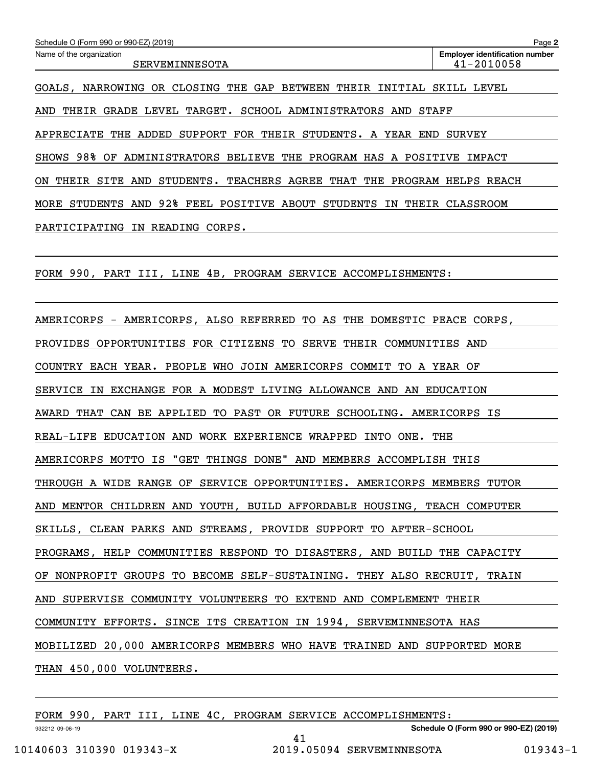Schedule O (Form 990 or 990-EZ) (2019)

Name of the organization: SERVEMINNESOTA

Employer identification number: 41-2010058

GOALS, NARROWING OR CLOSING THE GAP BETWEEN THEIR INITIAL SKILL LEVEL AND THEIR GRADE LEVEL TARGET. SCHOOL ADMINISTRATORS AND STAFF APPRECIATE THE ADDED SUPPORT FOR THEIR STUDENTS. A YEAR END SURVEY SHOWS 98% OF ADMINISTRATORS BELIEVE THE PROGRAM HAS A POSITIVE IMPACT ON THEIR SITE AND STUDENTS. TEACHERS AGREE THAT THE PROGRAM HELPS REACH MORE STUDENTS AND 92% FEEL POSITIVE ABOUT STUDENTS IN THEIR CLASSROOM PARTICIPATING IN READING CORPS.

FORM 990, PART III, LINE 4B, PROGRAM SERVICE ACCOMPLISHMENTS:

AMERICORPS - AMERICORPS, ALSO REFERRED TO AS THE DOMESTIC PEACE CORPS, PROVIDES OPPORTUNITIES FOR CITIZENS TO SERVE THEIR COMMUNITIES AND COUNTRY EACH YEAR. PEOPLE WHO JOIN AMERICORPS COMMIT TO A YEAR OF SERVICE IN EXCHANGE FOR A MODEST LIVING ALLOWANCE AND AN EDUCATION AWARD THAT CAN BE APPLIED TO PAST OR FUTURE SCHOOLING. AMERICORPS IS REAL-LIFE EDUCATION AND WORK EXPERIENCE WRAPPED INTO ONE. THE AMERICORPS MOTTO IS "GET THINGS DONE" AND MEMBERS ACCOMPLISH THIS THROUGH A WIDE RANGE OF SERVICE OPPORTUNITIES. AMERICORPS MEMBERS TUTOR AND MENTOR CHILDREN AND YOUTH, BUILD AFFORDABLE HOUSING, TEACH COMPUTER SKILLS, CLEAN PARKS AND STREAMS, PROVIDE SUPPORT TO AFTER-SCHOOL PROGRAMS, HELP COMMUNITIES RESPOND TO DISASTERS, AND BUILD THE CAPACITY OF NONPROFIT GROUPS TO BECOME SELF-SUSTAINING. THEY ALSO RECRUIT, TRAIN AND SUPERVISE COMMUNITY VOLUNTEERS TO EXTEND AND COMPLEMENT THEIR COMMUNITY EFFORTS. SINCE ITS CREATION IN 1994, SERVEMINNESOTA HAS MOBILIZED 20,000 AMERICORPS MEMBERS WHO HAVE TRAINED AND SUPPORTED MORE THAN 450,000 VOLUNTEERS.

FORM 990, PART III, LINE 4C, PROGRAM SERVICE ACCOMPLISHMENTS: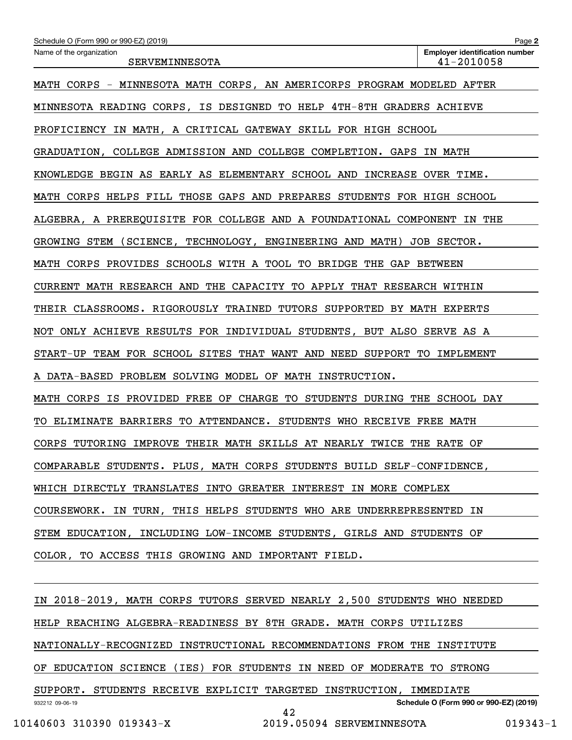MATH CORPS - MINNESOTA MATH CORPS, AN AMERICORPS PROGRAM MODELED AFTER MINNESOTA READING CORPS, IS DESIGNED TO HELP 4TH-8TH GRADERS ACHIEVE PROFICIENCY IN MATH, A CRITICAL GATEWAY SKILL FOR HIGH SCHOOL GRADUATION, COLLEGE ADMISSION AND COLLEGE COMPLETION. GAPS IN MATH KNOWLEDGE BEGIN AS EARLY AS ELEMENTARY SCHOOL AND INCREASE OVER TIME. MATH CORPS HELPS FILL THOSE GAPS AND PREPARES STUDENTS FOR HIGH SCHOOL ALGEBRA, A PREREQUISITE FOR COLLEGE AND A FOUNDATIONAL COMPONENT IN THE GROWING STEM (SCIENCE, TECHNOLOGY, ENGINEERING AND MATH) JOB SECTOR. MATH CORPS PROVIDES SCHOOLS WITH A TOOL TO BRIDGE THE GAP BETWEEN CURRENT MATH RESEARCH AND THE CAPACITY TO APPLY THAT RESEARCH WITHIN THEIR CLASSROOMS. RIGOROUSLY TRAINED TUTORS SUPPORTED BY MATH EXPERTS NOT ONLY ACHIEVE RESULTS FOR INDIVIDUAL STUDENTS, BUT ALSO SERVE AS A START-UP TEAM FOR SCHOOL SITES THAT WANT AND NEED SUPPORT TO IMPLEMENT A DATA-BASED PROBLEM SOLVING MODEL OF MATH INSTRUCTION.

MATH CORPS IS PROVIDED FREE OF CHARGE TO STUDENTS DURING THE SCHOOL DAY TO ELIMINATE BARRIERS TO ATTENDANCE. STUDENTS WHO RECEIVE FREE MATH CORPS TUTORING IMPROVE THEIR MATH SKILLS AT NEARLY TWICE THE RATE OF COMPARABLE STUDENTS. PLUS, MATH CORPS STUDENTS BUILD SELF-CONFIDENCE, WHICH DIRECTLY TRANSLATES INTO GREATER INTEREST IN MORE COMPLEX COURSEWORK. IN TURN, THIS HELPS STUDENTS WHO ARE UNDERREPRESENTED IN STEM EDUCATION, INCLUDING LOW-INCOME STUDENTS, GIRLS AND STUDENTS OF COLOR, TO ACCESS THIS GROWING AND IMPORTANT FIELD.

IN 2018-2019, MATH CORPS TUTORS SERVED NEARLY 2,500 STUDENTS WHO NEEDED HELP REACHING ALGEBRA-READINESS BY 8TH GRADE. MATH CORPS UTILIZES NATIONALLY-RECOGNIZED INSTRUCTIONAL RECOMMENDATIONS FROM THE INSTITUTE OF EDUCATION SCIENCE (IES) FOR STUDENTS IN NEED OF MODERATE TO STRONG SUPPORT. STUDENTS RECEIVE EXPLICIT TARGETED INSTRUCTION, IMMEDIATE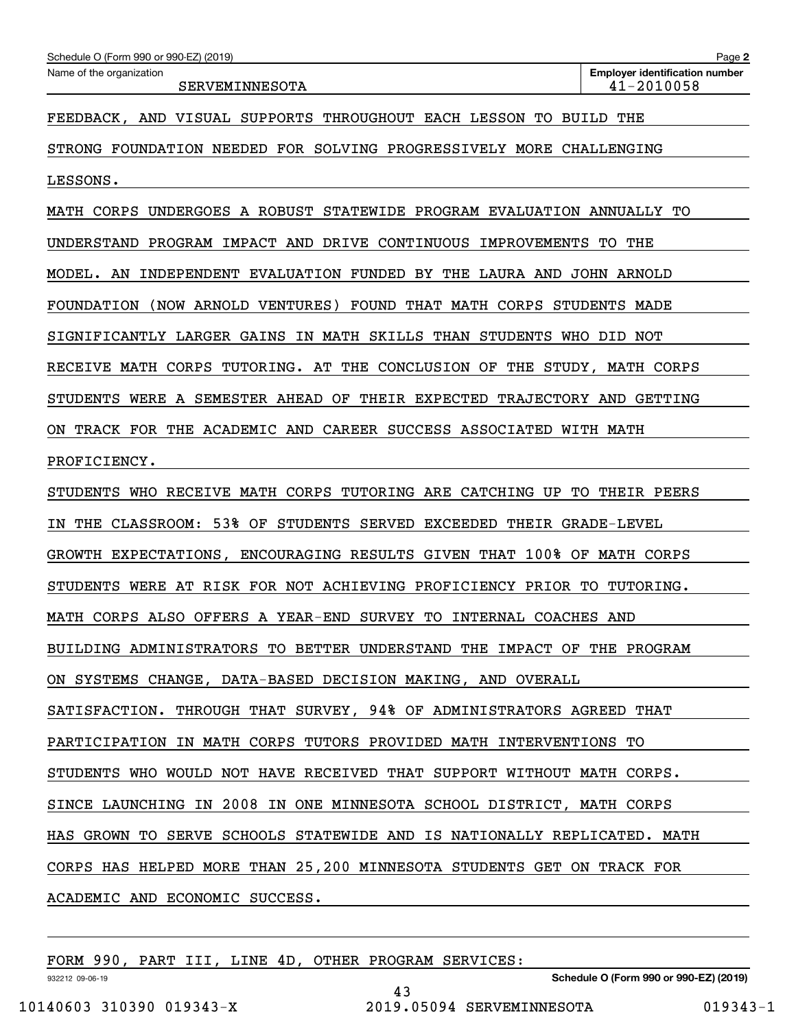Schedule O (Form 990 or 990-EZ) (2019) Page 2

| Name of the organization | Employer identification number |
|---|---|
| SERVEMINNESOTA | 41-2010058 |

FEEDBACK, AND VISUAL SUPPORTS THROUGHOUT EACH LESSON TO BUILD THE STRONG FOUNDATION NEEDED FOR SOLVING PROGRESSIVELY MORE CHALLENGING LESSONS.

MATH CORPS UNDERGOES A ROBUST STATEWIDE PROGRAM EVALUATION ANNUALLY TO UNDERSTAND PROGRAM IMPACT AND DRIVE CONTINUOUS IMPROVEMENTS TO THE MODEL. AN INDEPENDENT EVALUATION FUNDED BY THE LAURA AND JOHN ARNOLD FOUNDATION (NOW ARNOLD VENTURES) FOUND THAT MATH CORPS STUDENTS MADE SIGNIFICANTLY LARGER GAINS IN MATH SKILLS THAN STUDENTS WHO DID NOT RECEIVE MATH CORPS TUTORING. AT THE CONCLUSION OF THE STUDY, MATH CORPS STUDENTS WERE A SEMESTER AHEAD OF THEIR EXPECTED TRAJECTORY AND GETTING ON TRACK FOR THE ACADEMIC AND CAREER SUCCESS ASSOCIATED WITH MATH PROFICIENCY.

STUDENTS WHO RECEIVE MATH CORPS TUTORING ARE CATCHING UP TO THEIR PEERS IN THE CLASSROOM: 53% OF STUDENTS SERVED EXCEEDED THEIR GRADE-LEVEL GROWTH EXPECTATIONS, ENCOURAGING RESULTS GIVEN THAT 100% OF MATH CORPS STUDENTS WERE AT RISK FOR NOT ACHIEVING PROFICIENCY PRIOR TO TUTORING.

MATH CORPS ALSO OFFERS A YEAR-END SURVEY TO INTERNAL COACHES AND BUILDING ADMINISTRATORS TO BETTER UNDERSTAND THE IMPACT OF THE PROGRAM ON SYSTEMS CHANGE, DATA-BASED DECISION MAKING, AND OVERALL SATISFACTION. THROUGH THAT SURVEY, 94% OF ADMINISTRATORS AGREED THAT PARTICIPATION IN MATH CORPS TUTORS PROVIDED MATH INTERVENTIONS TO STUDENTS WHO WOULD NOT HAVE RECEIVED THAT SUPPORT WITHOUT MATH CORPS.

SINCE LAUNCHING IN 2008 IN ONE MINNESOTA SCHOOL DISTRICT, MATH CORPS HAS GROWN TO SERVE SCHOOLS STATEWIDE AND IS NATIONALLY REPLICATED. MATH CORPS HAS HELPED MORE THAN 25,200 MINNESOTA STUDENTS GET ON TRACK FOR ACADEMIC AND ECONOMIC SUCCESS.

FORM 990, PART III, LINE 4D, OTHER PROGRAM SERVICES:

932212 09-06-19 Schedule O (Form 990 or 990-EZ) (2019)

10140603 310390 019343-X 2019.05094 SERVEMINNESOTA 019343-1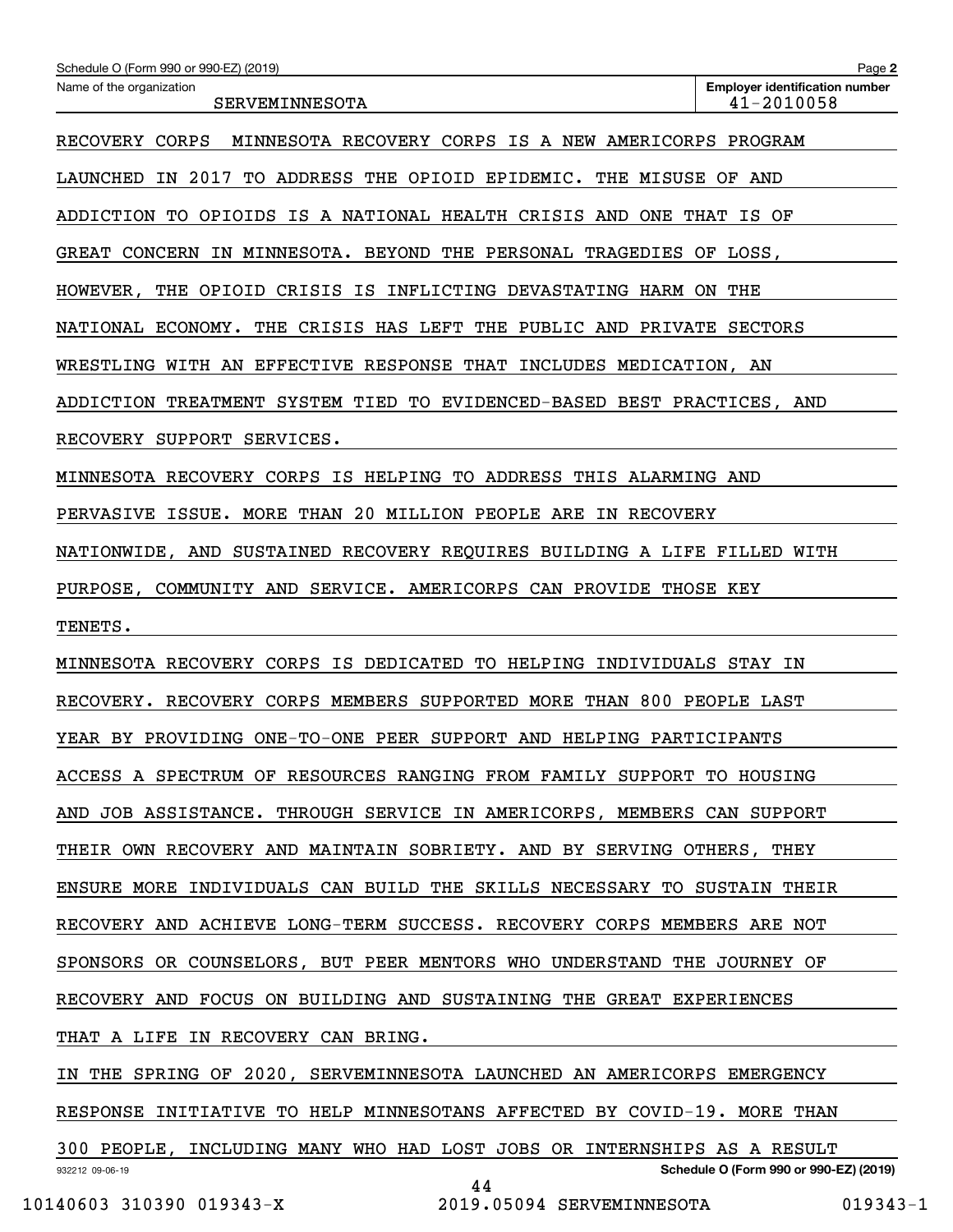Schedule O (Form 990 or 990-EZ) (2019) Page **2**

Name of the organization: SERVEMINNESOTA

**Employer identification number:** 41-2010058

RECOVERY CORPS  MINNESOTA RECOVERY CORPS IS A NEW AMERICORPS PROGRAM LAUNCHED IN 2017 TO ADDRESS THE OPIOID EPIDEMIC. THE MISUSE OF AND ADDICTION TO OPIOIDS IS A NATIONAL HEALTH CRISIS AND ONE THAT IS OF GREAT CONCERN IN MINNESOTA. BEYOND THE PERSONAL TRAGEDIES OF LOSS, HOWEVER, THE OPIOID CRISIS IS INFLICTING DEVASTATING HARM ON THE NATIONAL ECONOMY. THE CRISIS HAS LEFT THE PUBLIC AND PRIVATE SECTORS WRESTLING WITH AN EFFECTIVE RESPONSE THAT INCLUDES MEDICATION, AN ADDICTION TREATMENT SYSTEM TIED TO EVIDENCED-BASED BEST PRACTICES, AND RECOVERY SUPPORT SERVICES.

MINNESOTA RECOVERY CORPS IS HELPING TO ADDRESS THIS ALARMING AND PERVASIVE ISSUE. MORE THAN 20 MILLION PEOPLE ARE IN RECOVERY NATIONWIDE, AND SUSTAINED RECOVERY REQUIRES BUILDING A LIFE FILLED WITH PURPOSE, COMMUNITY AND SERVICE. AMERICORPS CAN PROVIDE THOSE KEY TENETS.

MINNESOTA RECOVERY CORPS IS DEDICATED TO HELPING INDIVIDUALS STAY IN RECOVERY. RECOVERY CORPS MEMBERS SUPPORTED MORE THAN 800 PEOPLE LAST YEAR BY PROVIDING ONE-TO-ONE PEER SUPPORT AND HELPING PARTICIPANTS ACCESS A SPECTRUM OF RESOURCES RANGING FROM FAMILY SUPPORT TO HOUSING AND JOB ASSISTANCE. THROUGH SERVICE IN AMERICORPS, MEMBERS CAN SUPPORT THEIR OWN RECOVERY AND MAINTAIN SOBRIETY. AND BY SERVING OTHERS, THEY ENSURE MORE INDIVIDUALS CAN BUILD THE SKILLS NECESSARY TO SUSTAIN THEIR RECOVERY AND ACHIEVE LONG-TERM SUCCESS. RECOVERY CORPS MEMBERS ARE NOT SPONSORS OR COUNSELORS, BUT PEER MENTORS WHO UNDERSTAND THE JOURNEY OF RECOVERY AND FOCUS ON BUILDING AND SUSTAINING THE GREAT EXPERIENCES THAT A LIFE IN RECOVERY CAN BRING.

IN THE SPRING OF 2020, SERVEMINNESOTA LAUNCHED AN AMERICORPS EMERGENCY RESPONSE INITIATIVE TO HELP MINNESOTANS AFFECTED BY COVID-19. MORE THAN 300 PEOPLE, INCLUDING MANY WHO HAD LOST JOBS OR INTERNSHIPS AS A RESULT

932212 09-06-19 **Schedule O (Form 990 or 990-EZ) (2019)**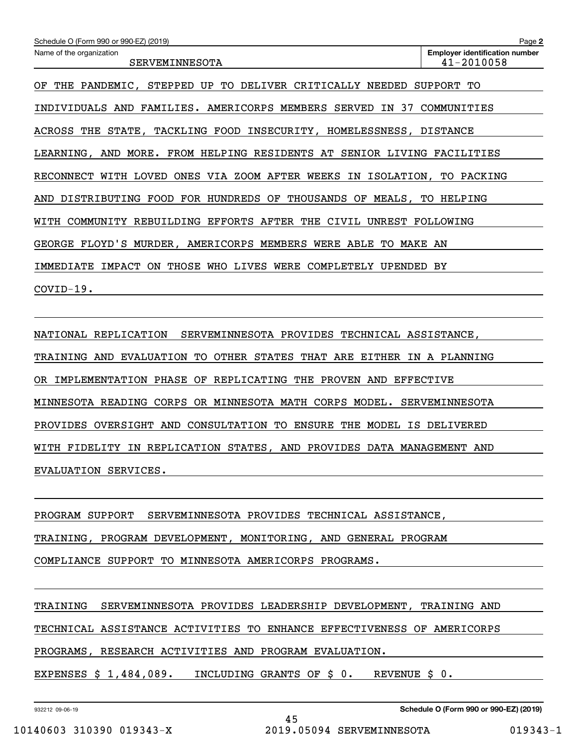Schedule O (Form 990 or 990-EZ) (2019)

Name of the organization: SERVEMINNESOTA

Employer identification number: 41-2010058

OF THE PANDEMIC, STEPPED UP TO DELIVER CRITICALLY NEEDED SUPPORT TO INDIVIDUALS AND FAMILIES. AMERICORPS MEMBERS SERVED IN 37 COMMUNITIES ACROSS THE STATE, TACKLING FOOD INSECURITY, HOMELESSNESS, DISTANCE LEARNING, AND MORE. FROM HELPING RESIDENTS AT SENIOR LIVING FACILITIES RECONNECT WITH LOVED ONES VIA ZOOM AFTER WEEKS IN ISOLATION, TO PACKING AND DISTRIBUTING FOOD FOR HUNDREDS OF THOUSANDS OF MEALS, TO HELPING WITH COMMUNITY REBUILDING EFFORTS AFTER THE CIVIL UNREST FOLLOWING GEORGE FLOYD'S MURDER, AMERICORPS MEMBERS WERE ABLE TO MAKE AN IMMEDIATE IMPACT ON THOSE WHO LIVES WERE COMPLETELY UPENDED BY COVID-19.

NATIONAL REPLICATION  SERVEMINNESOTA PROVIDES TECHNICAL ASSISTANCE, TRAINING AND EVALUATION TO OTHER STATES THAT ARE EITHER IN A PLANNING OR IMPLEMENTATION PHASE OF REPLICATING THE PROVEN AND EFFECTIVE MINNESOTA READING CORPS OR MINNESOTA MATH CORPS MODEL. SERVEMINNESOTA PROVIDES OVERSIGHT AND CONSULTATION TO ENSURE THE MODEL IS DELIVERED WITH FIDELITY IN REPLICATION STATES, AND PROVIDES DATA MANAGEMENT AND EVALUATION SERVICES.

PROGRAM SUPPORT  SERVEMINNESOTA PROVIDES TECHNICAL ASSISTANCE, TRAINING, PROGRAM DEVELOPMENT, MONITORING, AND GENERAL PROGRAM COMPLIANCE SUPPORT TO MINNESOTA AMERICORPS PROGRAMS.

TRAINING  SERVEMINNESOTA PROVIDES LEADERSHIP DEVELOPMENT, TRAINING AND TECHNICAL ASSISTANCE ACTIVITIES TO ENHANCE EFFECTIVENESS OF AMERICORPS PROGRAMS, RESEARCH ACTIVITIES AND PROGRAM EVALUATION.

EXPENSES $ 1,484,089.   INCLUDING GRANTS OF $ 0.   REVENUE $ 0.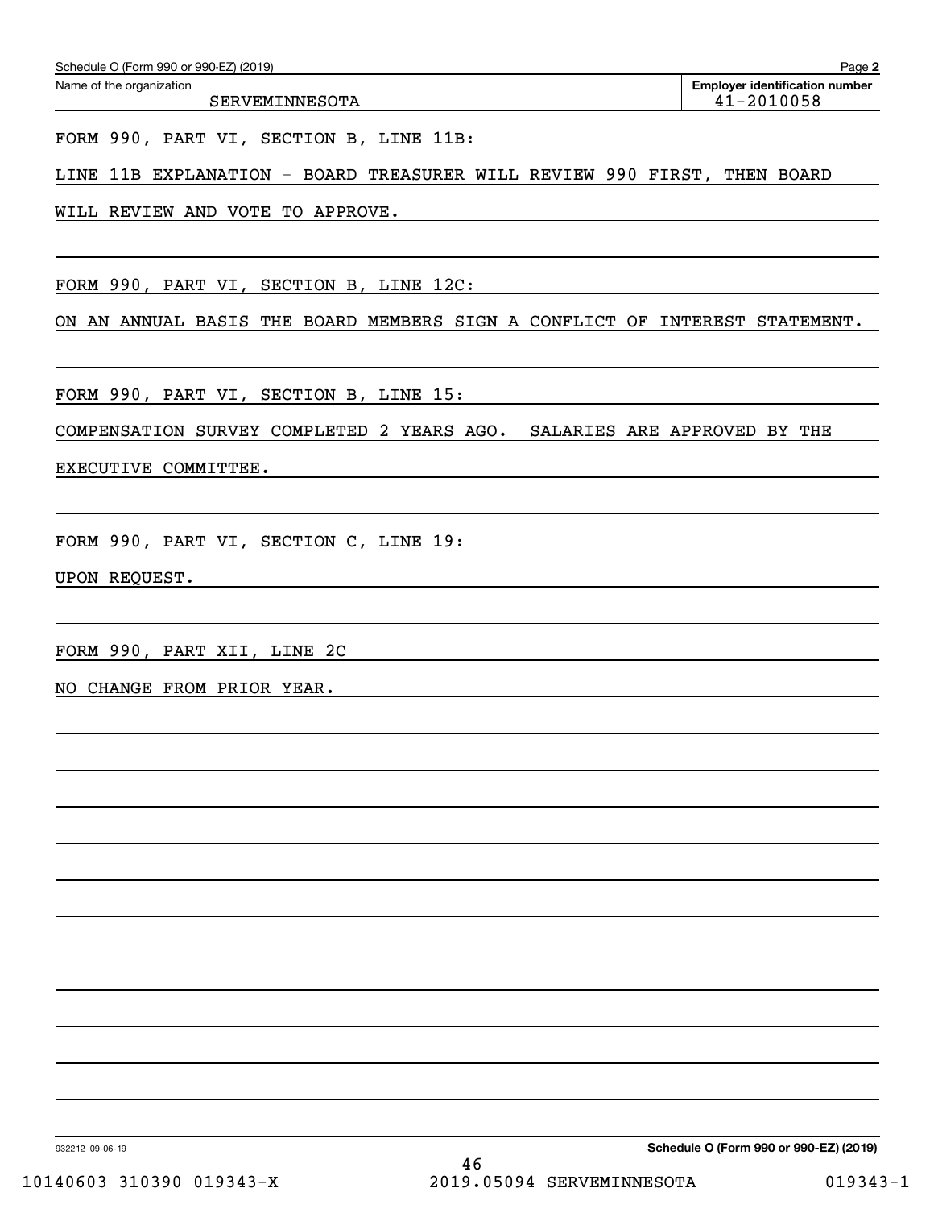Schedule O (Form 990 or 990-EZ) (2019) Page **2**

| Name of the organization | Employer identification number |
|---|---|
| SERVEMINNESOTA | 41-2010058 |

FORM 990, PART VI, SECTION B, LINE 11B:

LINE 11B EXPLANATION - BOARD TREASURER WILL REVIEW 990 FIRST, THEN BOARD WILL REVIEW AND VOTE TO APPROVE.

FORM 990, PART VI, SECTION B, LINE 12C:

ON AN ANNUAL BASIS THE BOARD MEMBERS SIGN A CONFLICT OF INTEREST STATEMENT.

FORM 990, PART VI, SECTION B, LINE 15:

COMPENSATION SURVEY COMPLETED 2 YEARS AGO. SALARIES ARE APPROVED BY THE EXECUTIVE COMMITTEE.

FORM 990, PART VI, SECTION C, LINE 19:

UPON REQUEST.

FORM 990, PART XII, LINE 2C

NO CHANGE FROM PRIOR YEAR.

932212 09-06-19 **Schedule O (Form 990 or 990-EZ) (2019)**

10140603 310390 019343-X 2019.05094 SERVEMINNESOTA 019343-1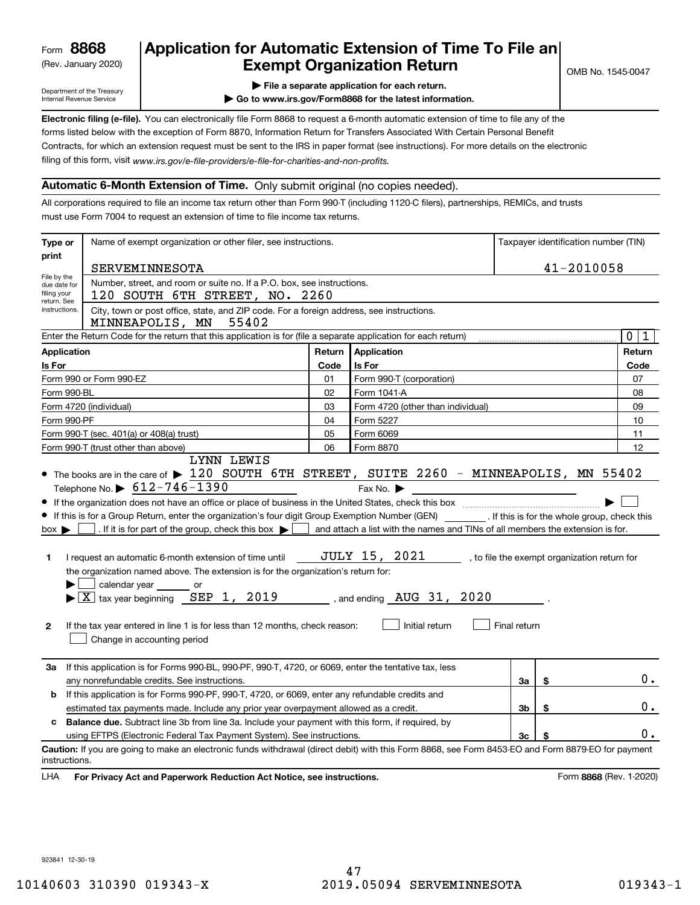Form **8868**
(Rev. January 2020)

Department of the Treasury
Internal Revenue Service

# Application for Automatic Extension of Time To File an Exempt Organization Return

OMB No. 1545-0047

▶ File a separate application for each return.

▶ Go to www.irs.gov/Form8868 for the latest information.

**Electronic filing (e-file).** You can electronically file Form 8868 to request a 6-month automatic extension of time to file any of the forms listed below with the exception of Form 8870, Information Return for Transfers Associated With Certain Personal Benefit Contracts, for which an extension request must be sent to the IRS in paper format (see instructions). For more details on the electronic filing of this form, visit *www.irs.gov/e-file-providers/e-file-for-charities-and-non-profits.*

## Automatic 6-Month Extension of Time. Only submit original (no copies needed).

All corporations required to file an income tax return other than Form 990-T (including 1120-C filers), partnerships, REMICs, and trusts must use Form 7004 to request an extension of time to file income tax returns.

| | | |
|---|---|---|
| **Type or print** | Name of exempt organization or other filer, see instructions.<br>SERVEMINNESOTA | Taxpayer identification number (TIN)<br>41-2010058 |
| File by the due date for filing your return. See instructions. | Number, street, and room or suite no. If a P.O. box, see instructions.<br>120 SOUTH 6TH STREET, NO. 2260 | |
| | City, town or post office, state, and ZIP code. For a foreign address, see instructions.<br>MINNEAPOLIS, MN 55402 | |

Enter the Return Code for the return that this application is for (file a separate application for each return) ..... 0 1

| Application Is For | Return Code | Application Is For | Return Code |
|---|---|---|---|
| Form 990 or Form 990-EZ | 01 | Form 990-T (corporation) | 07 |
| Form 990-BL | 02 | Form 1041-A | 08 |
| Form 4720 (individual) | 03 | Form 4720 (other than individual) | 09 |
| Form 990-PF | 04 | Form 5227 | 10 |
| Form 990-T (sec. 401(a) or 408(a) trust) | 05 | Form 6069 | 11 |
| Form 990-T (trust other than above) | 06 | Form 8870 | 12 |

- The books are in the care of ▶ LYNN LEWIS 120 SOUTH 6TH STREET, SUITE 2260 - MINNEAPOLIS, MN 55402
  Telephone No. ▶ 612-746-1390 Fax No. ▶
- If the organization does not have an office or place of business in the United States, check this box ..... ▶ ☐
- If this is for a Group Return, enter the organization's four digit Group Exemption Number (GEN) ______ . If this is for the whole group, check this box ▶ ☐ . If it is for part of the group, check this box ▶ ☐ and attach a list with the names and TINs of all members the extension is for.

**1** I request an automatic 6-month extension of time until JULY 15, 2021 , to file the exempt organization return for the organization named above. The extension is for the organization's return for:

▶ ☐ calendar year ______ or

▶ ☒ tax year beginning SEP 1, 2019 , and ending AUG 31, 2020 .

**2** If the tax year entered in line 1 is for less than 12 months, check reason: ☐ Initial return ☐ Final return ☐ Change in accounting period

| | | | |
|---|---|---|---|
| **3a** | If this application is for Forms 990-BL, 990-PF, 990-T, 4720, or 6069, enter the tentative tax, less any nonrefundable credits. See instructions. | **3a** | $ 0. |
| **b** | If this application is for Forms 990-PF, 990-T, 4720, or 6069, enter any refundable credits and estimated tax payments made. Include any prior year overpayment allowed as a credit. | **3b** | $ 0. |
| **c** | **Balance due.** Subtract line 3b from line 3a. Include your payment with this form, if required, by using EFTPS (Electronic Federal Tax Payment System). See instructions. | **3c** | $ 0. |

**Caution:** If you are going to make an electronic funds withdrawal (direct debit) with this Form 8868, see Form 8453-EO and Form 8879-EO for payment instructions.

LHA **For Privacy Act and Paperwork Reduction Act Notice, see instructions.** Form **8868** (Rev. 1-2020)

923841 12-30-19

10140603 310390 019343-X 2019.05094 SERVEMINNESOTA 019343-1